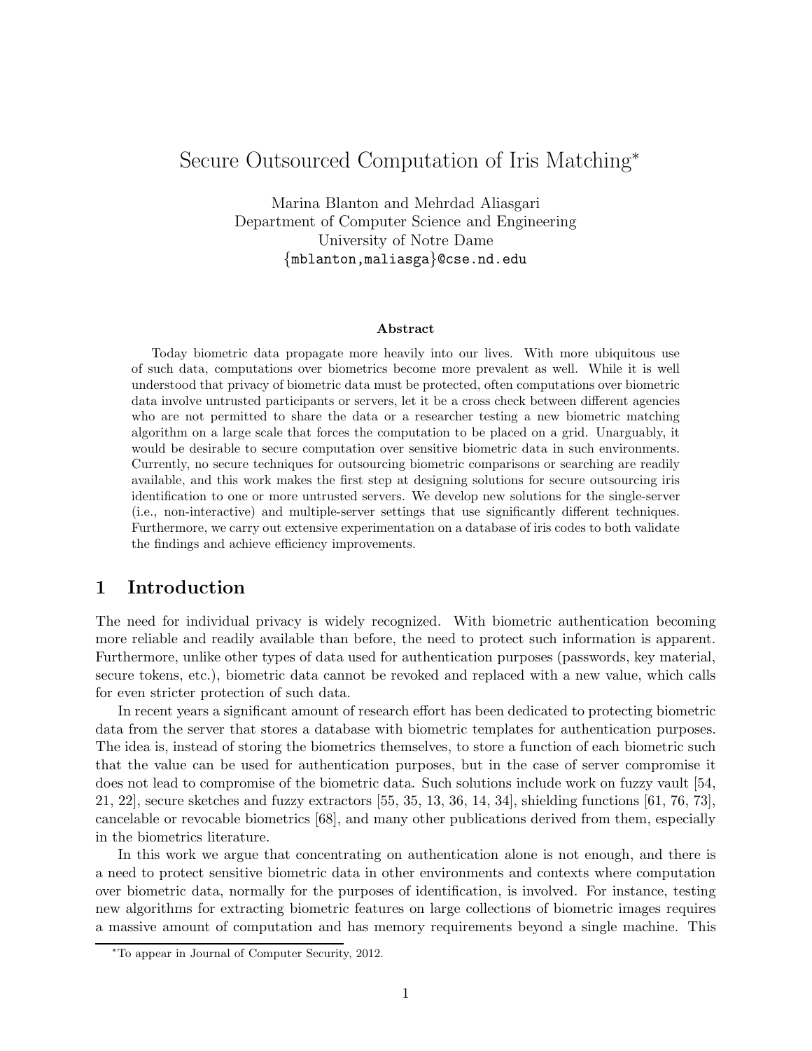# Secure Outsourced Computation of Iris Matching*

Marina Blanton and Mehrdad Aliasgari
Department of Computer Science and Engineering
University of Notre Dame
{mblanton,maliasga}@cse.nd.edu

### Abstract

Today biometric data propagate more heavily into our lives. With more ubiquitous use of such data, computations over biometrics become more prevalent as well. While it is well understood that privacy of biometric data must be protected, often computations over biometric data involve untrusted participants or servers, let it be a cross check between different agencies who are not permitted to share the data or a researcher testing a new biometric matching algorithm on a large scale that forces the computation to be placed on a grid. Unarguably, it would be desirable to secure computation over sensitive biometric data in such environments. Currently, no secure techniques for outsourcing biometric comparisons or searching are readily available, and this work makes the first step at designing solutions for secure outsourcing iris identification to one or more untrusted servers. We develop new solutions for the single-server (i.e., non-interactive) and multiple-server settings that use significantly different techniques. Furthermore, we carry out extensive experimentation on a database of iris codes to both validate the findings and achieve efficiency improvements.

## 1 Introduction

The need for individual privacy is widely recognized. With biometric authentication becoming more reliable and readily available than before, the need to protect such information is apparent. Furthermore, unlike other types of data used for authentication purposes (passwords, key material, secure tokens, etc.), biometric data cannot be revoked and replaced with a new value, which calls for even stricter protection of such data.

In recent years a significant amount of research effort has been dedicated to protecting biometric data from the server that stores a database with biometric templates for authentication purposes. The idea is, instead of storing the biometrics themselves, to store a function of each biometric such that the value can be used for authentication purposes, but in the case of server compromise it does not lead to compromise of the biometric data. Such solutions include work on fuzzy vault [54, 21, 22], secure sketches and fuzzy extractors [55, 35, 13, 36, 14, 34], shielding functions [61, 76, 73], cancelable or revocable biometrics [68], and many other publications derived from them, especially in the biometrics literature.

In this work we argue that concentrating on authentication alone is not enough, and there is a need to protect sensitive biometric data in other environments and contexts where computation over biometric data, normally for the purposes of identification, is involved. For instance, testing new algorithms for extracting biometric features on large collections of biometric images requires a massive amount of computation and has memory requirements beyond a single machine. This

*To appear in Journal of Computer Security, 2012.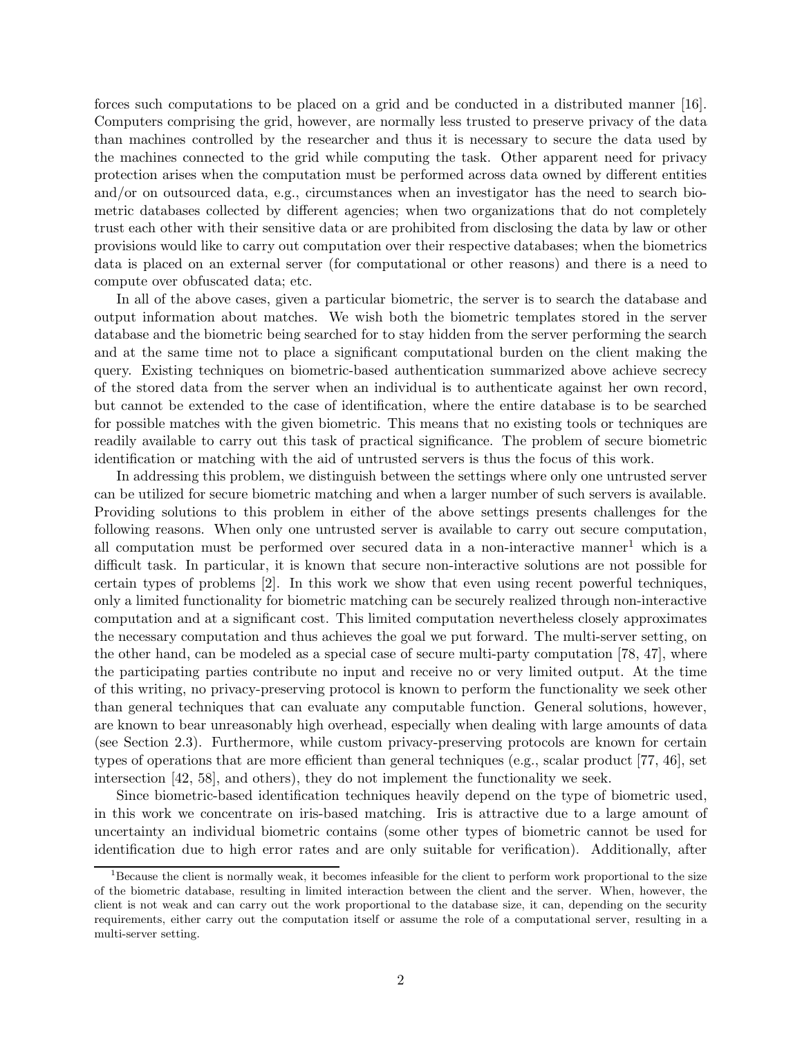forces such computations to be placed on a grid and be conducted in a distributed manner [16]. Computers comprising the grid, however, are normally less trusted to preserve privacy of the data than machines controlled by the researcher and thus it is necessary to secure the data used by the machines connected to the grid while computing the task. Other apparent need for privacy protection arises when the computation must be performed across data owned by different entities and/or on outsourced data, e.g., circumstances when an investigator has the need to search biometric databases collected by different agencies; when two organizations that do not completely trust each other with their sensitive data or are prohibited from disclosing the data by law or other provisions would like to carry out computation over their respective databases; when the biometrics data is placed on an external server (for computational or other reasons) and there is a need to compute over obfuscated data; etc.

In all of the above cases, given a particular biometric, the server is to search the database and output information about matches. We wish both the biometric templates stored in the server database and the biometric being searched for to stay hidden from the server performing the search and at the same time not to place a significant computational burden on the client making the query. Existing techniques on biometric-based authentication summarized above achieve secrecy of the stored data from the server when an individual is to authenticate against her own record, but cannot be extended to the case of identification, where the entire database is to be searched for possible matches with the given biometric. This means that no existing tools or techniques are readily available to carry out this task of practical significance. The problem of secure biometric identification or matching with the aid of untrusted servers is thus the focus of this work.

In addressing this problem, we distinguish between the settings where only one untrusted server can be utilized for secure biometric matching and when a larger number of such servers is available. Providing solutions to this problem in either of the above settings presents challenges for the following reasons. When only one untrusted server is available to carry out secure computation, all computation must be performed over secured data in a non-interactive manner[1] which is a difficult task. In particular, it is known that secure non-interactive solutions are not possible for certain types of problems [2]. In this work we show that even using recent powerful techniques, only a limited functionality for biometric matching can be securely realized through non-interactive computation and at a significant cost. This limited computation nevertheless closely approximates the necessary computation and thus achieves the goal we put forward. The multi-server setting, on the other hand, can be modeled as a special case of secure multi-party computation [78, 47], where the participating parties contribute no input and receive no or very limited output. At the time of this writing, no privacy-preserving protocol is known to perform the functionality we seek other than general techniques that can evaluate any computable function. General solutions, however, are known to bear unreasonably high overhead, especially when dealing with large amounts of data (see Section 2.3). Furthermore, while custom privacy-preserving protocols are known for certain types of operations that are more efficient than general techniques (e.g., scalar product [77, 46], set intersection [42, 58], and others), they do not implement the functionality we seek.

Since biometric-based identification techniques heavily depend on the type of biometric used, in this work we concentrate on iris-based matching. Iris is attractive due to a large amount of uncertainty an individual biometric contains (some other types of biometric cannot be used for identification due to high error rates and are only suitable for verification). Additionally, after

[1] Because the client is normally weak, it becomes infeasible for the client to perform work proportional to the size of the biometric database, resulting in limited interaction between the client and the server. When, however, the client is not weak and can carry out the work proportional to the database size, it can, depending on the security requirements, either carry out the computation itself or assume the role of a computational server, resulting in a multi-server setting.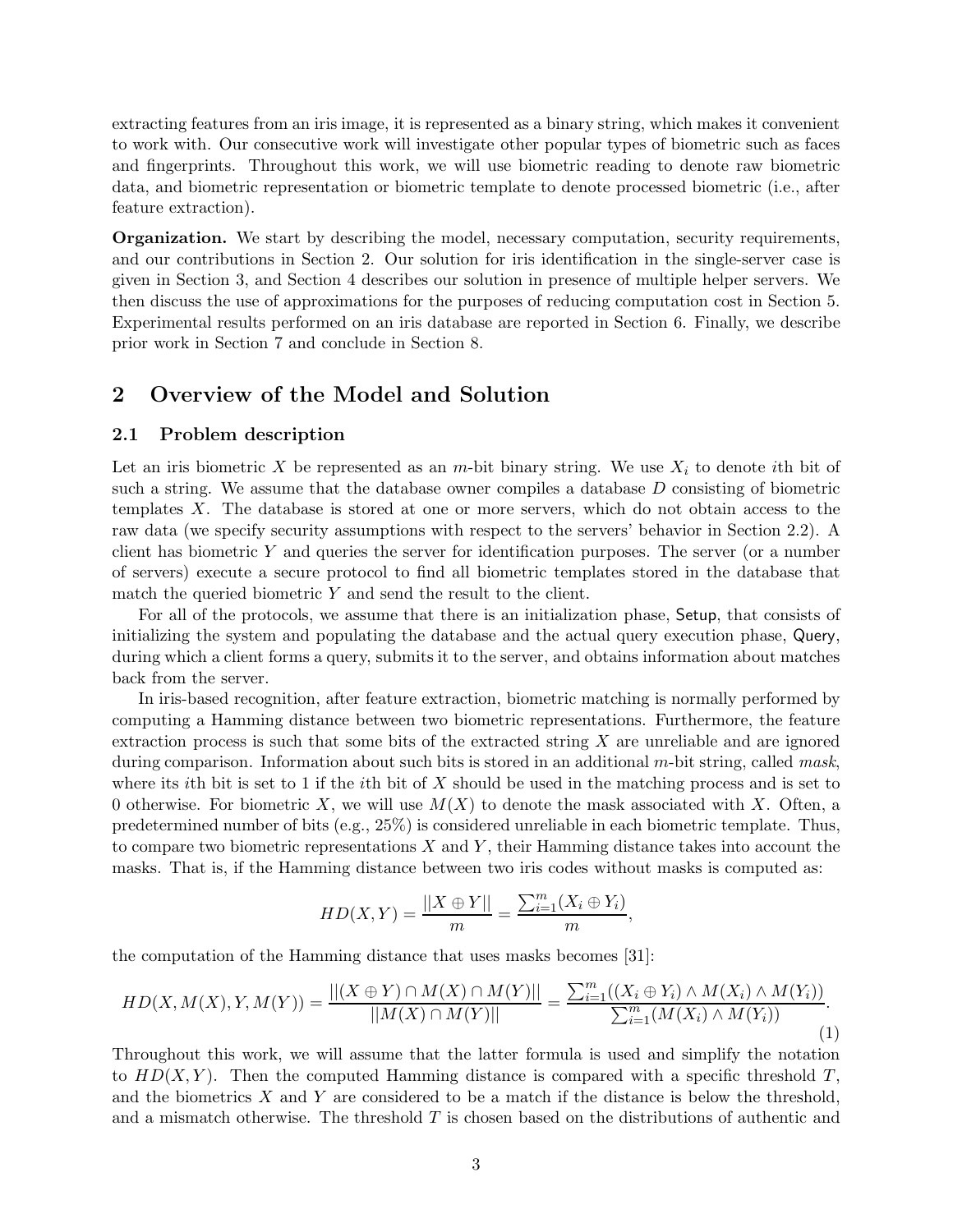extracting features from an iris image, it is represented as a binary string, which makes it convenient to work with. Our consecutive work will investigate other popular types of biometric such as faces and fingerprints. Throughout this work, we will use biometric reading to denote raw biometric data, and biometric representation or biometric template to denote processed biometric (i.e., after feature extraction).

**Organization.** We start by describing the model, necessary computation, security requirements, and our contributions in Section 2. Our solution for iris identification in the single-server case is given in Section 3, and Section 4 describes our solution in presence of multiple helper servers. We then discuss the use of approximations for the purposes of reducing computation cost in Section 5. Experimental results performed on an iris database are reported in Section 6. Finally, we describe prior work in Section 7 and conclude in Section 8.

## 2 Overview of the Model and Solution

### 2.1 Problem description

Let an iris biometric $X$ be represented as an $m$-bit binary string. We use $X_i$ to denote $i$th bit of such a string. We assume that the database owner compiles a database $D$ consisting of biometric templates $X$. The database is stored at one or more servers, which do not obtain access to the raw data (we specify security assumptions with respect to the servers' behavior in Section 2.2). A client has biometric $Y$ and queries the server for identification purposes. The server (or a number of servers) execute a secure protocol to find all biometric templates stored in the database that match the queried biometric $Y$ and send the result to the client.

For all of the protocols, we assume that there is an initialization phase, Setup, that consists of initializing the system and populating the database and the actual query execution phase, Query, during which a client forms a query, submits it to the server, and obtains information about matches back from the server.

In iris-based recognition, after feature extraction, biometric matching is normally performed by computing a Hamming distance between two biometric representations. Furthermore, the feature extraction process is such that some bits of the extracted string $X$ are unreliable and are ignored during comparison. Information about such bits is stored in an additional $m$-bit string, called *mask*, where its $i$th bit is set to 1 if the $i$th bit of $X$ should be used in the matching process and is set to 0 otherwise. For biometric $X$, we will use $M(X)$ to denote the mask associated with $X$. Often, a predetermined number of bits (e.g., 25%) is considered unreliable in each biometric template. Thus, to compare two biometric representations $X$ and $Y$, their Hamming distance takes into account the masks. That is, if the Hamming distance between two iris codes without masks is computed as:

$$HD(X, Y) = \frac{||X \oplus Y||}{m} = \frac{\sum_{i=1}^{m}(X_i \oplus Y_i)}{m},$$

the computation of the Hamming distance that uses masks becomes [31]:

$$HD(X, M(X), Y, M(Y)) = \frac{||(X \oplus Y) \cap M(X) \cap M(Y)||}{||M(X) \cap M(Y)||} = \frac{\sum_{i=1}^{m}((X_i \oplus Y_i) \wedge M(X_i) \wedge M(Y_i))}{\sum_{i=1}^{m}(M(X_i) \wedge M(Y_i))}. \quad (1)$$

Throughout this work, we will assume that the latter formula is used and simplify the notation to $HD(X, Y)$. Then the computed Hamming distance is compared with a specific threshold $T$, and the biometrics $X$ and $Y$ are considered to be a match if the distance is below the threshold, and a mismatch otherwise. The threshold $T$ is chosen based on the distributions of authentic and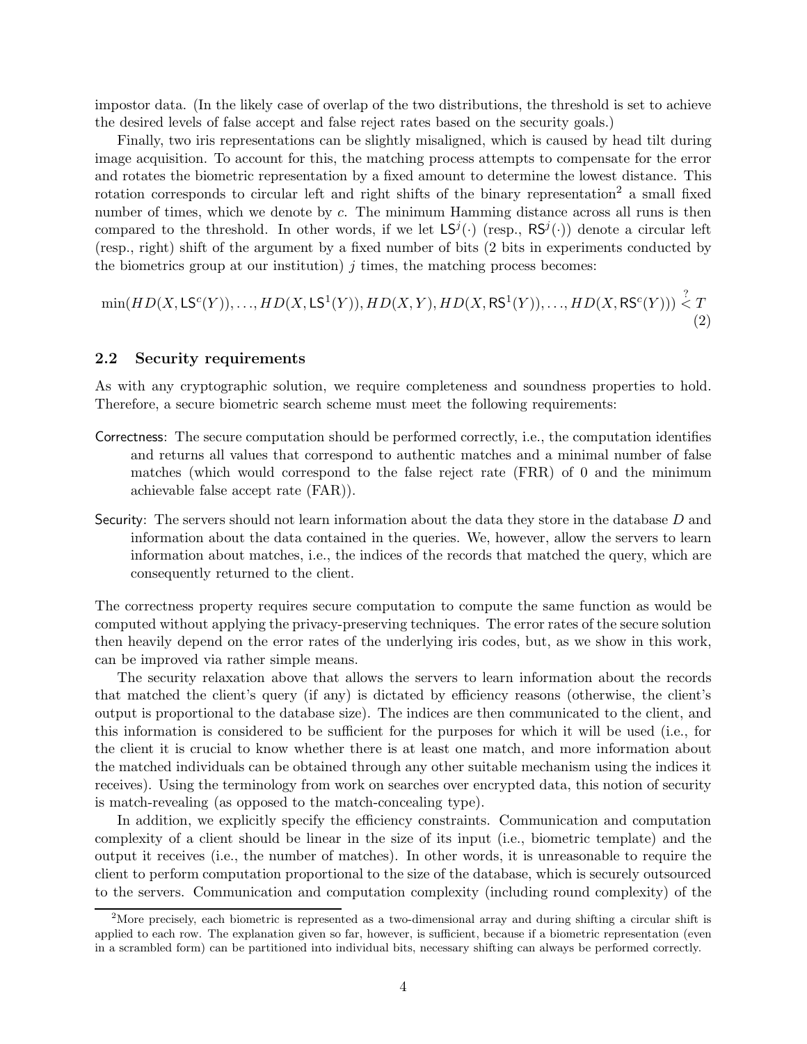impostor data. (In the likely case of overlap of the two distributions, the threshold is set to achieve the desired levels of false accept and false reject rates based on the security goals.)

Finally, two iris representations can be slightly misaligned, which is caused by head tilt during image acquisition. To account for this, the matching process attempts to compensate for the error and rotates the biometric representation by a fixed amount to determine the lowest distance. This rotation corresponds to circular left and right shifts of the binary representation[2] a small fixed number of times, which we denote by $c$. The minimum Hamming distance across all runs is then compared to the threshold. In other words, if we let $\mathsf{LS}^j(\cdot)$ (resp., $\mathsf{RS}^j(\cdot)$) denote a circular left (resp., right) shift of the argument by a fixed number of bits (2 bits in experiments conducted by the biometrics group at our institution) $j$ times, the matching process becomes:

$$\min(HD(X, \mathsf{LS}^c(Y)), \ldots, HD(X, \mathsf{LS}^1(Y)), HD(X, Y), HD(X, \mathsf{RS}^1(Y)), \ldots, HD(X, \mathsf{RS}^c(Y))) \stackrel{?}{<} T \tag{2}$$

## 2.2 Security requirements

As with any cryptographic solution, we require completeness and soundness properties to hold. Therefore, a secure biometric search scheme must meet the following requirements:

- Correctness: The secure computation should be performed correctly, i.e., the computation identifies and returns all values that correspond to authentic matches and a minimal number of false matches (which would correspond to the false reject rate (FRR) of 0 and the minimum achievable false accept rate (FAR)).
- Security: The servers should not learn information about the data they store in the database $D$ and information about the data contained in the queries. We, however, allow the servers to learn information about matches, i.e., the indices of the records that matched the query, which are consequently returned to the client.

The correctness property requires secure computation to compute the same function as would be computed without applying the privacy-preserving techniques. The error rates of the secure solution then heavily depend on the error rates of the underlying iris codes, but, as we show in this work, can be improved via rather simple means.

The security relaxation above that allows the servers to learn information about the records that matched the client's query (if any) is dictated by efficiency reasons (otherwise, the client's output is proportional to the database size). The indices are then communicated to the client, and this information is considered to be sufficient for the purposes for which it will be used (i.e., for the client it is crucial to know whether there is at least one match, and more information about the matched individuals can be obtained through any other suitable mechanism using the indices it receives). Using the terminology from work on searches over encrypted data, this notion of security is match-revealing (as opposed to the match-concealing type).

In addition, we explicitly specify the efficiency constraints. Communication and computation complexity of a client should be linear in the size of its input (i.e., biometric template) and the output it receives (i.e., the number of matches). In other words, it is unreasonable to require the client to perform computation proportional to the size of the database, which is securely outsourced to the servers. Communication and computation complexity (including round complexity) of the

[2] More precisely, each biometric is represented as a two-dimensional array and during shifting a circular shift is applied to each row. The explanation given so far, however, is sufficient, because if a biometric representation (even in a scrambled form) can be partitioned into individual bits, necessary shifting can always be performed correctly.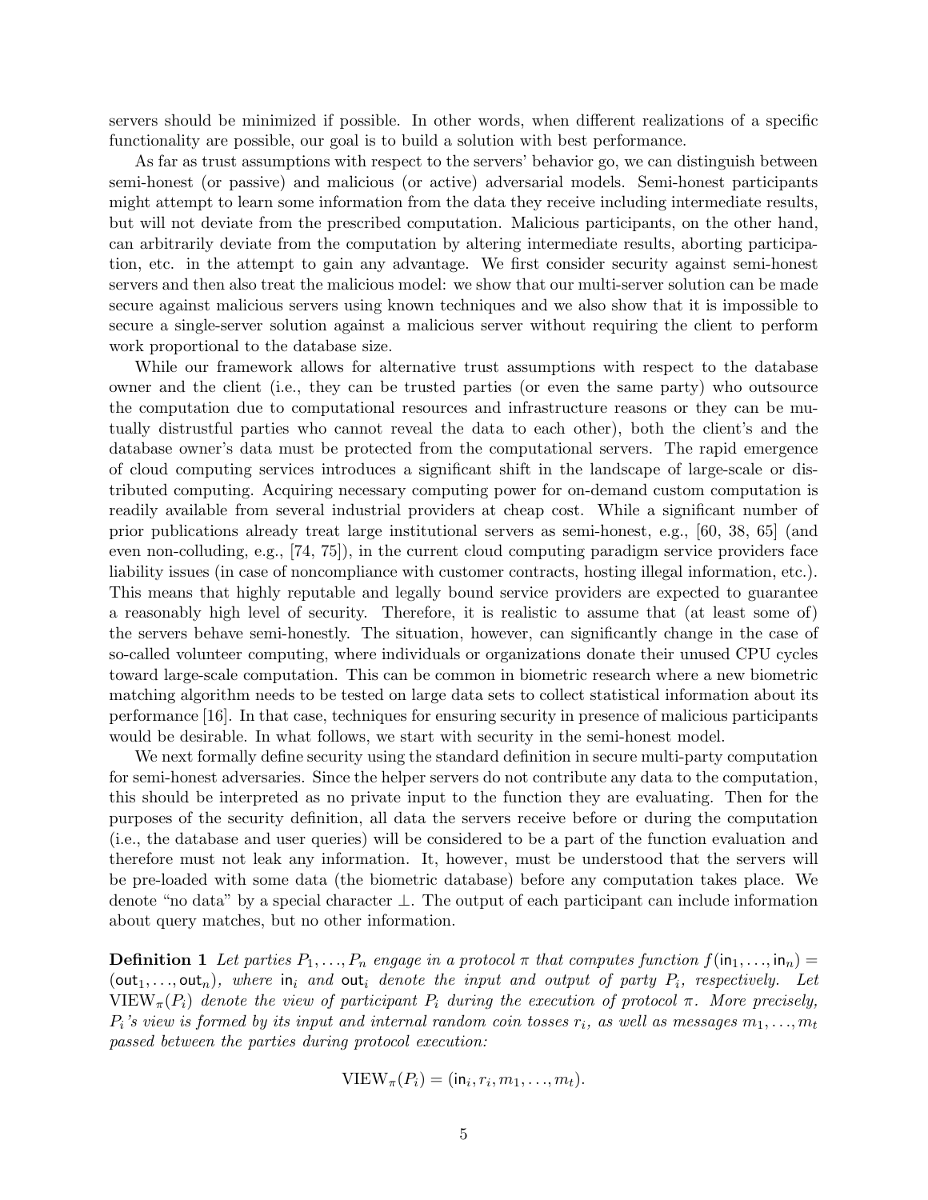servers should be minimized if possible. In other words, when different realizations of a specific functionality are possible, our goal is to build a solution with best performance.

As far as trust assumptions with respect to the servers' behavior go, we can distinguish between semi-honest (or passive) and malicious (or active) adversarial models. Semi-honest participants might attempt to learn some information from the data they receive including intermediate results, but will not deviate from the prescribed computation. Malicious participants, on the other hand, can arbitrarily deviate from the computation by altering intermediate results, aborting participation, etc. in the attempt to gain any advantage. We first consider security against semi-honest servers and then also treat the malicious model: we show that our multi-server solution can be made secure against malicious servers using known techniques and we also show that it is impossible to secure a single-server solution against a malicious server without requiring the client to perform work proportional to the database size.

While our framework allows for alternative trust assumptions with respect to the database owner and the client (i.e., they can be trusted parties (or even the same party) who outsource the computation due to computational resources and infrastructure reasons or they can be mutually distrustful parties who cannot reveal the data to each other), both the client's and the database owner's data must be protected from the computational servers. The rapid emergence of cloud computing services introduces a significant shift in the landscape of large-scale or distributed computing. Acquiring necessary computing power for on-demand custom computation is readily available from several industrial providers at cheap cost. While a significant number of prior publications already treat large institutional servers as semi-honest, e.g., [60, 38, 65] (and even non-colluding, e.g., [74, 75]), in the current cloud computing paradigm service providers face liability issues (in case of noncompliance with customer contracts, hosting illegal information, etc.). This means that highly reputable and legally bound service providers are expected to guarantee a reasonably high level of security. Therefore, it is realistic to assume that (at least some of) the servers behave semi-honestly. The situation, however, can significantly change in the case of so-called volunteer computing, where individuals or organizations donate their unused CPU cycles toward large-scale computation. This can be common in biometric research where a new biometric matching algorithm needs to be tested on large data sets to collect statistical information about its performance [16]. In that case, techniques for ensuring security in presence of malicious participants would be desirable. In what follows, we start with security in the semi-honest model.

We next formally define security using the standard definition in secure multi-party computation for semi-honest adversaries. Since the helper servers do not contribute any data to the computation, this should be interpreted as no private input to the function they are evaluating. Then for the purposes of the security definition, all data the servers receive before or during the computation (i.e., the database and user queries) will be considered to be a part of the function evaluation and therefore must not leak any information. It, however, must be understood that the servers will be pre-loaded with some data (the biometric database) before any computation takes place. We denote "no data" by a special character $\perp$. The output of each participant can include information about query matches, but no other information.

**Definition 1** *Let parties $P_1, \ldots, P_n$ engage in a protocol $\pi$ that computes function $f(\mathsf{in}_1, \ldots, \mathsf{in}_n) = (\mathsf{out}_1, \ldots, \mathsf{out}_n)$, where $\mathsf{in}_i$ and $\mathsf{out}_i$ denote the input and output of party $P_i$, respectively. Let $\mathrm{VIEW}_\pi(P_i)$ denote the view of participant $P_i$ during the execution of protocol $\pi$. More precisely, $P_i$'s view is formed by its input and internal random coin tosses $r_i$, as well as messages $m_1, \ldots, m_t$ passed between the parties during protocol execution:*

$$\mathrm{VIEW}_\pi(P_i) = (\mathsf{in}_i, r_i, m_1, \ldots, m_t).$$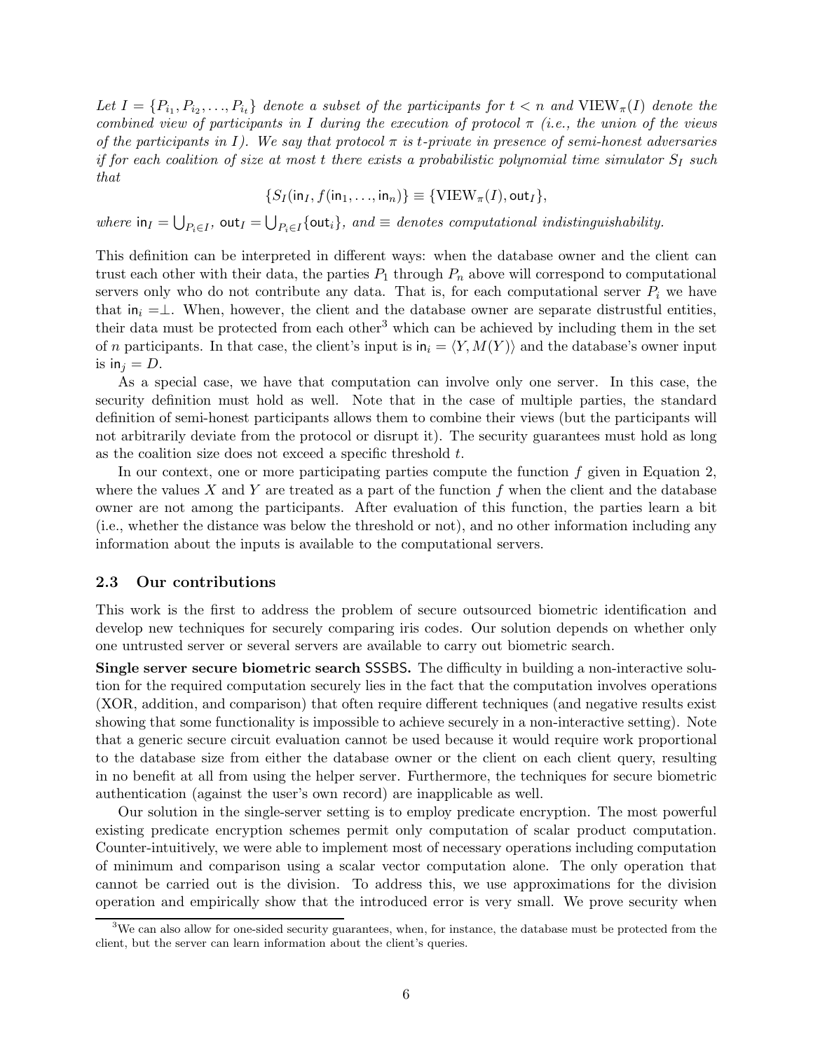*Let $I = \{P_{i_1}, P_{i_2}, \ldots, P_{i_t}\}$ denote a subset of the participants for $t < n$ and $\mathrm{VIEW}_\pi(I)$ denote the combined view of participants in $I$ during the execution of protocol $\pi$ (i.e., the union of the views of the participants in $I$). We say that protocol $\pi$ is $t$-private in presence of semi-honest adversaries if for each coalition of size at most $t$ there exists a probabilistic polynomial time simulator $S_I$ such that*

$$\{S_I(\mathsf{in}_I, f(\mathsf{in}_1, \ldots, \mathsf{in}_n))\} \equiv \{\mathrm{VIEW}_\pi(I), \mathsf{out}_I\},$$

*where $\mathsf{in}_I = \bigcup_{P_i \in I}$, $\mathsf{out}_I = \bigcup_{P_i \in I}\{\mathsf{out}_i\}$, and $\equiv$ denotes computational indistinguishability.*

This definition can be interpreted in different ways: when the database owner and the client can trust each other with their data, the parties $P_1$ through $P_n$ above will correspond to computational servers only who do not contribute any data. That is, for each computational server $P_i$ we have that $\mathsf{in}_i = \perp$. When, however, the client and the database owner are separate distrustful entities, their data must be protected from each other[3] which can be achieved by including them in the set of $n$ participants. In that case, the client's input is $\mathsf{in}_i = \langle Y, M(Y)\rangle$ and the database's owner input is $\mathsf{in}_j = D$.

As a special case, we have that computation can involve only one server. In this case, the security definition must hold as well. Note that in the case of multiple parties, the standard definition of semi-honest participants allows them to combine their views (but the participants will not arbitrarily deviate from the protocol or disrupt it). The security guarantees must hold as long as the coalition size does not exceed a specific threshold $t$.

In our context, one or more participating parties compute the function $f$ given in Equation 2, where the values $X$ and $Y$ are treated as a part of the function $f$ when the client and the database owner are not among the participants. After evaluation of this function, the parties learn a bit (i.e., whether the distance was below the threshold or not), and no other information including any information about the inputs is available to the computational servers.

### 2.3 Our contributions

This work is the first to address the problem of secure outsourced biometric identification and develop new techniques for securely comparing iris codes. Our solution depends on whether only one untrusted server or several servers are available to carry out biometric search.

**Single server secure biometric search SSSBS.** The difficulty in building a non-interactive solution for the required computation securely lies in the fact that the computation involves operations (XOR, addition, and comparison) that often require different techniques (and negative results exist showing that some functionality is impossible to achieve securely in a non-interactive setting). Note that a generic secure circuit evaluation cannot be used because it would require work proportional to the database size from either the database owner or the client on each client query, resulting in no benefit at all from using the helper server. Furthermore, the techniques for secure biometric authentication (against the user's own record) are inapplicable as well.

Our solution in the single-server setting is to employ predicate encryption. The most powerful existing predicate encryption schemes permit only computation of scalar product computation. Counter-intuitively, we were able to implement most of necessary operations including computation of minimum and comparison using a scalar vector computation alone. The only operation that cannot be carried out is the division. To address this, we use approximations for the division operation and empirically show that the introduced error is very small. We prove security when

[3] We can also allow for one-sided security guarantees, when, for instance, the database must be protected from the client, but the server can learn information about the client's queries.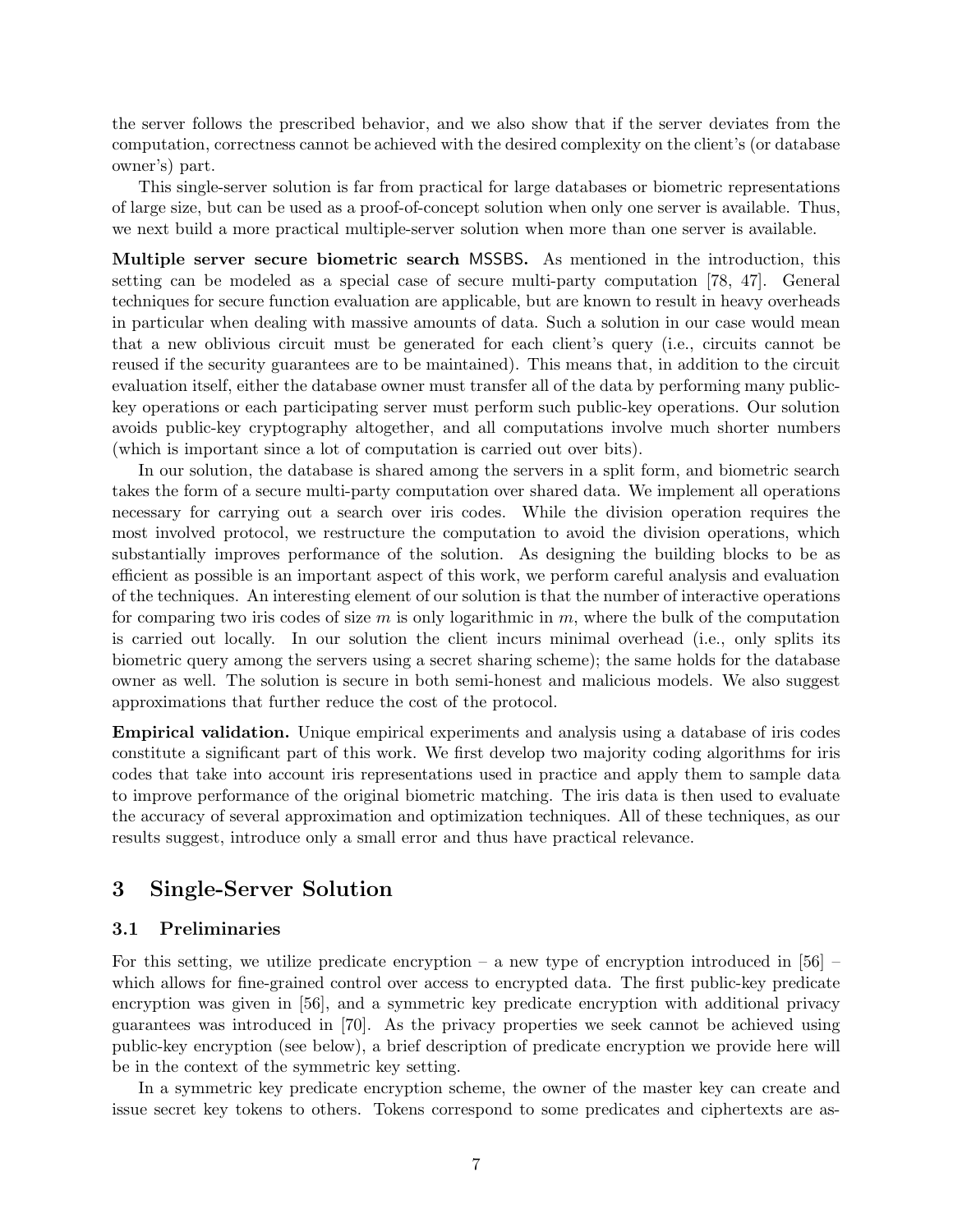the server follows the prescribed behavior, and we also show that if the server deviates from the computation, correctness cannot be achieved with the desired complexity on the client's (or database owner's) part.

This single-server solution is far from practical for large databases or biometric representations of large size, but can be used as a proof-of-concept solution when only one server is available. Thus, we next build a more practical multiple-server solution when more than one server is available.

**Multiple server secure biometric search** MSSBS**.** As mentioned in the introduction, this setting can be modeled as a special case of secure multi-party computation [78, 47]. General techniques for secure function evaluation are applicable, but are known to result in heavy overheads in particular when dealing with massive amounts of data. Such a solution in our case would mean that a new oblivious circuit must be generated for each client's query (i.e., circuits cannot be reused if the security guarantees are to be maintained). This means that, in addition to the circuit evaluation itself, either the database owner must transfer all of the data by performing many public-key operations or each participating server must perform such public-key operations. Our solution avoids public-key cryptography altogether, and all computations involve much shorter numbers (which is important since a lot of computation is carried out over bits).

In our solution, the database is shared among the servers in a split form, and biometric search takes the form of a secure multi-party computation over shared data. We implement all operations necessary for carrying out a search over iris codes. While the division operation requires the most involved protocol, we restructure the computation to avoid the division operations, which substantially improves performance of the solution. As designing the building blocks to be as efficient as possible is an important aspect of this work, we perform careful analysis and evaluation of the techniques. An interesting element of our solution is that the number of interactive operations for comparing two iris codes of size $m$ is only logarithmic in $m$, where the bulk of the computation is carried out locally. In our solution the client incurs minimal overhead (i.e., only splits its biometric query among the servers using a secret sharing scheme); the same holds for the database owner as well. The solution is secure in both semi-honest and malicious models. We also suggest approximations that further reduce the cost of the protocol.

**Empirical validation.** Unique empirical experiments and analysis using a database of iris codes constitute a significant part of this work. We first develop two majority coding algorithms for iris codes that take into account iris representations used in practice and apply them to sample data to improve performance of the original biometric matching. The iris data is then used to evaluate the accuracy of several approximation and optimization techniques. All of these techniques, as our results suggest, introduce only a small error and thus have practical relevance.

## 3 Single-Server Solution

### 3.1 Preliminaries

For this setting, we utilize predicate encryption – a new type of encryption introduced in [56] – which allows for fine-grained control over access to encrypted data. The first public-key predicate encryption was given in [56], and a symmetric key predicate encryption with additional privacy guarantees was introduced in [70]. As the privacy properties we seek cannot be achieved using public-key encryption (see below), a brief description of predicate encryption we provide here will be in the context of the symmetric key setting.

In a symmetric key predicate encryption scheme, the owner of the master key can create and issue secret key tokens to others. Tokens correspond to some predicates and ciphertexts are as-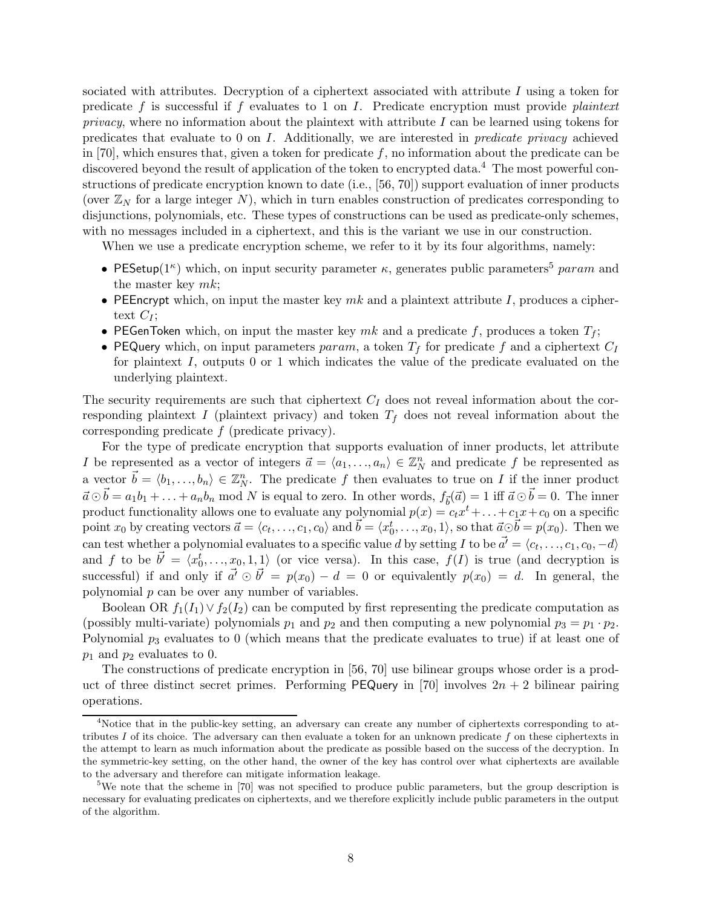sociated with attributes. Decryption of a ciphertext associated with attribute $I$ using a token for predicate $f$ is successful if $f$ evaluates to 1 on $I$. Predicate encryption must provide *plaintext privacy*, where no information about the plaintext with attribute $I$ can be learned using tokens for predicates that evaluate to 0 on $I$. Additionally, we are interested in *predicate privacy* achieved in [70], which ensures that, given a token for predicate $f$, no information about the predicate can be discovered beyond the result of application of the token to encrypted data.[4] The most powerful constructions of predicate encryption known to date (i.e., [56, 70]) support evaluation of inner products (over $\mathbb{Z}_N$ for a large integer $N$), which in turn enables construction of predicates corresponding to disjunctions, polynomials, etc. These types of constructions can be used as predicate-only schemes, with no messages included in a ciphertext, and this is the variant we use in our construction.

When we use a predicate encryption scheme, we refer to it by its four algorithms, namely:

- $\mathsf{PESetup}(1^\kappa)$ which, on input security parameter $\kappa$, generates public parameters[5] $param$ and the master key $mk$;
- $\mathsf{PEEncrypt}$ which, on input the master key $mk$ and a plaintext attribute $I$, produces a ciphertext $C_I$;
- $\mathsf{PEGenToken}$ which, on input the master key $mk$ and a predicate $f$, produces a token $T_f$;
- $\mathsf{PEQuery}$ which, on input parameters $param$, a token $T_f$ for predicate $f$ and a ciphertext $C_I$ for plaintext $I$, outputs 0 or 1 which indicates the value of the predicate evaluated on the underlying plaintext.

The security requirements are such that ciphertext $C_I$ does not reveal information about the corresponding plaintext $I$ (plaintext privacy) and token $T_f$ does not reveal information about the corresponding predicate $f$ (predicate privacy).

For the type of predicate encryption that supports evaluation of inner products, let attribute $I$ be represented as a vector of integers $\vec{a} = \langle a_1, \ldots, a_n \rangle \in \mathbb{Z}_N^n$ and predicate $f$ be represented as a vector $\vec{b} = \langle b_1, \ldots, b_n \rangle \in \mathbb{Z}_N^n$. The predicate $f$ then evaluates to true on $I$ if the inner product $\vec{a} \odot \vec{b} = a_1b_1 + \ldots + a_nb_n \bmod N$ is equal to zero. In other words, $f_{\vec{b}}(\vec{a}) = 1$ iff $\vec{a} \odot \vec{b} = 0$. The inner product functionality allows one to evaluate any polynomial $p(x) = c_tx^t + \ldots + c_1x + c_0$ on a specific point $x_0$ by creating vectors $\vec{a} = \langle c_t, \ldots, c_1, c_0 \rangle$ and $\vec{b} = \langle x_0^t, \ldots, x_0, 1 \rangle$, so that $\vec{a} \odot \vec{b} = p(x_0)$. Then we can test whether a polynomial evaluates to a specific value $d$ by setting $I$ to be $\vec{a'} = \langle c_t, \ldots, c_1, c_0, -d \rangle$ and $f$ to be $\vec{b'} = \langle x_0^t, \ldots, x_0, 1, 1 \rangle$ (or vice versa). In this case, $f(I)$ is true (and decryption is successful) if and only if $\vec{a'} \odot \vec{b'} = p(x_0) - d = 0$ or equivalently $p(x_0) = d$. In general, the polynomial $p$ can be over any number of variables.

Boolean OR $f_1(I_1) \vee f_2(I_2)$ can be computed by first representing the predicate computation as (possibly multi-variate) polynomials $p_1$ and $p_2$ and then computing a new polynomial $p_3 = p_1 \cdot p_2$. Polynomial $p_3$ evaluates to 0 (which means that the predicate evaluates to true) if at least one of $p_1$ and $p_2$ evaluates to 0.

The constructions of predicate encryption in [56, 70] use bilinear groups whose order is a product of three distinct secret primes. Performing $\mathsf{PEQuery}$ in [70] involves $2n + 2$ bilinear pairing operations.

---

[4] Notice that in the public-key setting, an adversary can create any number of ciphertexts corresponding to attributes $I$ of its choice. The adversary can then evaluate a token for an unknown predicate $f$ on these ciphertexts in the attempt to learn as much information about the predicate as possible based on the success of the decryption. In the symmetric-key setting, on the other hand, the owner of the key has control over what ciphertexts are available to the adversary and therefore can mitigate information leakage.

[5] We note that the scheme in [70] was not specified to produce public parameters, but the group description is necessary for evaluating predicates on ciphertexts, and we therefore explicitly include public parameters in the output of the algorithm.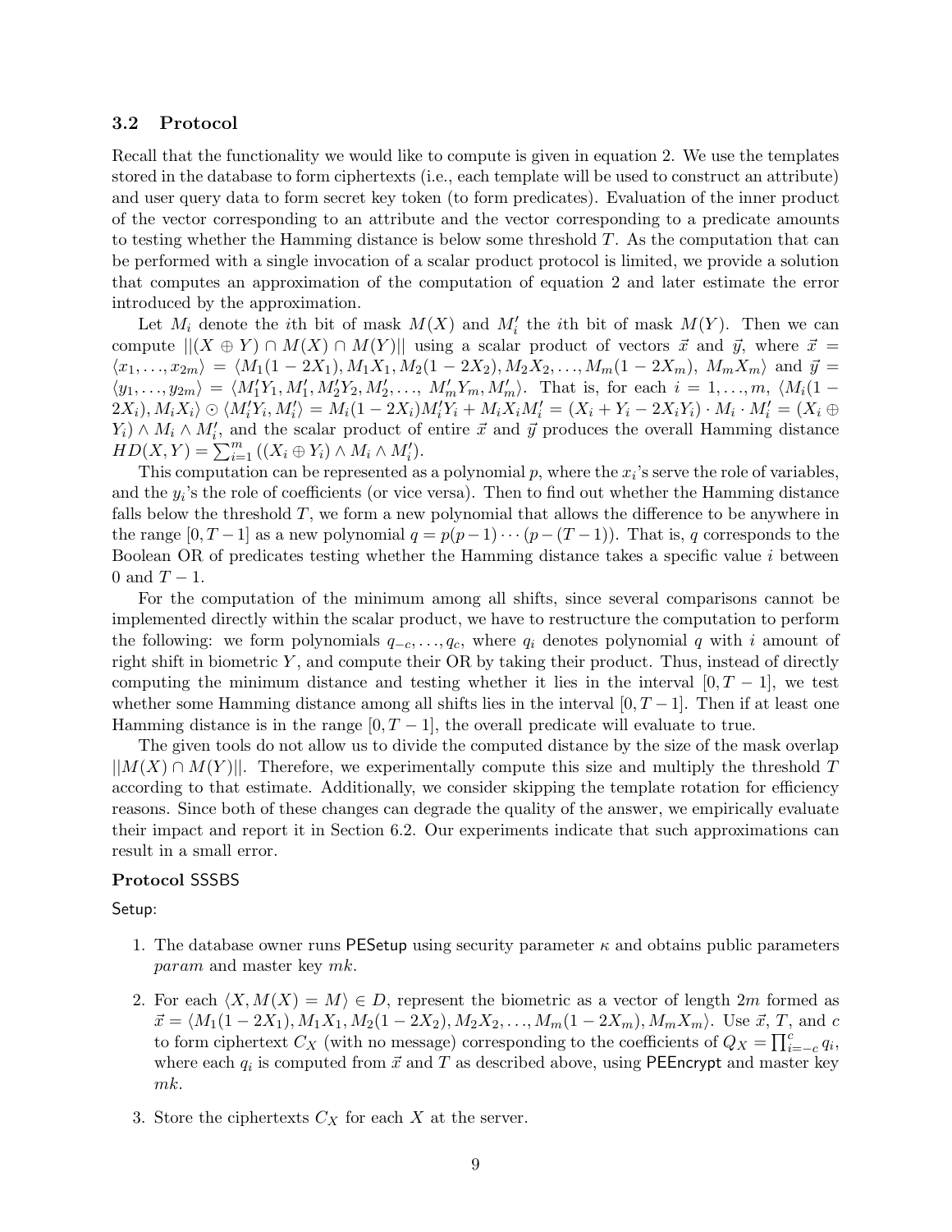### 3.2 Protocol

Recall that the functionality we would like to compute is given in equation 2. We use the templates stored in the database to form ciphertexts (i.e., each template will be used to construct an attribute) and user query data to form secret key token (to form predicates). Evaluation of the inner product of the vector corresponding to an attribute and the vector corresponding to a predicate amounts to testing whether the Hamming distance is below some threshold $T$. As the computation that can be performed with a single invocation of a scalar product protocol is limited, we provide a solution that computes an approximation of the computation of equation 2 and later estimate the error introduced by the approximation.

Let $M_i$ denote the $i$th bit of mask $M(X)$ and $M_i'$ the $i$th bit of mask $M(Y)$. Then we can compute $||(X \oplus Y) \cap M(X) \cap M(Y)||$ using a scalar product of vectors $\vec{x}$ and $\vec{y}$, where $\vec{x} = \langle x_1, \ldots, x_{2m} \rangle = \langle M_1(1-2X_1), M_1X_1, M_2(1-2X_2), M_2X_2, \ldots, M_m(1-2X_m),\ M_mX_m \rangle$ and $\vec{y} = \langle y_1, \ldots, y_{2m} \rangle = \langle M_1'Y_1, M_1', M_2'Y_2, M_2', \ldots,\ M_m'Y_m, M_m' \rangle$. That is, for each $i = 1, \ldots, m$, $\langle M_i(1-2X_i), M_iX_i \rangle \odot \langle M_i'Y_i, M_i' \rangle = M_i(1-2X_i)M_i'Y_i + M_iX_iM_i' = (X_i + Y_i - 2X_iY_i) \cdot M_i \cdot M_i' = (X_i \oplus Y_i) \wedge M_i \wedge M_i'$, and the scalar product of entire $\vec{x}$ and $\vec{y}$ produces the overall Hamming distance $HD(X,Y) = \sum_{i=1}^{m} ((X_i \oplus Y_i) \wedge M_i \wedge M_i')$.

This computation can be represented as a polynomial $p$, where the $x_i$'s serve the role of variables, and the $y_i$'s the role of coefficients (or vice versa). Then to find out whether the Hamming distance falls below the threshold $T$, we form a new polynomial that allows the difference to be anywhere in the range $[0, T-1]$ as a new polynomial $q = p(p-1)\cdots(p-(T-1))$. That is, $q$ corresponds to the Boolean OR of predicates testing whether the Hamming distance takes a specific value $i$ between 0 and $T-1$.

For the computation of the minimum among all shifts, since several comparisons cannot be implemented directly within the scalar product, we have to restructure the computation to perform the following: we form polynomials $q_{-c}, \ldots, q_c$, where $q_i$ denotes polynomial $q$ with $i$ amount of right shift in biometric $Y$, and compute their OR by taking their product. Thus, instead of directly computing the minimum distance and testing whether it lies in the interval $[0, T-1]$, we test whether some Hamming distance among all shifts lies in the interval $[0, T-1]$. Then if at least one Hamming distance is in the range $[0, T-1]$, the overall predicate will evaluate to true.

The given tools do not allow us to divide the computed distance by the size of the mask overlap $||M(X) \cap M(Y)||$. Therefore, we experimentally compute this size and multiply the threshold $T$ according to that estimate. Additionally, we consider skipping the template rotation for efficiency reasons. Since both of these changes can degrade the quality of the answer, we empirically evaluate their impact and report it in Section 6.2. Our experiments indicate that such approximations can result in a small error.

**Protocol** SSSBS

Setup:

1. The database owner runs PESetup using security parameter $\kappa$ and obtains public parameters $param$ and master key $mk$.
2. For each $\langle X, M(X) = M \rangle \in D$, represent the biometric as a vector of length $2m$ formed as $\vec{x} = \langle M_1(1-2X_1), M_1X_1, M_2(1-2X_2), M_2X_2, \ldots, M_m(1-2X_m), M_mX_m \rangle$. Use $\vec{x}$, $T$, and $c$ to form ciphertext $C_X$ (with no message) corresponding to the coefficients of $Q_X = \prod_{i=-c}^{c} q_i$, where each $q_i$ is computed from $\vec{x}$ and $T$ as described above, using PEEncrypt and master key $mk$.
3. Store the ciphertexts $C_X$ for each $X$ at the server.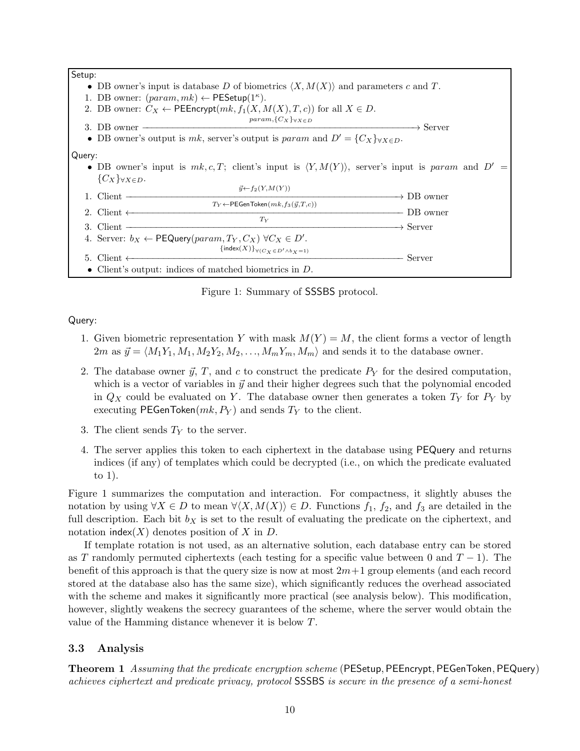Setup:

- DB owner's input is database $D$ of biometrics $\langle X, M(X)\rangle$ and parameters $c$ and $T$.

1. DB owner: $(param, mk) \leftarrow \mathsf{PESetup}(1^\kappa)$.
2. DB owner: $C_X \leftarrow \mathsf{PEEncrypt}(mk, f_1(X, M(X), T, c))$ for all $X \in D$.
3. DB owner $\xrightarrow{param, \{C_X\}_{\forall X \in D}}$ Server

- DB owner's output is $mk$, server's output is $param$ and $D' = \{C_X\}_{\forall X \in D}$.

Query:

- DB owner's input is $mk, c, T$; client's input is $\langle Y, M(Y)\rangle$, server's input is $param$ and $D' = \{C_X\}_{\forall X \in D}$.

1. Client $\xrightarrow{\vec{y} \leftarrow f_2(Y, M(Y))}$ DB owner
2. Client $\xleftarrow{T_Y \leftarrow \mathsf{PEGenToken}(mk, f_3(\vec{y}, T, c))}$ DB owner
3. Client $\xrightarrow{T_Y}$ Server
4. Server: $b_X \leftarrow \mathsf{PEQuery}(param, T_Y, C_X)$ $\forall C_X \in D'$.
5. Client $\xleftarrow{\{\mathsf{index}(X)\}_{\forall (C_X \in D' \wedge b_X = 1)}}$ Server

- Client's output: indices of matched biometrics in $D$.

Figure 1: Summary of SSSBS protocol.

Query:

1. Given biometric representation $Y$ with mask $M(Y) = M$, the client forms a vector of length $2m$ as $\vec{y} = \langle M_1Y_1, M_1, M_2Y_2, M_2, \ldots, M_mY_m, M_m\rangle$ and sends it to the database owner.
2. The database owner $\vec{y}$, $T$, and $c$ to construct the predicate $P_Y$ for the desired computation, which is a vector of variables in $\vec{y}$ and their higher degrees such that the polynomial encoded in $Q_X$ could be evaluated on $Y$. The database owner then generates a token $T_Y$ for $P_Y$ by executing $\mathsf{PEGenToken}(mk, P_Y)$ and sends $T_Y$ to the client.
3. The client sends $T_Y$ to the server.
4. The server applies this token to each ciphertext in the database using PEQuery and returns indices (if any) of templates which could be decrypted (i.e., on which the predicate evaluated to 1).

Figure 1 summarizes the computation and interaction. For compactness, it slightly abuses the notation by using $\forall X \in D$ to mean $\forall \langle X, M(X)\rangle \in D$. Functions $f_1$, $f_2$, and $f_3$ are detailed in the full description. Each bit $b_X$ is set to the result of evaluating the predicate on the ciphertext, and notation $\mathsf{index}(X)$ denotes position of $X$ in $D$.

If template rotation is not used, as an alternative solution, each database entry can be stored as $T$ randomly permuted ciphertexts (each testing for a specific value between 0 and $T-1$). The benefit of this approach is that the query size is now at most $2m+1$ group elements (and each record stored at the database also has the same size), which significantly reduces the overhead associated with the scheme and makes it significantly more practical (see analysis below). This modification, however, slightly weakens the secrecy guarantees of the scheme, where the server would obtain the value of the Hamming distance whenever it is below $T$.

### 3.3 Analysis

**Theorem 1** *Assuming that the predicate encryption scheme* (PESetup, PEEncrypt, PEGenToken, PEQuery) *achieves ciphertext and predicate privacy, protocol* SSSBS *is secure in the presence of a semi-honest*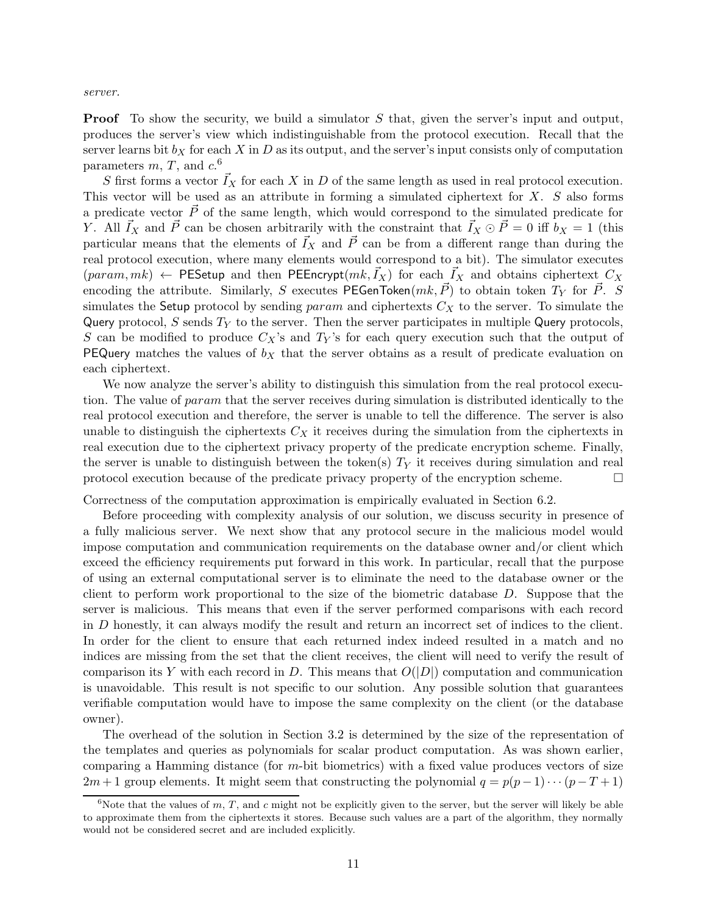*server.*

**Proof** To show the security, we build a simulator $S$ that, given the server's input and output, produces the server's view which indistinguishable from the protocol execution. Recall that the server learns bit $b_X$ for each $X$ in $D$ as its output, and the server's input consists only of computation parameters $m$, $T$, and $c$.[6]

$S$ first forms a vector $\vec{I}_X$ for each $X$ in $D$ of the same length as used in real protocol execution. This vector will be used as an attribute in forming a simulated ciphertext for $X$. $S$ also forms a predicate vector $\vec{P}$ of the same length, which would correspond to the simulated predicate for $Y$. All $\vec{I}_X$ and $\vec{P}$ can be chosen arbitrarily with the constraint that $\vec{I}_X \odot \vec{P} = 0$ iff $b_X = 1$ (this particular means that the elements of $\vec{I}_X$ and $\vec{P}$ can be from a different range than during the real protocol execution, where many elements would correspond to a bit). The simulator executes $(param, mk) \leftarrow \mathsf{PESetup}$ and then $\mathsf{PEEncrypt}(mk, \vec{I}_X)$ for each $\vec{I}_X$ and obtains ciphertext $C_X$ encoding the attribute. Similarly, $S$ executes $\mathsf{PEGenToken}(mk, \vec{P})$ to obtain token $T_Y$ for $\vec{P}$. $S$ simulates the $\mathsf{Setup}$ protocol by sending $param$ and ciphertexts $C_X$ to the server. To simulate the $\mathsf{Query}$ protocol, $S$ sends $T_Y$ to the server. Then the server participates in multiple $\mathsf{Query}$ protocols, $S$ can be modified to produce $C_X$'s and $T_Y$'s for each query execution such that the output of $\mathsf{PEQuery}$ matches the values of $b_X$ that the server obtains as a result of predicate evaluation on each ciphertext.

We now analyze the server's ability to distinguish this simulation from the real protocol execution. The value of $param$ that the server receives during simulation is distributed identically to the real protocol execution and therefore, the server is unable to tell the difference. The server is also unable to distinguish the ciphertexts $C_X$ it receives during the simulation from the ciphertexts in real execution due to the ciphertext privacy property of the predicate encryption scheme. Finally, the server is unable to distinguish between the token(s) $T_Y$ it receives during simulation and real protocol execution because of the predicate privacy property of the encryption scheme. □

Correctness of the computation approximation is empirically evaluated in Section 6.2.

Before proceeding with complexity analysis of our solution, we discuss security in presence of a fully malicious server. We next show that any protocol secure in the malicious model would impose computation and communication requirements on the database owner and/or client which exceed the efficiency requirements put forward in this work. In particular, recall that the purpose of using an external computational server is to eliminate the need to the database owner or the client to perform work proportional to the size of the biometric database $D$. Suppose that the server is malicious. This means that even if the server performed comparisons with each record in $D$ honestly, it can always modify the result and return an incorrect set of indices to the client. In order for the client to ensure that each returned index indeed resulted in a match and no indices are missing from the set that the client receives, the client will need to verify the result of comparison its $Y$ with each record in $D$. This means that $O(|D|)$ computation and communication is unavoidable. This result is not specific to our solution. Any possible solution that guarantees verifiable computation would have to impose the same complexity on the client (or the database owner).

The overhead of the solution in Section 3.2 is determined by the size of the representation of the templates and queries as polynomials for scalar product computation. As was shown earlier, comparing a Hamming distance (for $m$-bit biometrics) with a fixed value produces vectors of size $2m+1$ group elements. It might seem that constructing the polynomial $q = p(p-1)\cdots(p-T+1)$

[6] Note that the values of $m$, $T$, and $c$ might not be explicitly given to the server, but the server will likely be able to approximate them from the ciphertexts it stores. Because such values are a part of the algorithm, they normally would not be considered secret and are included explicitly.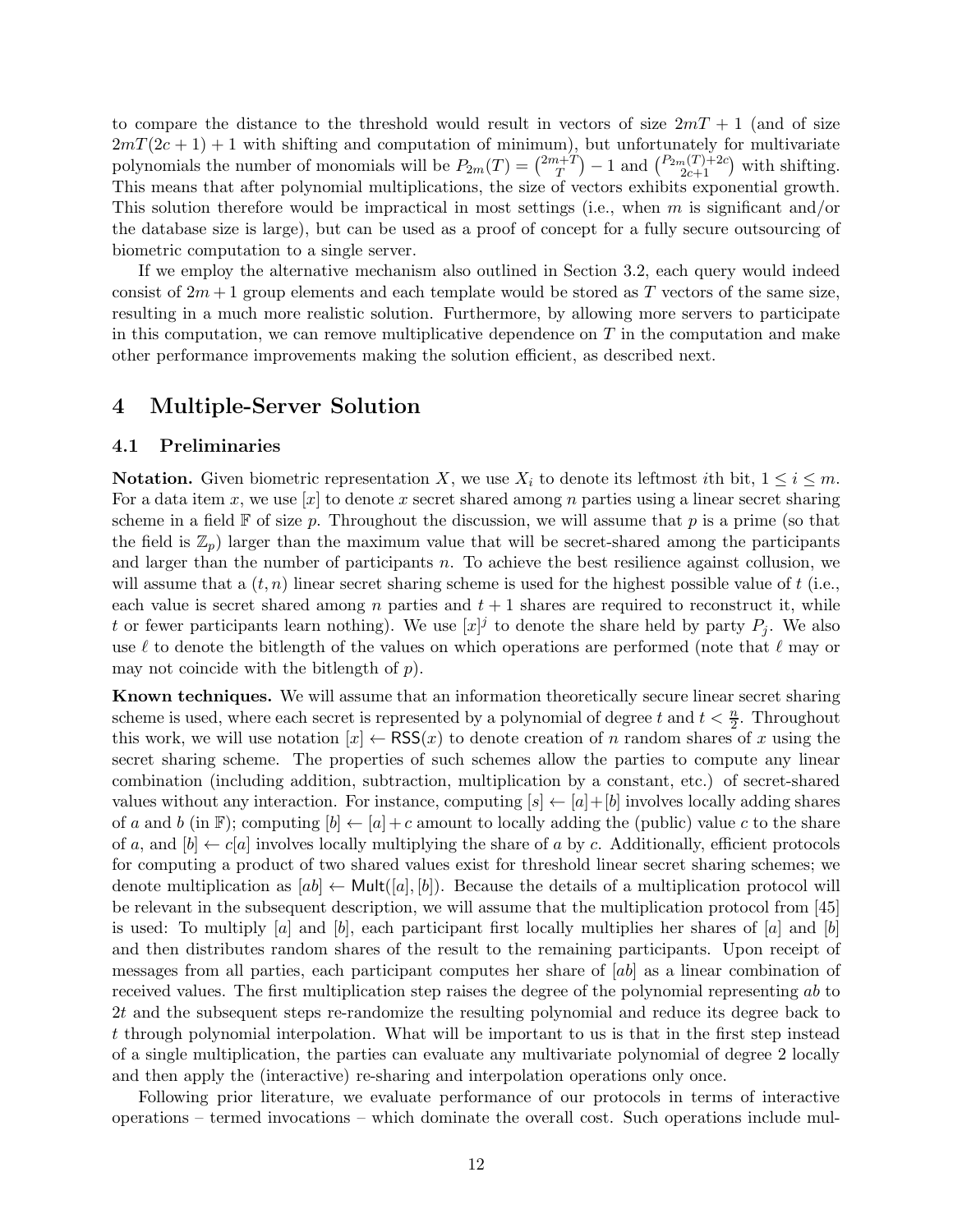to compare the distance to the threshold would result in vectors of size $2mT+1$ (and of size $2mT(2c+1)+1$ with shifting and computation of minimum), but unfortunately for multivariate polynomials the number of monomials will be $P_{2m}(T) = \binom{2m+T}{T} - 1$ and $\binom{P_{2m}(T)+2c}{2c+1}$ with shifting. This means that after polynomial multiplications, the size of vectors exhibits exponential growth. This solution therefore would be impractical in most settings (i.e., when $m$ is significant and/or the database size is large), but can be used as a proof of concept for a fully secure outsourcing of biometric computation to a single server.

If we employ the alternative mechanism also outlined in Section 3.2, each query would indeed consist of $2m+1$ group elements and each template would be stored as $T$ vectors of the same size, resulting in a much more realistic solution. Furthermore, by allowing more servers to participate in this computation, we can remove multiplicative dependence on $T$ in the computation and make other performance improvements making the solution efficient, as described next.

# 4 Multiple-Server Solution

## 4.1 Preliminaries

**Notation.** Given biometric representation $X$, we use $X_i$ to denote its leftmost $i$th bit, $1 \le i \le m$. For a data item $x$, we use $[x]$ to denote $x$ secret shared among $n$ parties using a linear secret sharing scheme in a field $\mathbb{F}$ of size $p$. Throughout the discussion, we will assume that $p$ is a prime (so that the field is $\mathbb{Z}_p$) larger than the maximum value that will be secret-shared among the participants and larger than the number of participants $n$. To achieve the best resilience against collusion, we will assume that a $(t, n)$ linear secret sharing scheme is used for the highest possible value of $t$ (i.e., each value is secret shared among $n$ parties and $t+1$ shares are required to reconstruct it, while $t$ or fewer participants learn nothing). We use $[x]^j$ to denote the share held by party $P_j$. We also use $\ell$ to denote the bitlength of the values on which operations are performed (note that $\ell$ may or may not coincide with the bitlength of $p$).

**Known techniques.** We will assume that an information theoretically secure linear secret sharing scheme is used, where each secret is represented by a polynomial of degree $t$ and $t < \frac{n}{2}$. Throughout this work, we will use notation $[x] \leftarrow \mathsf{RSS}(x)$ to denote creation of $n$ random shares of $x$ using the secret sharing scheme. The properties of such schemes allow the parties to compute any linear combination (including addition, subtraction, multiplication by a constant, etc.) of secret-shared values without any interaction. For instance, computing $[s] \leftarrow [a]+[b]$ involves locally adding shares of $a$ and $b$ (in $\mathbb{F}$); computing $[b] \leftarrow [a]+c$ amount to locally adding the (public) value $c$ to the share of $a$, and $[b] \leftarrow c[a]$ involves locally multiplying the share of $a$ by $c$. Additionally, efficient protocols for computing a product of two shared values exist for threshold linear secret sharing schemes; we denote multiplication as $[ab] \leftarrow \mathsf{Mult}([a],[b])$. Because the details of a multiplication protocol will be relevant in the subsequent description, we will assume that the multiplication protocol from [45] is used: To multiply $[a]$ and $[b]$, each participant first locally multiplies her shares of $[a]$ and $[b]$ and then distributes random shares of the result to the remaining participants. Upon receipt of messages from all parties, each participant computes her share of $[ab]$ as a linear combination of received values. The first multiplication step raises the degree of the polynomial representing $ab$ to $2t$ and the subsequent steps re-randomize the resulting polynomial and reduce its degree back to $t$ through polynomial interpolation. What will be important to us is that in the first step instead of a single multiplication, the parties can evaluate any multivariate polynomial of degree 2 locally and then apply the (interactive) re-sharing and interpolation operations only once.

Following prior literature, we evaluate performance of our protocols in terms of interactive operations – termed invocations – which dominate the overall cost. Such operations include mul-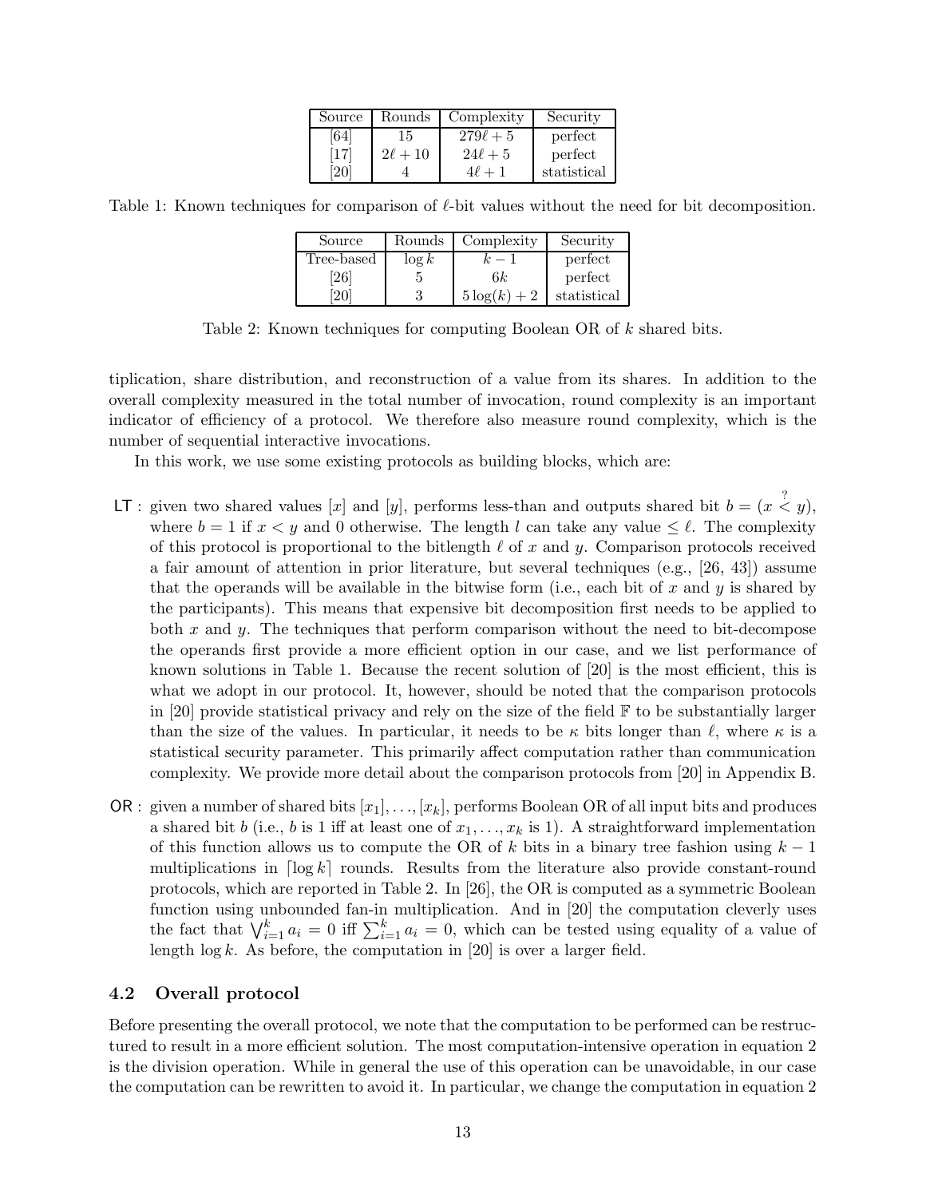| Source | Rounds | Complexity | Security |
|---|---|---|---|
| [64] | 15 | $279\ell + 5$ | perfect |
| [17] | $2\ell + 10$ | $24\ell + 5$ | perfect |
| [20] | 4 | $4\ell + 1$ | statistical |

Table 1: Known techniques for comparison of $\ell$-bit values without the need for bit decomposition.

| Source | Rounds | Complexity | Security |
|---|---|---|---|
| Tree-based | $\log k$ | $k - 1$ | perfect |
| [26] | 5 | $6k$ | perfect |
| [20] | 3 | $5\log(k) + 2$ | statistical |

Table 2: Known techniques for computing Boolean OR of $k$ shared bits.

tiplication, share distribution, and reconstruction of a value from its shares. In addition to the overall complexity measured in the total number of invocation, round complexity is an important indicator of efficiency of a protocol. We therefore also measure round complexity, which is the number of sequential interactive invocations.

In this work, we use some existing protocols as building blocks, which are:

- **LT** : given two shared values $[x]$ and $[y]$, performs less-than and outputs shared bit $b = (x \stackrel{?}{<} y)$, where $b = 1$ if $x < y$ and 0 otherwise. The length $l$ can take any value $\leq \ell$. The complexity of this protocol is proportional to the bitlength $\ell$ of $x$ and $y$. Comparison protocols received a fair amount of attention in prior literature, but several techniques (e.g., [26, 43]) assume that the operands will be available in the bitwise form (i.e., each bit of $x$ and $y$ is shared by the participants). This means that expensive bit decomposition first needs to be applied to both $x$ and $y$. The techniques that perform comparison without the need to bit-decompose the operands first provide a more efficient option in our case, and we list performance of known solutions in Table 1. Because the recent solution of [20] is the most efficient, this is what we adopt in our protocol. It, however, should be noted that the comparison protocols in [20] provide statistical privacy and rely on the size of the field $\mathbb{F}$ to be substantially larger than the size of the values. In particular, it needs to be $\kappa$ bits longer than $\ell$, where $\kappa$ is a statistical security parameter. This primarily affect computation rather than communication complexity. We provide more detail about the comparison protocols from [20] in Appendix B.

- **OR** : given a number of shared bits $[x_1], \ldots, [x_k]$, performs Boolean OR of all input bits and produces a shared bit $b$ (i.e., $b$ is 1 iff at least one of $x_1, \ldots, x_k$ is 1). A straightforward implementation of this function allows us to compute the OR of $k$ bits in a binary tree fashion using $k - 1$ multiplications in $\lceil \log k \rceil$ rounds. Results from the literature also provide constant-round protocols, which are reported in Table 2. In [26], the OR is computed as a symmetric Boolean function using unbounded fan-in multiplication. And in [20] the computation cleverly uses the fact that $\bigvee_{i=1}^{k} a_i = 0$ iff $\sum_{i=1}^{k} a_i = 0$, which can be tested using equality of a value of length $\log k$. As before, the computation in [20] is over a larger field.

## 4.2 Overall protocol

Before presenting the overall protocol, we note that the computation to be performed can be restructured to result in a more efficient solution. The most computation-intensive operation in equation 2 is the division operation. While in general the use of this operation can be unavoidable, in our case the computation can be rewritten to avoid it. In particular, we change the computation in equation 2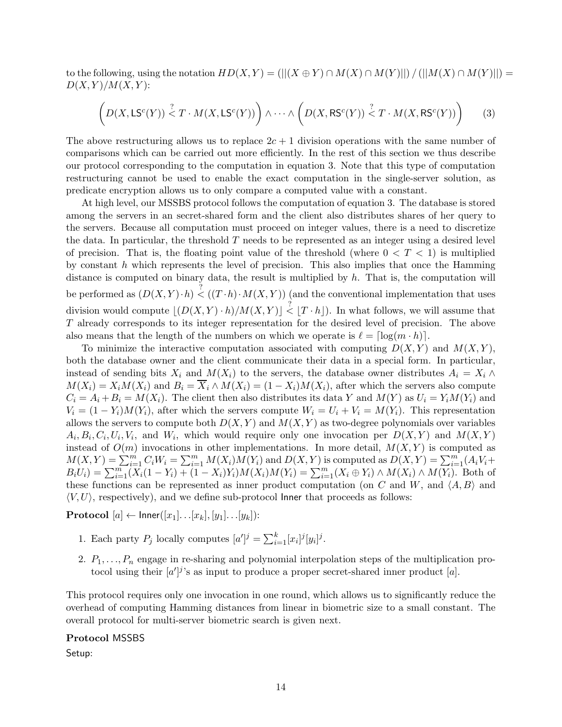to the following, using the notation $HD(X,Y) = (||(X \oplus Y) \cap M(X) \cap M(Y)||) \,/\, (||M(X) \cap M(Y)||) = D(X,Y)/M(X,Y)$:

$$\left(D(X, \mathsf{LS}^c(Y)) \overset{?}{<} T \cdot M(X, \mathsf{LS}^c(Y))\right) \wedge \cdots \wedge \left(D(X, \mathsf{RS}^c(Y)) \overset{?}{<} T \cdot M(X, \mathsf{RS}^c(Y))\right) \qquad (3)$$

The above restructuring allows us to replace $2c+1$ division operations with the same number of comparisons which can be carried out more efficiently. In the rest of this section we thus describe our protocol corresponding to the computation in equation 3. Note that this type of computation restructuring cannot be used to enable the exact computation in the single-server solution, as predicate encryption allows us to only compare a computed value with a constant.

At high level, our MSSBS protocol follows the computation of equation 3. The database is stored among the servers in an secret-shared form and the client also distributes shares of her query to the servers. Because all computation must proceed on integer values, there is a need to discretize the data. In particular, the threshold $T$ needs to be represented as an integer using a desired level of precision. That is, the floating point value of the threshold (where $0 < T < 1$) is multiplied by constant $h$ which represents the level of precision. This also implies that once the Hamming distance is computed on binary data, the result is multiplied by $h$. That is, the computation will be performed as $(D(X,Y) \cdot h) \overset{?}{<} ((T \cdot h) \cdot M(X,Y))$ (and the conventional implementation that uses division would compute $\lfloor (D(X,Y) \cdot h)/M(X,Y) \rfloor \overset{?}{<} \lfloor T \cdot h \rfloor$). In what follows, we will assume that $T$ already corresponds to its integer representation for the desired level of precision. The above also means that the length of the numbers on which we operate is $\ell = \lceil \log(m \cdot h) \rceil$.

To minimize the interactive computation associated with computing $D(X,Y)$ and $M(X,Y)$, both the database owner and the client communicate their data in a special form. In particular, instead of sending bits $X_i$ and $M(X_i)$ to the servers, the database owner distributes $A_i = X_i \wedge M(X_i) = X_i M(X_i)$ and $B_i = \overline{X}_i \wedge M(X_i) = (1 - X_i) M(X_i)$, after which the servers also compute $C_i = A_i + B_i = M(X_i)$. The client then also distributes its data $Y$ and $M(Y)$ as $U_i = Y_i M(Y_i)$ and $V_i = (1 - Y_i) M(Y_i)$, after which the servers compute $W_i = U_i + V_i = M(Y_i)$. This representation allows the servers to compute both $D(X,Y)$ and $M(X,Y)$ as two-degree polynomials over variables $A_i, B_i, C_i, U_i, V_i$, and $W_i$, which would require only one invocation per $D(X,Y)$ and $M(X,Y)$ instead of $O(m)$ invocations in other implementations. In more detail, $M(X,Y)$ is computed as $M(X,Y) = \sum_{i=1}^m C_i W_i = \sum_{i=1}^m M(X_i) M(Y_i)$ and $D(X,Y)$ is computed as $D(X,Y) = \sum_{i=1}^m (A_i V_i + B_i U_i) = \sum_{i=1}^m (X_i(1-Y_i) + (1-X_i)Y_i) M(X_i) M(Y_i) = \sum_{i=1}^m (X_i \oplus Y_i) \wedge M(X_i) \wedge M(Y_i)$. Both of these functions can be represented as inner product computation (on $C$ and $W$, and $\langle A, B \rangle$ and $\langle V, U \rangle$, respectively), and we define sub-protocol Inner that proceeds as follows:

**Protocol** $[a] \leftarrow \mathsf{Inner}([x_1] \ldots [x_k], [y_1] \ldots [y_k])$:

1. Each party $P_j$ locally computes $[a']^j = \sum_{i=1}^k [x_i]^j [y_i]^j$.
2. $P_1, \ldots, P_n$ engage in re-sharing and polynomial interpolation steps of the multiplication protocol using their $[a']^j$'s as input to produce a proper secret-shared inner product $[a]$.

This protocol requires only one invocation in one round, which allows us to significantly reduce the overhead of computing Hamming distances from linear in biometric size to a small constant. The overall protocol for multi-server biometric search is given next.

**Protocol** MSSBS

Setup: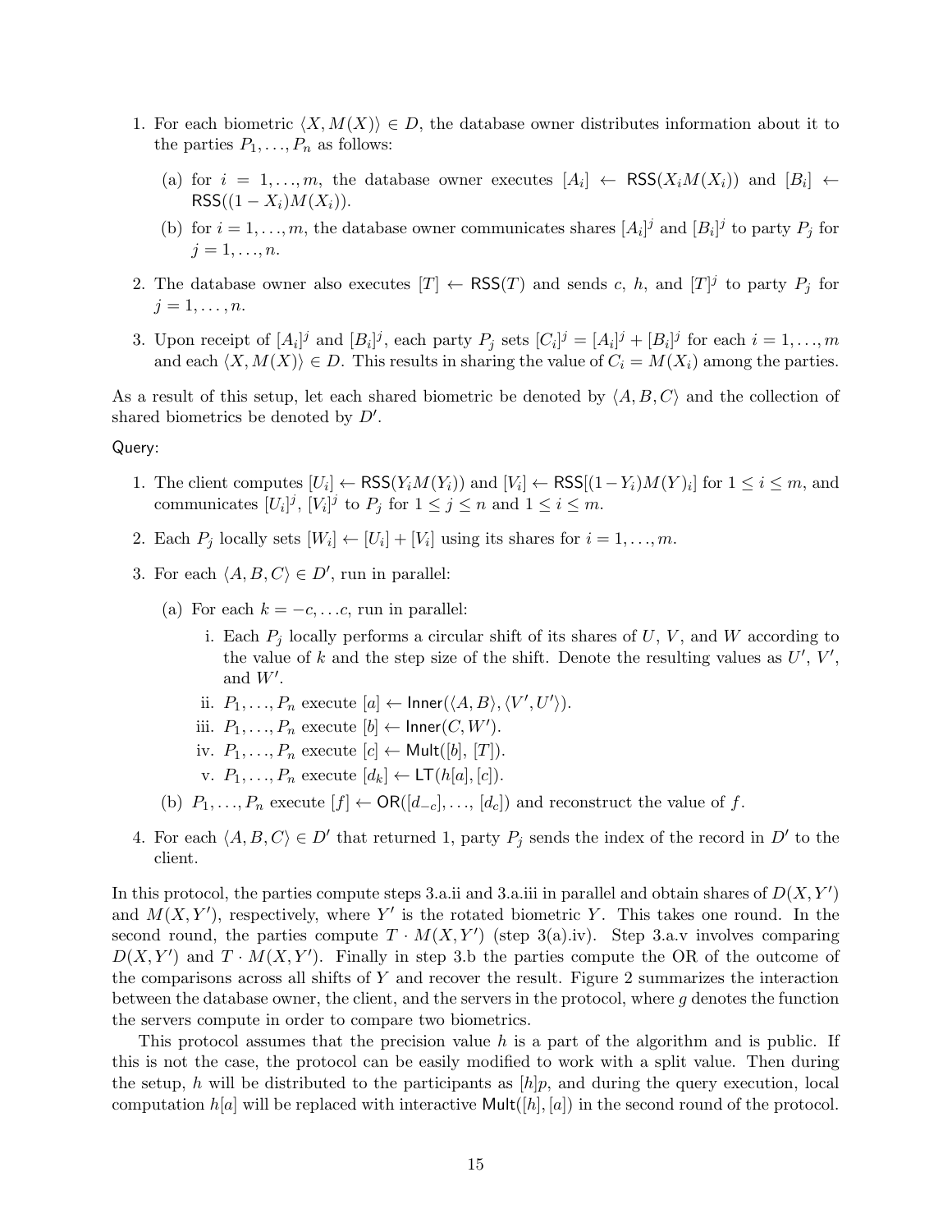1. For each biometric $\langle X, M(X)\rangle \in D$, the database owner distributes information about it to the parties $P_1, \ldots, P_n$ as follows:
   (a) for $i = 1, \ldots, m$, the database owner executes $[A_i] \leftarrow \mathsf{RSS}(X_i M(X_i))$ and $[B_i] \leftarrow \mathsf{RSS}((1 - X_i)M(X_i))$.
   (b) for $i = 1, \ldots, m$, the database owner communicates shares $[A_i]^j$ and $[B_i]^j$ to party $P_j$ for $j = 1, \ldots, n$.
2. The database owner also executes $[T] \leftarrow \mathsf{RSS}(T)$ and sends $c$, $h$, and $[T]^j$ to party $P_j$ for $j = 1, \ldots, n$.
3. Upon receipt of $[A_i]^j$ and $[B_i]^j$, each party $P_j$ sets $[C_i]^j = [A_i]^j + [B_i]^j$ for each $i = 1, \ldots, m$ and each $\langle X, M(X)\rangle \in D$. This results in sharing the value of $C_i = M(X_i)$ among the parties.

As a result of this setup, let each shared biometric be denoted by $\langle A, B, C\rangle$ and the collection of shared biometrics be denoted by $D'$.

Query:

1. The client computes $[U_i] \leftarrow \mathsf{RSS}(Y_i M(Y_i))$ and $[V_i] \leftarrow \mathsf{RSS}[(1-Y_i)M(Y)_i]$ for $1 \le i \le m$, and communicates $[U_i]^j$, $[V_i]^j$ to $P_j$ for $1 \le j \le n$ and $1 \le i \le m$.
2. Each $P_j$ locally sets $[W_i] \leftarrow [U_i] + [V_i]$ using its shares for $i = 1, \ldots, m$.
3. For each $\langle A, B, C\rangle \in D'$, run in parallel:
   (a) For each $k = -c, \ldots c$, run in parallel:
      i. Each $P_j$ locally performs a circular shift of its shares of $U$, $V$, and $W$ according to the value of $k$ and the step size of the shift. Denote the resulting values as $U'$, $V'$, and $W'$.
      ii. $P_1, \ldots, P_n$ execute $[a] \leftarrow \mathsf{Inner}(\langle A, B\rangle, \langle V', U'\rangle)$.
      iii. $P_1, \ldots, P_n$ execute $[b] \leftarrow \mathsf{Inner}(C, W')$.
      iv. $P_1, \ldots, P_n$ execute $[c] \leftarrow \mathsf{Mult}([b], [T])$.
      v. $P_1, \ldots, P_n$ execute $[d_k] \leftarrow \mathsf{LT}(h[a], [c])$.
   (b) $P_1, \ldots, P_n$ execute $[f] \leftarrow \mathsf{OR}([d_{-c}], \ldots, [d_c])$ and reconstruct the value of $f$.
4. For each $\langle A, B, C\rangle \in D'$ that returned 1, party $P_j$ sends the index of the record in $D'$ to the client.

In this protocol, the parties compute steps 3.a.ii and 3.a.iii in parallel and obtain shares of $D(X, Y')$ and $M(X, Y')$, respectively, where $Y'$ is the rotated biometric $Y$. This takes one round. In the second round, the parties compute $T \cdot M(X, Y')$ (step 3(a).iv). Step 3.a.v involves comparing $D(X, Y')$ and $T \cdot M(X, Y')$. Finally in step 3.b the parties compute the OR of the outcome of the comparisons across all shifts of $Y$ and recover the result. Figure 2 summarizes the interaction between the database owner, the client, and the servers in the protocol, where $g$ denotes the function the servers compute in order to compare two biometrics.

This protocol assumes that the precision value $h$ is a part of the algorithm and is public. If this is not the case, the protocol can be easily modified to work with a split value. Then during the setup, $h$ will be distributed to the participants as $[h]p$, and during the query execution, local computation $h[a]$ will be replaced with interactive $\mathsf{Mult}([h], [a])$ in the second round of the protocol.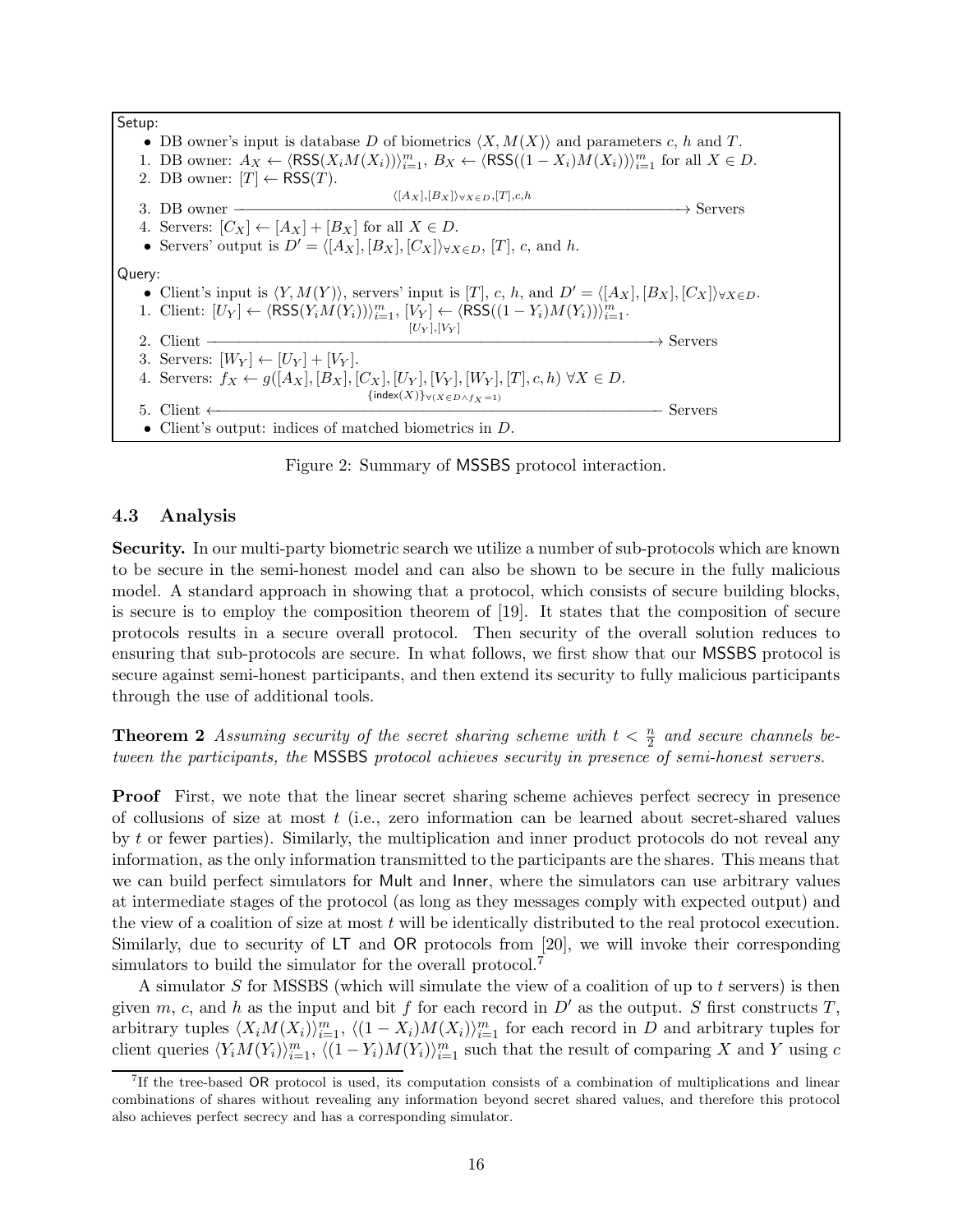Setup:

- DB owner's input is database $D$ of biometrics $\langle X, M(X)\rangle$ and parameters $c$, $h$ and $T$.

1. DB owner: $A_X \leftarrow \langle \mathsf{RSS}(X_i M(X_i))\rangle_{i=1}^m$, $B_X \leftarrow \langle \mathsf{RSS}((1-X_i)M(X_i))\rangle_{i=1}^m$ for all $X \in D$.
2. DB owner: $[T] \leftarrow \mathsf{RSS}(T)$.
3. DB owner $\xrightarrow{\langle [A_X],[B_X]\rangle_{\forall X \in D}, [T], c, h}$ Servers
4. Servers: $[C_X] \leftarrow [A_X] + [B_X]$ for all $X \in D$.

- Servers' output is $D' = \langle [A_X], [B_X], [C_X]\rangle_{\forall X \in D}$, $[T]$, $c$, and $h$.

Query:

- Client's input is $\langle Y, M(Y)\rangle$, servers' input is $[T]$, $c$, $h$, and $D' = \langle [A_X], [B_X], [C_X]\rangle_{\forall X \in D}$.

1. Client: $[U_Y] \leftarrow \langle \mathsf{RSS}(Y_i M(Y_i))\rangle_{i=1}^m$, $[V_Y] \leftarrow \langle \mathsf{RSS}((1-Y_i)M(Y_i))\rangle_{i=1}^m$.
2. Client $\xrightarrow{[U_Y],[V_Y]}$ Servers
3. Servers: $[W_Y] \leftarrow [U_Y] + [V_Y]$.
4. Servers: $f_X \leftarrow g([A_X], [B_X], [C_X], [U_Y], [V_Y], [W_Y], [T], c, h)\ \forall X \in D$.
5. Client $\xleftarrow{\{\mathsf{index}(X)\}_{\forall (X \in D \wedge f_X = 1)}}$ Servers

- Client's output: indices of matched biometrics in $D$.

Figure 2: Summary of MSSBS protocol interaction.

### 4.3 Analysis

**Security.** In our multi-party biometric search we utilize a number of sub-protocols which are known to be secure in the semi-honest model and can also be shown to be secure in the fully malicious model. A standard approach in showing that a protocol, which consists of secure building blocks, is secure is to employ the composition theorem of [19]. It states that the composition of secure protocols results in a secure overall protocol. Then security of the overall solution reduces to ensuring that sub-protocols are secure. In what follows, we first show that our MSSBS protocol is secure against semi-honest participants, and then extend its security to fully malicious participants through the use of additional tools.

**Theorem 2** *Assuming security of the secret sharing scheme with $t < \frac{n}{2}$ and secure channels between the participants, the* MSSBS *protocol achieves security in presence of semi-honest servers.*

**Proof** First, we note that the linear secret sharing scheme achieves perfect secrecy in presence of collusions of size at most $t$ (i.e., zero information can be learned about secret-shared values by $t$ or fewer parties). Similarly, the multiplication and inner product protocols do not reveal any information, as the only information transmitted to the participants are the shares. This means that we can build perfect simulators for Mult and Inner, where the simulators can use arbitrary values at intermediate stages of the protocol (as long as they messages comply with expected output) and the view of a coalition of size at most $t$ will be identically distributed to the real protocol execution. Similarly, due to security of LT and OR protocols from [20], we will invoke their corresponding simulators to build the simulator for the overall protocol.[7]

A simulator $S$ for MSSBS (which will simulate the view of a coalition of up to $t$ servers) is then given $m$, $c$, and $h$ as the input and bit $f$ for each record in $D'$ as the output. $S$ first constructs $T$, arbitrary tuples $\langle X_i M(X_i)\rangle_{i=1}^m$, $\langle (1-X_i)M(X_i)\rangle_{i=1}^m$ for each record in $D$ and arbitrary tuples for client queries $\langle Y_i M(Y_i)\rangle_{i=1}^m$, $\langle (1-Y_i)M(Y_i)\rangle_{i=1}^m$ such that the result of comparing $X$ and $Y$ using $c$

[7] If the tree-based OR protocol is used, its computation consists of a combination of multiplications and linear combinations of shares without revealing any information beyond secret shared values, and therefore this protocol also achieves perfect secrecy and has a corresponding simulator.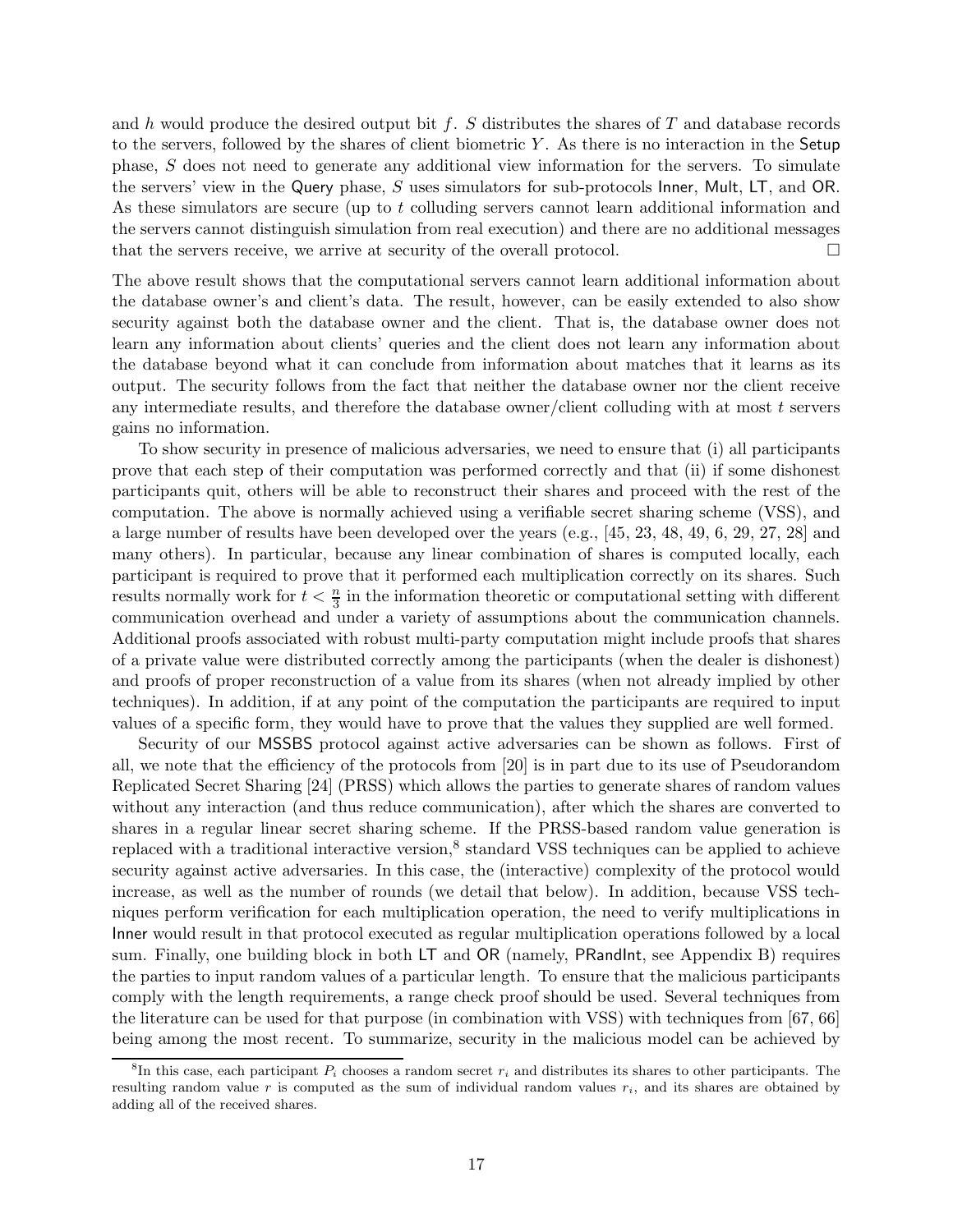and $h$ would produce the desired output bit $f$. $S$ distributes the shares of $T$ and database records to the servers, followed by the shares of client biometric $Y$. As there is no interaction in the Setup phase, $S$ does not need to generate any additional view information for the servers. To simulate the servers' view in the Query phase, $S$ uses simulators for sub-protocols Inner, Mult, LT, and OR. As these simulators are secure (up to $t$ colluding servers cannot learn additional information and the servers cannot distinguish simulation from real execution) and there are no additional messages that the servers receive, we arrive at security of the overall protocol. □

The above result shows that the computational servers cannot learn additional information about the database owner's and client's data. The result, however, can be easily extended to also show security against both the database owner and the client. That is, the database owner does not learn any information about clients' queries and the client does not learn any information about the database beyond what it can conclude from information about matches that it learns as its output. The security follows from the fact that neither the database owner nor the client receive any intermediate results, and therefore the database owner/client colluding with at most $t$ servers gains no information.

To show security in presence of malicious adversaries, we need to ensure that (i) all participants prove that each step of their computation was performed correctly and that (ii) if some dishonest participants quit, others will be able to reconstruct their shares and proceed with the rest of the computation. The above is normally achieved using a verifiable secret sharing scheme (VSS), and a large number of results have been developed over the years (e.g., [45, 23, 48, 49, 6, 29, 27, 28] and many others). In particular, because any linear combination of shares is computed locally, each participant is required to prove that it performed each multiplication correctly on its shares. Such results normally work for $t < \frac{n}{3}$ in the information theoretic or computational setting with different communication overhead and under a variety of assumptions about the communication channels. Additional proofs associated with robust multi-party computation might include proofs that shares of a private value were distributed correctly among the participants (when the dealer is dishonest) and proofs of proper reconstruction of a value from its shares (when not already implied by other techniques). In addition, if at any point of the computation the participants are required to input values of a specific form, they would have to prove that the values they supplied are well formed.

Security of our MSSBS protocol against active adversaries can be shown as follows. First of all, we note that the efficiency of the protocols from [20] is in part due to its use of Pseudorandom Replicated Secret Sharing [24] (PRSS) which allows the parties to generate shares of random values without any interaction (and thus reduce communication), after which the shares are converted to shares in a regular linear secret sharing scheme. If the PRSS-based random value generation is replaced with a traditional interactive version,[8] standard VSS techniques can be applied to achieve security against active adversaries. In this case, the (interactive) complexity of the protocol would increase, as well as the number of rounds (we detail that below). In addition, because VSS techniques perform verification for each multiplication operation, the need to verify multiplications in Inner would result in that protocol executed as regular multiplication operations followed by a local sum. Finally, one building block in both LT and OR (namely, PRandInt, see Appendix B) requires the parties to input random values of a particular length. To ensure that the malicious participants comply with the length requirements, a range check proof should be used. Several techniques from the literature can be used for that purpose (in combination with VSS) with techniques from [67, 66] being among the most recent. To summarize, security in the malicious model can be achieved by

[8] In this case, each participant $P_i$ chooses a random secret $r_i$ and distributes its shares to other participants. The resulting random value $r$ is computed as the sum of individual random values $r_i$, and its shares are obtained by adding all of the received shares.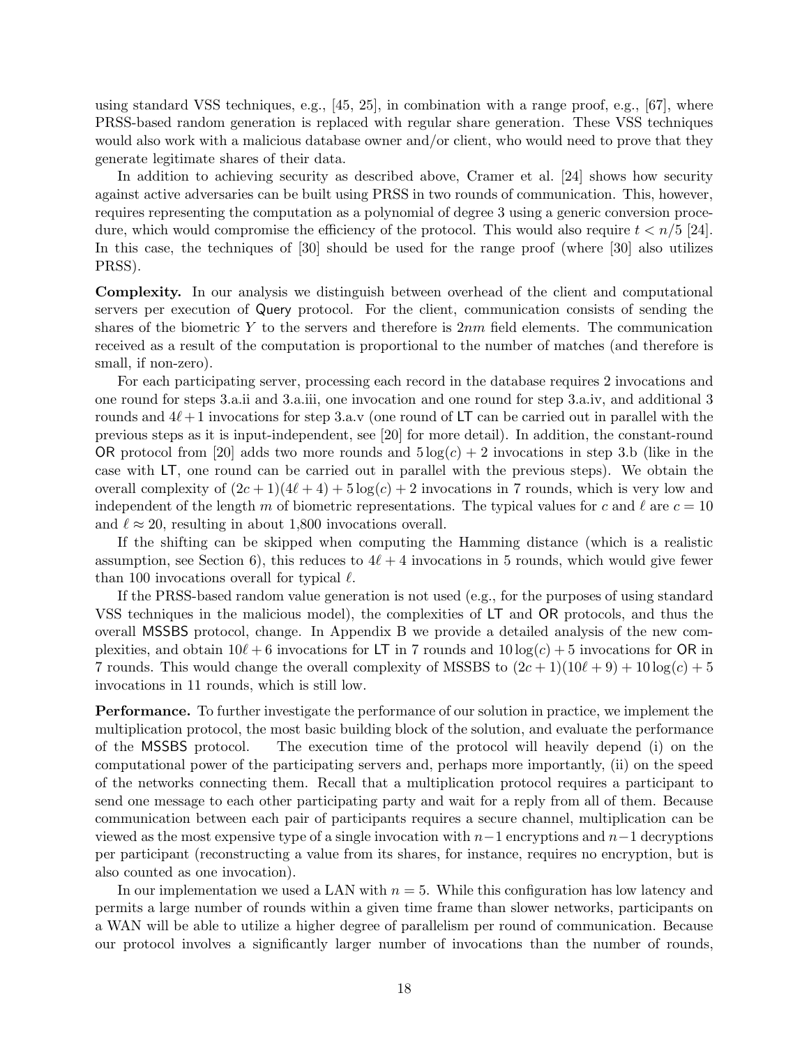using standard VSS techniques, e.g., [45, 25], in combination with a range proof, e.g., [67], where PRSS-based random generation is replaced with regular share generation. These VSS techniques would also work with a malicious database owner and/or client, who would need to prove that they generate legitimate shares of their data.

In addition to achieving security as described above, Cramer et al. [24] shows how security against active adversaries can be built using PRSS in two rounds of communication. This, however, requires representing the computation as a polynomial of degree 3 using a generic conversion procedure, which would compromise the efficiency of the protocol. This would also require $t < n/5$ [24]. In this case, the techniques of [30] should be used for the range proof (where [30] also utilizes PRSS).

**Complexity.** In our analysis we distinguish between overhead of the client and computational servers per execution of Query protocol. For the client, communication consists of sending the shares of the biometric $Y$ to the servers and therefore is $2nm$ field elements. The communication received as a result of the computation is proportional to the number of matches (and therefore is small, if non-zero).

For each participating server, processing each record in the database requires 2 invocations and one round for steps 3.a.ii and 3.a.iii, one invocation and one round for step 3.a.iv, and additional 3 rounds and $4\ell + 1$ invocations for step 3.a.v (one round of LT can be carried out in parallel with the previous steps as it is input-independent, see [20] for more detail). In addition, the constant-round OR protocol from [20] adds two more rounds and $5\log(c) + 2$ invocations in step 3.b (like in the case with LT, one round can be carried out in parallel with the previous steps). We obtain the overall complexity of $(2c+1)(4\ell+4) + 5\log(c) + 2$ invocations in 7 rounds, which is very low and independent of the length $m$ of biometric representations. The typical values for $c$ and $\ell$ are $c = 10$ and $\ell \approx 20$, resulting in about 1,800 invocations overall.

If the shifting can be skipped when computing the Hamming distance (which is a realistic assumption, see Section 6), this reduces to $4\ell + 4$ invocations in 5 rounds, which would give fewer than 100 invocations overall for typical $\ell$.

If the PRSS-based random value generation is not used (e.g., for the purposes of using standard VSS techniques in the malicious model), the complexities of LT and OR protocols, and thus the overall MSSBS protocol, change. In Appendix B we provide a detailed analysis of the new complexities, and obtain $10\ell + 6$ invocations for LT in 7 rounds and $10\log(c) + 5$ invocations for OR in 7 rounds. This would change the overall complexity of MSSBS to $(2c+1)(10\ell+9) + 10\log(c) + 5$ invocations in 11 rounds, which is still low.

**Performance.** To further investigate the performance of our solution in practice, we implement the multiplication protocol, the most basic building block of the solution, and evaluate the performance of the MSSBS protocol. The execution time of the protocol will heavily depend (i) on the computational power of the participating servers and, perhaps more importantly, (ii) on the speed of the networks connecting them. Recall that a multiplication protocol requires a participant to send one message to each other participating party and wait for a reply from all of them. Because communication between each pair of participants requires a secure channel, multiplication can be viewed as the most expensive type of a single invocation with $n-1$ encryptions and $n-1$ decryptions per participant (reconstructing a value from its shares, for instance, requires no encryption, but is also counted as one invocation).

In our implementation we used a LAN with $n = 5$. While this configuration has low latency and permits a large number of rounds within a given time frame than slower networks, participants on a WAN will be able to utilize a higher degree of parallelism per round of communication. Because our protocol involves a significantly larger number of invocations than the number of rounds,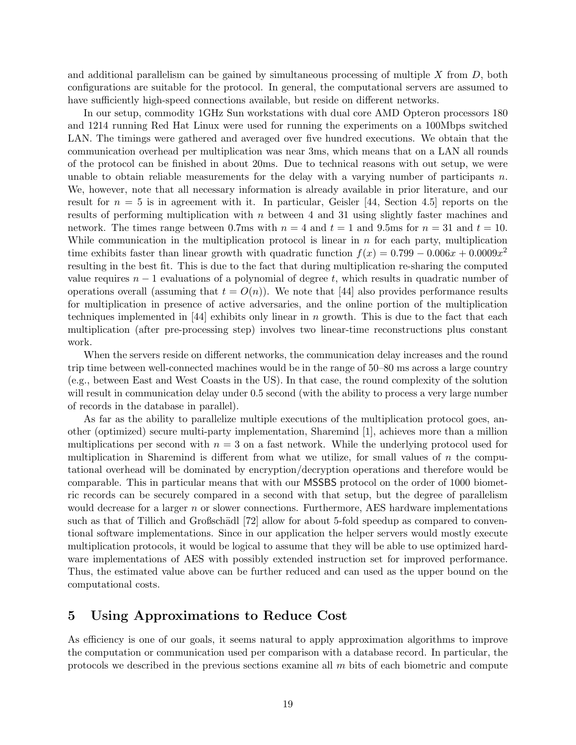and additional parallelism can be gained by simultaneous processing of multiple $X$ from $D$, both configurations are suitable for the protocol. In general, the computational servers are assumed to have sufficiently high-speed connections available, but reside on different networks.

In our setup, commodity 1GHz Sun workstations with dual core AMD Opteron processors 180 and 1214 running Red Hat Linux were used for running the experiments on a 100Mbps switched LAN. The timings were gathered and averaged over five hundred executions. We obtain that the communication overhead per multiplication was near 3ms, which means that on a LAN all rounds of the protocol can be finished in about 20ms. Due to technical reasons with out setup, we were unable to obtain reliable measurements for the delay with a varying number of participants $n$. We, however, note that all necessary information is already available in prior literature, and our result for $n = 5$ is in agreement with it. In particular, Geisler [44, Section 4.5] reports on the results of performing multiplication with $n$ between 4 and 31 using slightly faster machines and network. The times range between 0.7ms with $n = 4$ and $t = 1$ and 9.5ms for $n = 31$ and $t = 10$. While communication in the multiplication protocol is linear in $n$ for each party, multiplication time exhibits faster than linear growth with quadratic function $f(x) = 0.799 - 0.006x + 0.0009x^2$ resulting in the best fit. This is due to the fact that during multiplication re-sharing the computed value requires $n - 1$ evaluations of a polynomial of degree $t$, which results in quadratic number of operations overall (assuming that $t = O(n)$). We note that [44] also provides performance results for multiplication in presence of active adversaries, and the online portion of the multiplication techniques implemented in [44] exhibits only linear in $n$ growth. This is due to the fact that each multiplication (after pre-processing step) involves two linear-time reconstructions plus constant work.

When the servers reside on different networks, the communication delay increases and the round trip time between well-connected machines would be in the range of 50–80 ms across a large country (e.g., between East and West Coasts in the US). In that case, the round complexity of the solution will result in communication delay under 0.5 second (with the ability to process a very large number of records in the database in parallel).

As far as the ability to parallelize multiple executions of the multiplication protocol goes, another (optimized) secure multi-party implementation, Sharemind [1], achieves more than a million multiplications per second with $n = 3$ on a fast network. While the underlying protocol used for multiplication in Sharemind is different from what we utilize, for small values of $n$ the computational overhead will be dominated by encryption/decryption operations and therefore would be comparable. This in particular means that with our MSSBS protocol on the order of 1000 biometric records can be securely compared in a second with that setup, but the degree of parallelism would decrease for a larger $n$ or slower connections. Furthermore, AES hardware implementations such as that of Tillich and Großschädl [72] allow for about 5-fold speedup as compared to conventional software implementations. Since in our application the helper servers would mostly execute multiplication protocols, it would be logical to assume that they will be able to use optimized hardware implementations of AES with possibly extended instruction set for improved performance. Thus, the estimated value above can be further reduced and can used as the upper bound on the computational costs.

## 5 Using Approximations to Reduce Cost

As efficiency is one of our goals, it seems natural to apply approximation algorithms to improve the computation or communication used per comparison with a database record. In particular, the protocols we described in the previous sections examine all $m$ bits of each biometric and compute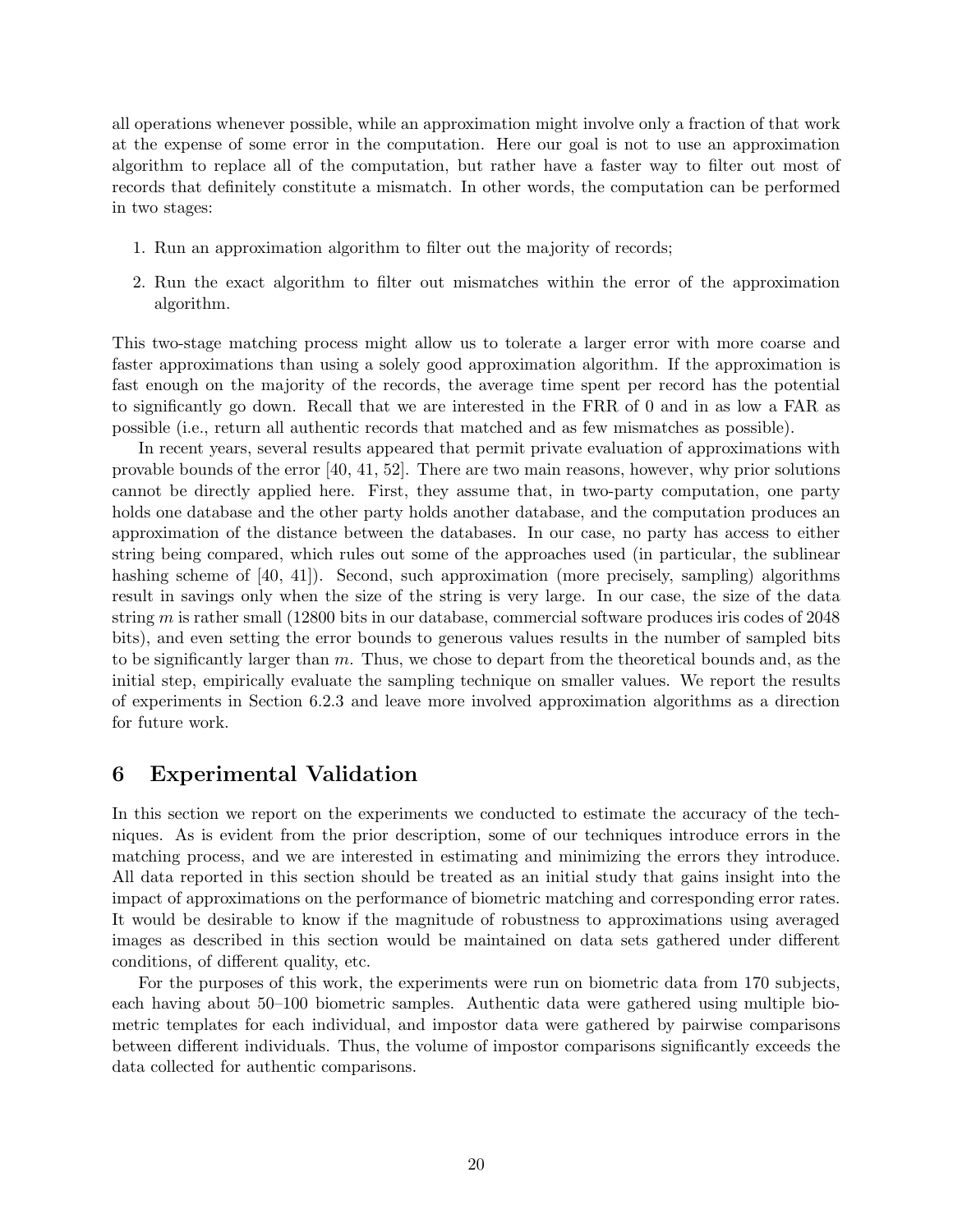all operations whenever possible, while an approximation might involve only a fraction of that work at the expense of some error in the computation. Here our goal is not to use an approximation algorithm to replace all of the computation, but rather have a faster way to filter out most of records that definitely constitute a mismatch. In other words, the computation can be performed in two stages:

1. Run an approximation algorithm to filter out the majority of records;
2. Run the exact algorithm to filter out mismatches within the error of the approximation algorithm.

This two-stage matching process might allow us to tolerate a larger error with more coarse and faster approximations than using a solely good approximation algorithm. If the approximation is fast enough on the majority of the records, the average time spent per record has the potential to significantly go down. Recall that we are interested in the FRR of 0 and in as low a FAR as possible (i.e., return all authentic records that matched and as few mismatches as possible).

In recent years, several results appeared that permit private evaluation of approximations with provable bounds of the error [40, 41, 52]. There are two main reasons, however, why prior solutions cannot be directly applied here. First, they assume that, in two-party computation, one party holds one database and the other party holds another database, and the computation produces an approximation of the distance between the databases. In our case, no party has access to either string being compared, which rules out some of the approaches used (in particular, the sublinear hashing scheme of [40, 41]). Second, such approximation (more precisely, sampling) algorithms result in savings only when the size of the string is very large. In our case, the size of the data string $m$ is rather small (12800 bits in our database, commercial software produces iris codes of 2048 bits), and even setting the error bounds to generous values results in the number of sampled bits to be significantly larger than $m$. Thus, we chose to depart from the theoretical bounds and, as the initial step, empirically evaluate the sampling technique on smaller values. We report the results of experiments in Section 6.2.3 and leave more involved approximation algorithms as a direction for future work.

# 6 Experimental Validation

In this section we report on the experiments we conducted to estimate the accuracy of the techniques. As is evident from the prior description, some of our techniques introduce errors in the matching process, and we are interested in estimating and minimizing the errors they introduce. All data reported in this section should be treated as an initial study that gains insight into the impact of approximations on the performance of biometric matching and corresponding error rates. It would be desirable to know if the magnitude of robustness to approximations using averaged images as described in this section would be maintained on data sets gathered under different conditions, of different quality, etc.

For the purposes of this work, the experiments were run on biometric data from 170 subjects, each having about 50–100 biometric samples. Authentic data were gathered using multiple biometric templates for each individual, and impostor data were gathered by pairwise comparisons between different individuals. Thus, the volume of impostor comparisons significantly exceeds the data collected for authentic comparisons.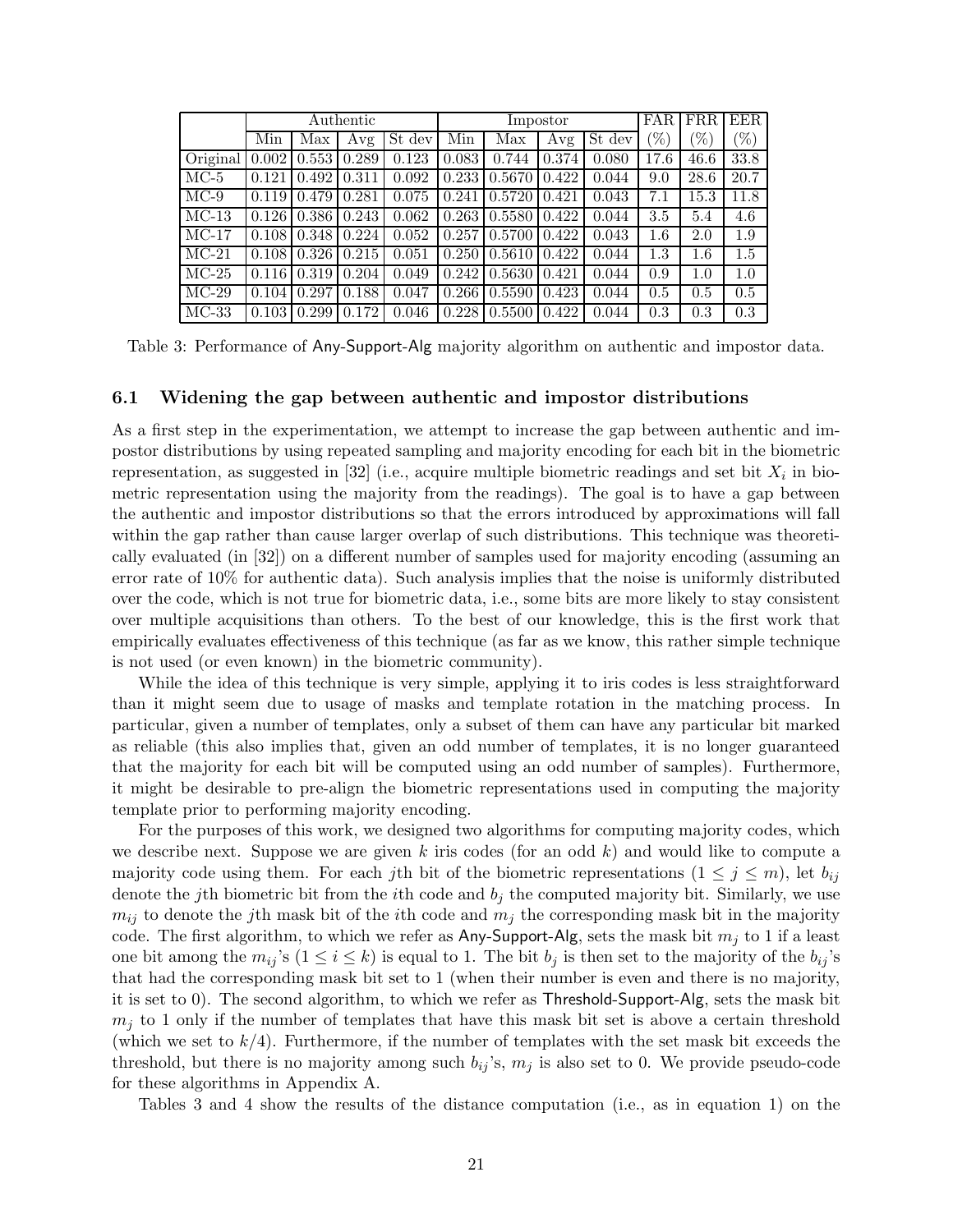| | Authentic | | | | Impostor | | | | FAR | FRR | EER |
|---|---|---|---|---|---|---|---|---|---|---|---|
| | Min | Max | Avg | St dev | Min | Max | Avg | St dev | (%) | (%) | (%) |
| Original | 0.002 | 0.553 | 0.289 | 0.123 | 0.083 | 0.744 | 0.374 | 0.080 | 17.6 | 46.6 | 33.8 |
| MC-5 | 0.121 | 0.492 | 0.311 | 0.092 | 0.233 | 0.5670 | 0.422 | 0.044 | 9.0 | 28.6 | 20.7 |
| MC-9 | 0.119 | 0.479 | 0.281 | 0.075 | 0.241 | 0.5720 | 0.421 | 0.043 | 7.1 | 15.3 | 11.8 |
| MC-13 | 0.126 | 0.386 | 0.243 | 0.062 | 0.263 | 0.5580 | 0.422 | 0.044 | 3.5 | 5.4 | 4.6 |
| MC-17 | 0.108 | 0.348 | 0.224 | 0.052 | 0.257 | 0.5700 | 0.422 | 0.043 | 1.6 | 2.0 | 1.9 |
| MC-21 | 0.108 | 0.326 | 0.215 | 0.051 | 0.250 | 0.5610 | 0.422 | 0.044 | 1.3 | 1.6 | 1.5 |
| MC-25 | 0.116 | 0.319 | 0.204 | 0.049 | 0.242 | 0.5630 | 0.421 | 0.044 | 0.9 | 1.0 | 1.0 |
| MC-29 | 0.104 | 0.297 | 0.188 | 0.047 | 0.266 | 0.5590 | 0.423 | 0.044 | 0.5 | 0.5 | 0.5 |
| MC-33 | 0.103 | 0.299 | 0.172 | 0.046 | 0.228 | 0.5500 | 0.422 | 0.044 | 0.3 | 0.3 | 0.3 |

Table 3: Performance of Any-Support-Alg majority algorithm on authentic and impostor data.

### 6.1 Widening the gap between authentic and impostor distributions

As a first step in the experimentation, we attempt to increase the gap between authentic and impostor distributions by using repeated sampling and majority encoding for each bit in the biometric representation, as suggested in [32] (i.e., acquire multiple biometric readings and set bit $X_i$ in biometric representation using the majority from the readings). The goal is to have a gap between the authentic and impostor distributions so that the errors introduced by approximations will fall within the gap rather than cause larger overlap of such distributions. This technique was theoretically evaluated (in [32]) on a different number of samples used for majority encoding (assuming an error rate of 10% for authentic data). Such analysis implies that the noise is uniformly distributed over the code, which is not true for biometric data, i.e., some bits are more likely to stay consistent over multiple acquisitions than others. To the best of our knowledge, this is the first work that empirically evaluates effectiveness of this technique (as far as we know, this rather simple technique is not used (or even known) in the biometric community).

While the idea of this technique is very simple, applying it to iris codes is less straightforward than it might seem due to usage of masks and template rotation in the matching process. In particular, given a number of templates, only a subset of them can have any particular bit marked as reliable (this also implies that, given an odd number of templates, it is no longer guaranteed that the majority for each bit will be computed using an odd number of samples). Furthermore, it might be desirable to pre-align the biometric representations used in computing the majority template prior to performing majority encoding.

For the purposes of this work, we designed two algorithms for computing majority codes, which we describe next. Suppose we are given $k$ iris codes (for an odd $k$) and would like to compute a majority code using them. For each $j$th bit of the biometric representations ($1 \leq j \leq m$), let $b_{ij}$ denote the $j$th biometric bit from the $i$th code and $b_j$ the computed majority bit. Similarly, we use $m_{ij}$ to denote the $j$th mask bit of the $i$th code and $m_j$ the corresponding mask bit in the majority code. The first algorithm, to which we refer as Any-Support-Alg, sets the mask bit $m_j$ to 1 if a least one bit among the $m_{ij}$'s ($1 \leq i \leq k$) is equal to 1. The bit $b_j$ is then set to the majority of the $b_{ij}$'s that had the corresponding mask bit set to 1 (when their number is even and there is no majority, it is set to 0). The second algorithm, to which we refer as Threshold-Support-Alg, sets the mask bit $m_j$ to 1 only if the number of templates that have this mask bit set is above a certain threshold (which we set to $k/4$). Furthermore, if the number of templates with the set mask bit exceeds the threshold, but there is no majority among such $b_{ij}$'s, $m_j$ is also set to 0. We provide pseudo-code for these algorithms in Appendix A.

Tables 3 and 4 show the results of the distance computation (i.e., as in equation 1) on the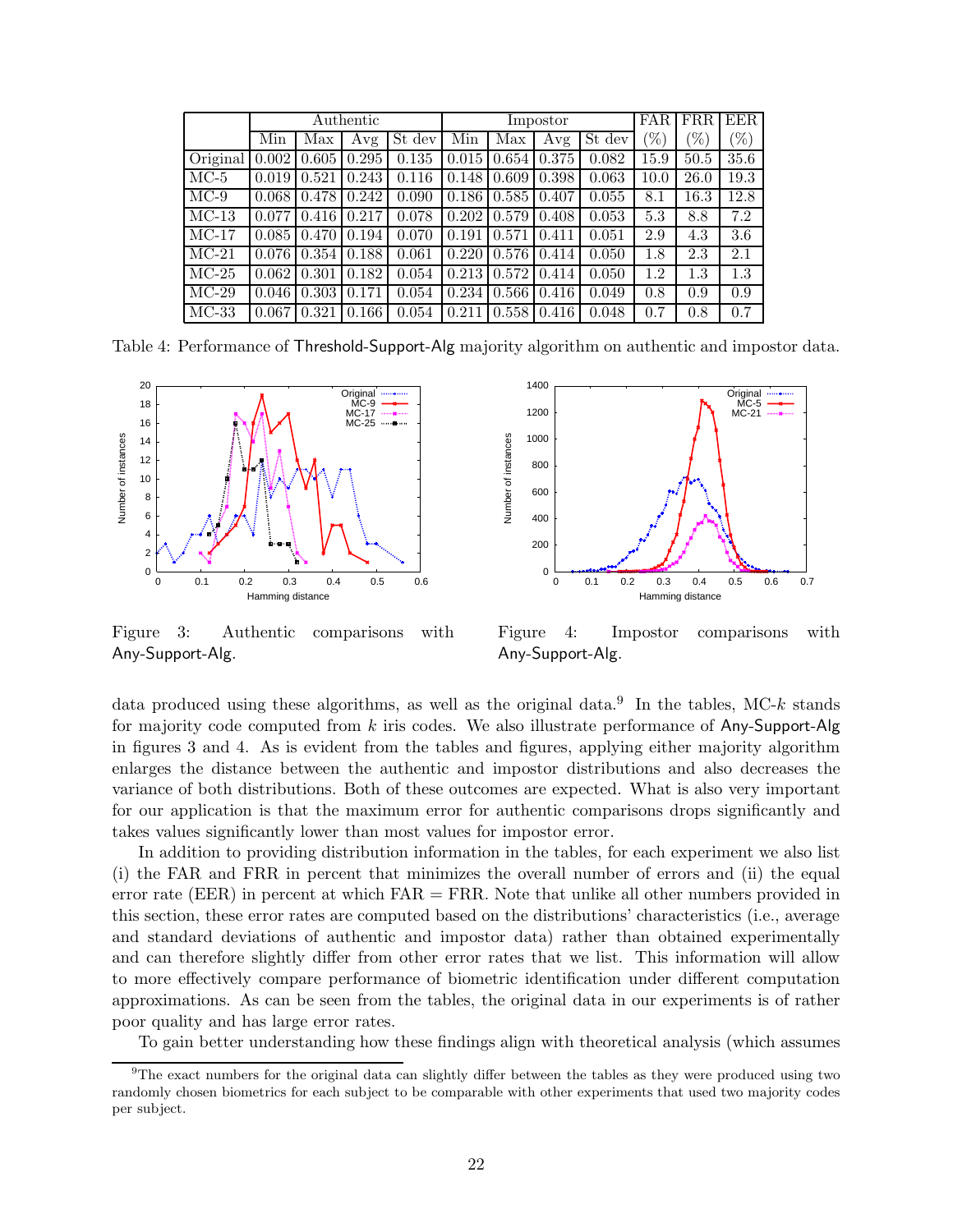| | Authentic | | | | Impostor | | | | FAR | FRR | EER |
|---|---|---|---|---|---|---|---|---|---|---|---|
| | Min | Max | Avg | St dev | Min | Max | Avg | St dev | (%) | (%) | (%) |
| Original | 0.002 | 0.605 | 0.295 | 0.135 | 0.015 | 0.654 | 0.375 | 0.082 | 15.9 | 50.5 | 35.6 |
| MC-5 | 0.019 | 0.521 | 0.243 | 0.116 | 0.148 | 0.609 | 0.398 | 0.063 | 10.0 | 26.0 | 19.3 |
| MC-9 | 0.068 | 0.478 | 0.242 | 0.090 | 0.186 | 0.585 | 0.407 | 0.055 | 8.1 | 16.3 | 12.8 |
| MC-13 | 0.077 | 0.416 | 0.217 | 0.078 | 0.202 | 0.579 | 0.408 | 0.053 | 5.3 | 8.8 | 7.2 |
| MC-17 | 0.085 | 0.470 | 0.194 | 0.070 | 0.191 | 0.571 | 0.411 | 0.051 | 2.9 | 4.3 | 3.6 |
| MC-21 | 0.076 | 0.354 | 0.188 | 0.061 | 0.220 | 0.576 | 0.414 | 0.050 | 1.8 | 2.3 | 2.1 |
| MC-25 | 0.062 | 0.301 | 0.182 | 0.054 | 0.213 | 0.572 | 0.414 | 0.050 | 1.2 | 1.3 | 1.3 |
| MC-29 | 0.046 | 0.303 | 0.171 | 0.054 | 0.234 | 0.566 | 0.416 | 0.049 | 0.8 | 0.9 | 0.9 |
| MC-33 | 0.067 | 0.321 | 0.166 | 0.054 | 0.211 | 0.558 | 0.416 | 0.048 | 0.7 | 0.8 | 0.7 |

Table 4: Performance of Threshold-Support-Alg majority algorithm on authentic and impostor data.

Figure 3: Authentic comparisons with Any-Support-Alg.

Figure 4: Impostor comparisons with Any-Support-Alg.

data produced using these algorithms, as well as the original data.[9] In the tables, MC-$k$ stands for majority code computed from $k$ iris codes. We also illustrate performance of Any-Support-Alg in figures 3 and 4. As is evident from the tables and figures, applying either majority algorithm enlarges the distance between the authentic and impostor distributions and also decreases the variance of both distributions. Both of these outcomes are expected. What is also very important for our application is that the maximum error for authentic comparisons drops significantly and takes values significantly lower than most values for impostor error.

In addition to providing distribution information in the tables, for each experiment we also list (i) the FAR and FRR in percent that minimizes the overall number of errors and (ii) the equal error rate (EER) in percent at which FAR = FRR. Note that unlike all other numbers provided in this section, these error rates are computed based on the distributions' characteristics (i.e., average and standard deviations of authentic and impostor data) rather than obtained experimentally and can therefore slightly differ from other error rates that we list. This information will allow to more effectively compare performance of biometric identification under different computation approximations. As can be seen from the tables, the original data in our experiments is of rather poor quality and has large error rates.

To gain better understanding how these findings align with theoretical analysis (which assumes

[9] The exact numbers for the original data can slightly differ between the tables as they were produced using two randomly chosen biometrics for each subject to be comparable with other experiments that used two majority codes per subject.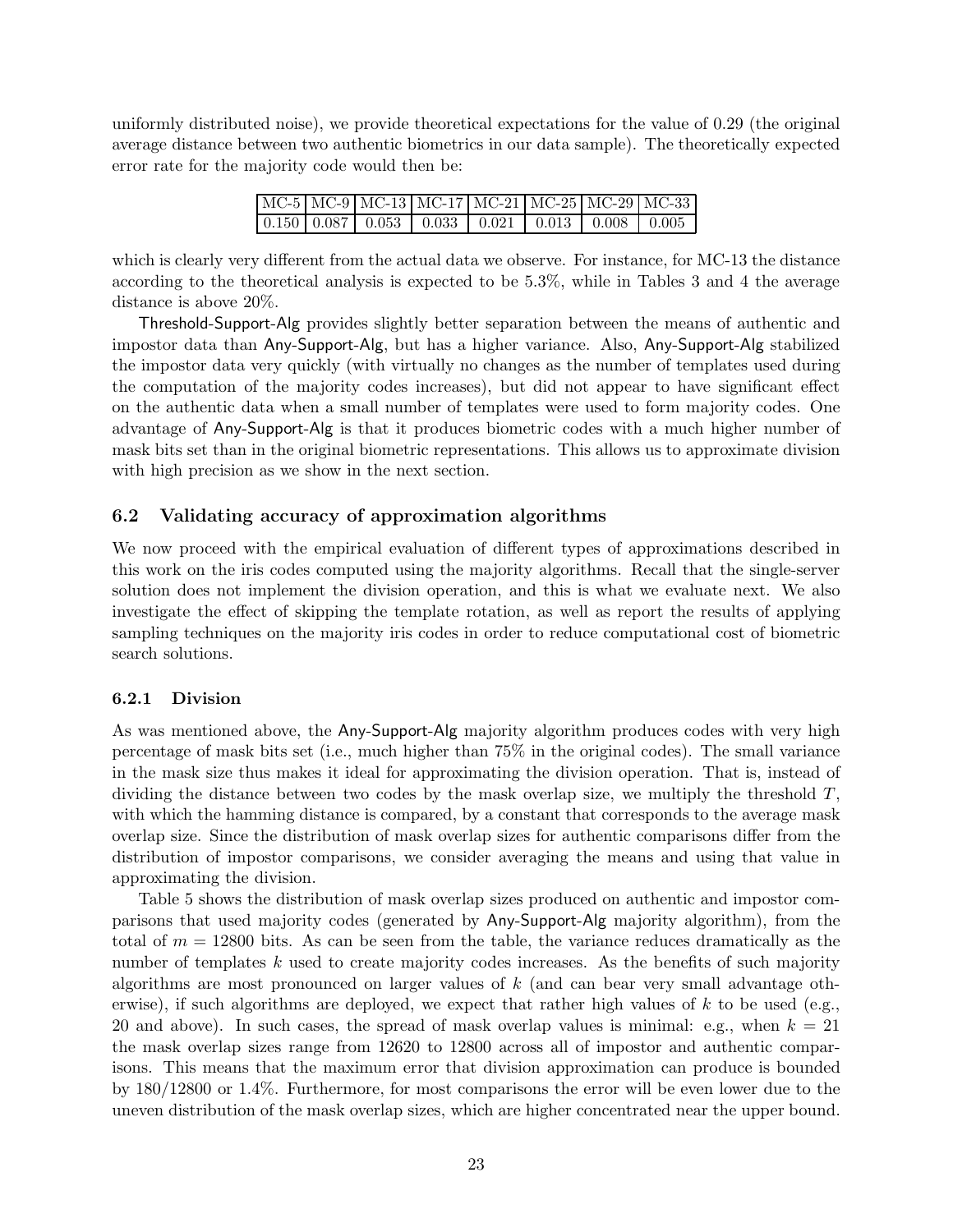uniformly distributed noise), we provide theoretical expectations for the value of 0.29 (the original average distance between two authentic biometrics in our data sample). The theoretically expected error rate for the majority code would then be:

| MC-5 | MC-9 | MC-13 | MC-17 | MC-21 | MC-25 | MC-29 | MC-33 |
|---|---|---|---|---|---|---|---|
| 0.150 | 0.087 | 0.053 | 0.033 | 0.021 | 0.013 | 0.008 | 0.005 |

which is clearly very different from the actual data we observe. For instance, for MC-13 the distance according to the theoretical analysis is expected to be 5.3%, while in Tables 3 and 4 the average distance is above 20%.

Threshold-Support-Alg provides slightly better separation between the means of authentic and impostor data than Any-Support-Alg, but has a higher variance. Also, Any-Support-Alg stabilized the impostor data very quickly (with virtually no changes as the number of templates used during the computation of the majority codes increases), but did not appear to have significant effect on the authentic data when a small number of templates were used to form majority codes. One advantage of Any-Support-Alg is that it produces biometric codes with a much higher number of mask bits set than in the original biometric representations. This allows us to approximate division with high precision as we show in the next section.

### 6.2 Validating accuracy of approximation algorithms

We now proceed with the empirical evaluation of different types of approximations described in this work on the iris codes computed using the majority algorithms. Recall that the single-server solution does not implement the division operation, and this is what we evaluate next. We also investigate the effect of skipping the template rotation, as well as report the results of applying sampling techniques on the majority iris codes in order to reduce computational cost of biometric search solutions.

#### 6.2.1 Division

As was mentioned above, the Any-Support-Alg majority algorithm produces codes with very high percentage of mask bits set (i.e., much higher than 75% in the original codes). The small variance in the mask size thus makes it ideal for approximating the division operation. That is, instead of dividing the distance between two codes by the mask overlap size, we multiply the threshold $T$, with which the hamming distance is compared, by a constant that corresponds to the average mask overlap size. Since the distribution of mask overlap sizes for authentic comparisons differ from the distribution of impostor comparisons, we consider averaging the means and using that value in approximating the division.

Table 5 shows the distribution of mask overlap sizes produced on authentic and impostor comparisons that used majority codes (generated by Any-Support-Alg majority algorithm), from the total of $m = 12800$ bits. As can be seen from the table, the variance reduces dramatically as the number of templates $k$ used to create majority codes increases. As the benefits of such majority algorithms are most pronounced on larger values of $k$ (and can bear very small advantage otherwise), if such algorithms are deployed, we expect that rather high values of $k$ to be used (e.g., 20 and above). In such cases, the spread of mask overlap values is minimal: e.g., when $k = 21$ the mask overlap sizes range from 12620 to 12800 across all of impostor and authentic comparisons. This means that the maximum error that division approximation can produce is bounded by 180/12800 or 1.4%. Furthermore, for most comparisons the error will be even lower due to the uneven distribution of the mask overlap sizes, which are higher concentrated near the upper bound.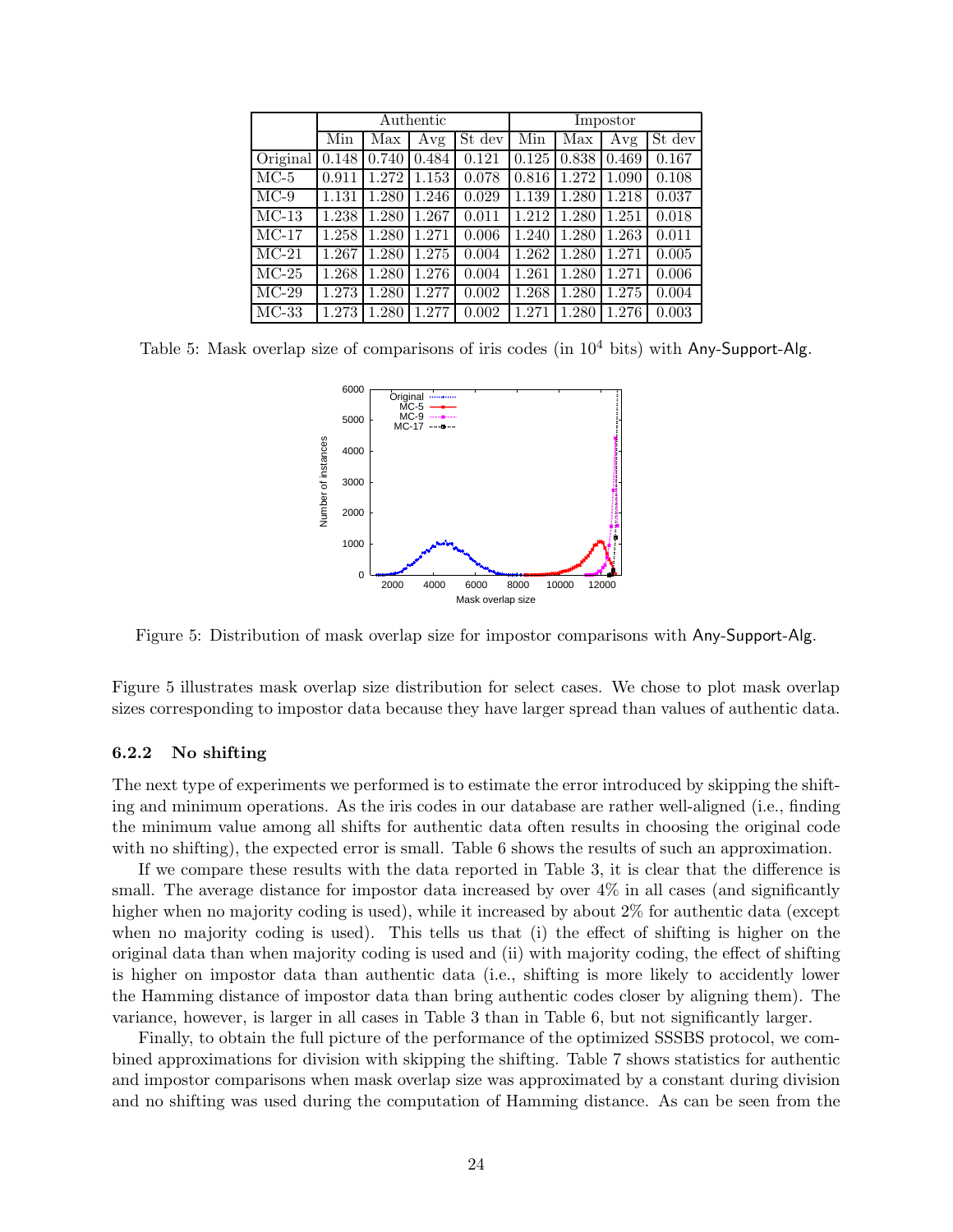| | Authentic | | | | Impostor | | | |
|---|---|---|---|---|---|---|---|---|
| | Min | Max | Avg | St dev | Min | Max | Avg | St dev |
| Original | 0.148 | 0.740 | 0.484 | 0.121 | 0.125 | 0.838 | 0.469 | 0.167 |
| MC-5 | 0.911 | 1.272 | 1.153 | 0.078 | 0.816 | 1.272 | 1.090 | 0.108 |
| MC-9 | 1.131 | 1.280 | 1.246 | 0.029 | 1.139 | 1.280 | 1.218 | 0.037 |
| MC-13 | 1.238 | 1.280 | 1.267 | 0.011 | 1.212 | 1.280 | 1.251 | 0.018 |
| MC-17 | 1.258 | 1.280 | 1.271 | 0.006 | 1.240 | 1.280 | 1.263 | 0.011 |
| MC-21 | 1.267 | 1.280 | 1.275 | 0.004 | 1.262 | 1.280 | 1.271 | 0.005 |
| MC-25 | 1.268 | 1.280 | 1.276 | 0.004 | 1.261 | 1.280 | 1.271 | 0.006 |
| MC-29 | 1.273 | 1.280 | 1.277 | 0.002 | 1.268 | 1.280 | 1.275 | 0.004 |
| MC-33 | 1.273 | 1.280 | 1.277 | 0.002 | 1.271 | 1.280 | 1.276 | 0.003 |

Table 5: Mask overlap size of comparisons of iris codes (in $10^4$ bits) with Any-Support-Alg.

Figure 5: Distribution of mask overlap size for impostor comparisons with Any-Support-Alg.

Figure 5 illustrates mask overlap size distribution for select cases. We chose to plot mask overlap sizes corresponding to impostor data because they have larger spread than values of authentic data.

### 6.2.2 No shifting

The next type of experiments we performed is to estimate the error introduced by skipping the shifting and minimum operations. As the iris codes in our database are rather well-aligned (i.e., finding the minimum value among all shifts for authentic data often results in choosing the original code with no shifting), the expected error is small. Table 6 shows the results of such an approximation.

If we compare these results with the data reported in Table 3, it is clear that the difference is small. The average distance for impostor data increased by over 4% in all cases (and significantly higher when no majority coding is used), while it increased by about 2% for authentic data (except when no majority coding is used). This tells us that (i) the effect of shifting is higher on the original data than when majority coding is used and (ii) with majority coding, the effect of shifting is higher on impostor data than authentic data (i.e., shifting is more likely to accidently lower the Hamming distance of impostor data than bring authentic codes closer by aligning them). The variance, however, is larger in all cases in Table 3 than in Table 6, but not significantly larger.

Finally, to obtain the full picture of the performance of the optimized SSSBS protocol, we combined approximations for division with skipping the shifting. Table 7 shows statistics for authentic and impostor comparisons when mask overlap size was approximated by a constant during division and no shifting was used during the computation of Hamming distance. As can be seen from the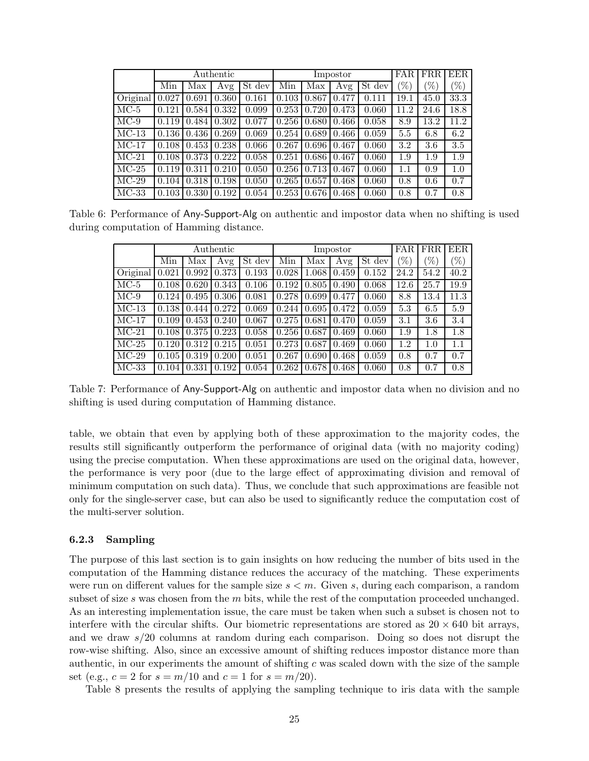| | Authentic | | | | Impostor | | | | FAR | FRR | EER |
|---|---|---|---|---|---|---|---|---|---|---|---|
| | Min | Max | Avg | St dev | Min | Max | Avg | St dev | (%) | (%) | (%) |
| Original | 0.027 | 0.691 | 0.360 | 0.161 | 0.103 | 0.867 | 0.477 | 0.111 | 19.1 | 45.0 | 33.3 |
| MC-5 | 0.121 | 0.584 | 0.332 | 0.099 | 0.253 | 0.720 | 0.473 | 0.060 | 11.2 | 24.6 | 18.8 |
| MC-9 | 0.119 | 0.484 | 0.302 | 0.077 | 0.256 | 0.680 | 0.466 | 0.058 | 8.9 | 13.2 | 11.2 |
| MC-13 | 0.136 | 0.436 | 0.269 | 0.069 | 0.254 | 0.689 | 0.466 | 0.059 | 5.5 | 6.8 | 6.2 |
| MC-17 | 0.108 | 0.453 | 0.238 | 0.066 | 0.267 | 0.696 | 0.467 | 0.060 | 3.2 | 3.6 | 3.5 |
| MC-21 | 0.108 | 0.373 | 0.222 | 0.058 | 0.251 | 0.686 | 0.467 | 0.060 | 1.9 | 1.9 | 1.9 |
| MC-25 | 0.119 | 0.311 | 0.210 | 0.050 | 0.256 | 0.713 | 0.467 | 0.060 | 1.1 | 0.9 | 1.0 |
| MC-29 | 0.104 | 0.318 | 0.198 | 0.050 | 0.265 | 0.657 | 0.468 | 0.060 | 0.8 | 0.6 | 0.7 |
| MC-33 | 0.103 | 0.330 | 0.192 | 0.054 | 0.253 | 0.676 | 0.468 | 0.060 | 0.8 | 0.7 | 0.8 |

Table 6: Performance of Any-Support-Alg on authentic and impostor data when no shifting is used during computation of Hamming distance.

| | Authentic | | | | Impostor | | | | FAR | FRR | EER |
|---|---|---|---|---|---|---|---|---|---|---|---|
| | Min | Max | Avg | St dev | Min | Max | Avg | St dev | (%) | (%) | (%) |
| Original | 0.021 | 0.992 | 0.373 | 0.193 | 0.028 | 1.068 | 0.459 | 0.152 | 24.2 | 54.2 | 40.2 |
| MC-5 | 0.108 | 0.620 | 0.343 | 0.106 | 0.192 | 0.805 | 0.490 | 0.068 | 12.6 | 25.7 | 19.9 |
| MC-9 | 0.124 | 0.495 | 0.306 | 0.081 | 0.278 | 0.699 | 0.477 | 0.060 | 8.8 | 13.4 | 11.3 |
| MC-13 | 0.138 | 0.444 | 0.272 | 0.069 | 0.244 | 0.695 | 0.472 | 0.059 | 5.3 | 6.5 | 5.9 |
| MC-17 | 0.109 | 0.453 | 0.240 | 0.067 | 0.275 | 0.681 | 0.470 | 0.059 | 3.1 | 3.6 | 3.4 |
| MC-21 | 0.108 | 0.375 | 0.223 | 0.058 | 0.256 | 0.687 | 0.469 | 0.060 | 1.9 | 1.8 | 1.8 |
| MC-25 | 0.120 | 0.312 | 0.215 | 0.051 | 0.273 | 0.687 | 0.469 | 0.060 | 1.2 | 1.0 | 1.1 |
| MC-29 | 0.105 | 0.319 | 0.200 | 0.051 | 0.267 | 0.690 | 0.468 | 0.059 | 0.8 | 0.7 | 0.7 |
| MC-33 | 0.104 | 0.331 | 0.192 | 0.054 | 0.262 | 0.678 | 0.468 | 0.060 | 0.8 | 0.7 | 0.8 |

Table 7: Performance of Any-Support-Alg on authentic and impostor data when no division and no shifting is used during computation of Hamming distance.

table, we obtain that even by applying both of these approximation to the majority codes, the results still significantly outperform the performance of original data (with no majority coding) using the precise computation. When these approximations are used on the original data, however, the performance is very poor (due to the large effect of approximating division and removal of minimum computation on such data). Thus, we conclude that such approximations are feasible not only for the single-server case, but can also be used to significantly reduce the computation cost of the multi-server solution.

#### 6.2.3 Sampling

The purpose of this last section is to gain insights on how reducing the number of bits used in the computation of the Hamming distance reduces the accuracy of the matching. These experiments were run on different values for the sample size $s < m$. Given $s$, during each comparison, a random subset of size $s$ was chosen from the $m$ bits, while the rest of the computation proceeded unchanged. As an interesting implementation issue, the care must be taken when such a subset is chosen not to interfere with the circular shifts. Our biometric representations are stored as $20 \times 640$ bit arrays, and we draw $s/20$ columns at random during each comparison. Doing so does not disrupt the row-wise shifting. Also, since an excessive amount of shifting reduces impostor distance more than authentic, in our experiments the amount of shifting $c$ was scaled down with the size of the sample set (e.g., $c = 2$ for $s = m/10$ and $c = 1$ for $s = m/20$).

Table 8 presents the results of applying the sampling technique to iris data with the sample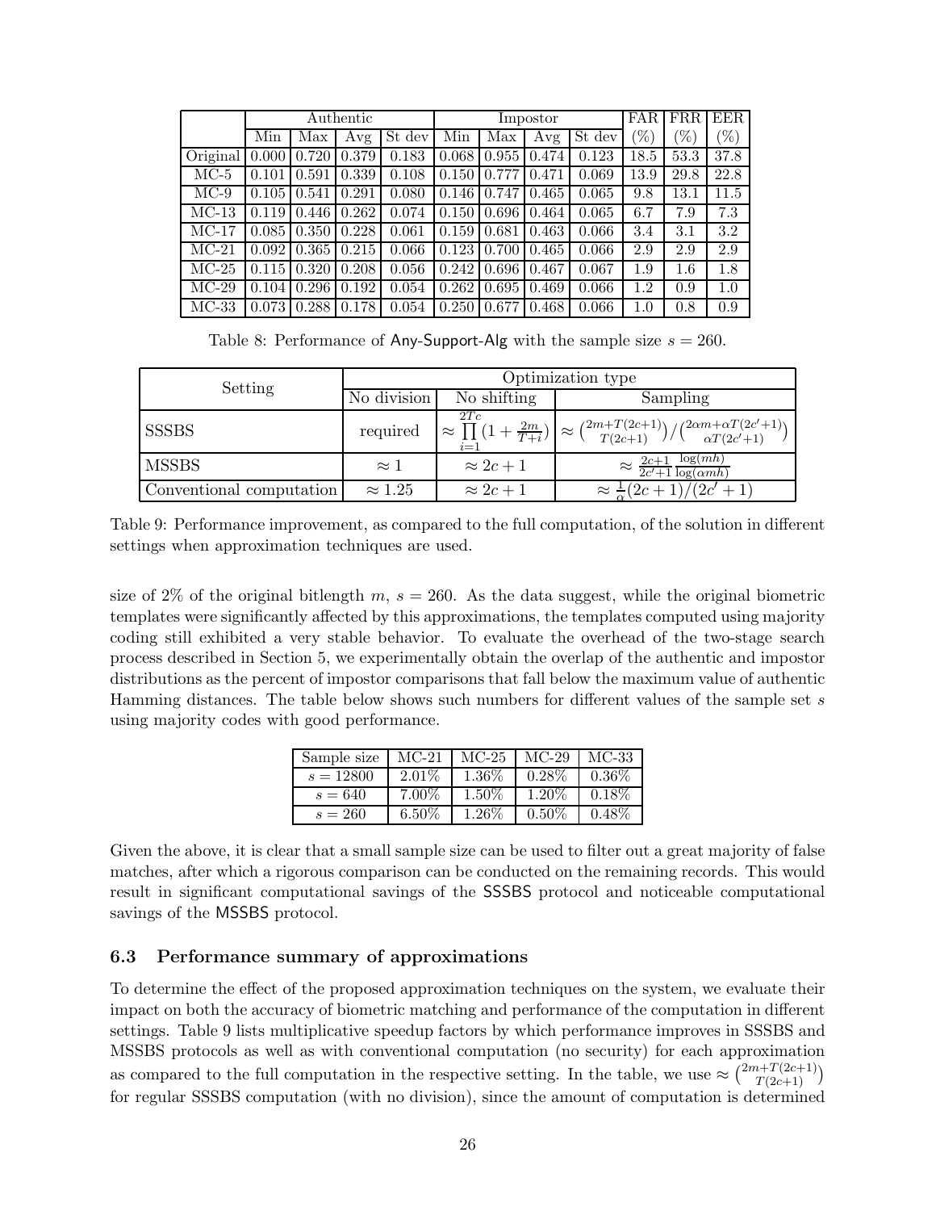| | Authentic | | | | Impostor | | | | FAR | FRR | EER |
|---|---|---|---|---|---|---|---|---|---|---|---|
| | Min | Max | Avg | St dev | Min | Max | Avg | St dev | (%) | (%) | (%) |
| Original | 0.000 | 0.720 | 0.379 | 0.183 | 0.068 | 0.955 | 0.474 | 0.123 | 18.5 | 53.3 | 37.8 |
| MC-5 | 0.101 | 0.591 | 0.339 | 0.108 | 0.150 | 0.777 | 0.471 | 0.069 | 13.9 | 29.8 | 22.8 |
| MC-9 | 0.105 | 0.541 | 0.291 | 0.080 | 0.146 | 0.747 | 0.465 | 0.065 | 9.8 | 13.1 | 11.5 |
| MC-13 | 0.119 | 0.446 | 0.262 | 0.074 | 0.150 | 0.696 | 0.464 | 0.065 | 6.7 | 7.9 | 7.3 |
| MC-17 | 0.085 | 0.350 | 0.228 | 0.061 | 0.159 | 0.681 | 0.463 | 0.066 | 3.4 | 3.1 | 3.2 |
| MC-21 | 0.092 | 0.365 | 0.215 | 0.066 | 0.123 | 0.700 | 0.465 | 0.066 | 2.9 | 2.9 | 2.9 |
| MC-25 | 0.115 | 0.320 | 0.208 | 0.056 | 0.242 | 0.696 | 0.467 | 0.067 | 1.9 | 1.6 | 1.8 |
| MC-29 | 0.104 | 0.296 | 0.192 | 0.054 | 0.262 | 0.695 | 0.469 | 0.066 | 1.2 | 0.9 | 1.0 |
| MC-33 | 0.073 | 0.288 | 0.178 | 0.054 | 0.250 | 0.677 | 0.468 | 0.066 | 1.0 | 0.8 | 0.9 |

Table 8: Performance of Any-Support-Alg with the sample size $s = 260$.

| Setting | Optimization type | | |
|---|---|---|---|
| | No division | No shifting | Sampling |
| SSSBS | required | $\approx \prod_{i=1}^{2Tc} (1 + \frac{2m}{T+i})$ | $\approx \binom{2m+T(2c+1)}{T(2c+1)} / \binom{2\alpha m+\alpha T(2c'+1)}{\alpha T(2c'+1)}$ |
| MSSBS | $\approx 1$ | $\approx 2c+1$ | $\approx \frac{2c+1}{2c'+1} \frac{\log(mh)}{\log(\alpha mh)}$ |
| Conventional computation | $\approx 1.25$ | $\approx 2c+1$ | $\approx \frac{1}{\alpha}(2c+1)/(2c'+1)$ |

Table 9: Performance improvement, as compared to the full computation, of the solution in different settings when approximation techniques are used.

size of 2% of the original bitlength $m$, $s = 260$. As the data suggest, while the original biometric templates were significantly affected by this approximations, the templates computed using majority coding still exhibited a very stable behavior. To evaluate the overhead of the two-stage search process described in Section 5, we experimentally obtain the overlap of the authentic and impostor distributions as the percent of impostor comparisons that fall below the maximum value of authentic Hamming distances. The table below shows such numbers for different values of the sample set $s$ using majority codes with good performance.

| Sample size | MC-21 | MC-25 | MC-29 | MC-33 |
|---|---|---|---|---|
| $s = 12800$ | 2.01% | 1.36% | 0.28% | 0.36% |
| $s = 640$ | 7.00% | 1.50% | 1.20% | 0.18% |
| $s = 260$ | 6.50% | 1.26% | 0.50% | 0.48% |

Given the above, it is clear that a small sample size can be used to filter out a great majority of false matches, after which a rigorous comparison can be conducted on the remaining records. This would result in significant computational savings of the SSSBS protocol and noticeable computational savings of the MSSBS protocol.

### 6.3 Performance summary of approximations

To determine the effect of the proposed approximation techniques on the system, we evaluate their impact on both the accuracy of biometric matching and performance of the computation in different settings. Table 9 lists multiplicative speedup factors by which performance improves in SSSBS and MSSBS protocols as well as with conventional computation (no security) for each approximation as compared to the full computation in the respective setting. In the table, we use $\approx \binom{2m+T(2c+1)}{T(2c+1)}$ for regular SSSBS computation (with no division), since the amount of computation is determined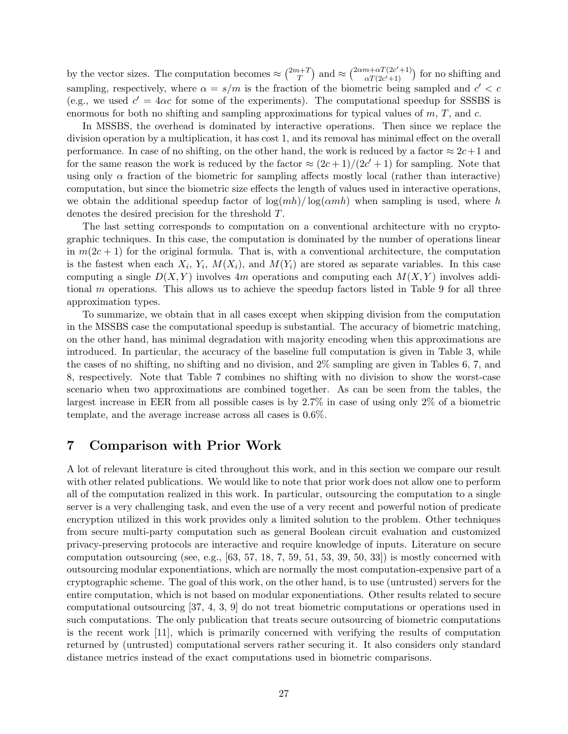by the vector sizes. The computation becomes $\approx \binom{2m+T}{T}$ and $\approx \binom{2\alpha m+\alpha T(2c'+1)}{\alpha T(2c'+1)}$ for no shifting and sampling, respectively, where $\alpha = s/m$ is the fraction of the biometric being sampled and $c' < c$ (e.g., we used $c' = 4\alpha c$ for some of the experiments). The computational speedup for SSSBS is enormous for both no shifting and sampling approximations for typical values of $m$, $T$, and $c$.

In MSSBS, the overhead is dominated by interactive operations. Then since we replace the division operation by a multiplication, it has cost 1, and its removal has minimal effect on the overall performance. In case of no shifting, on the other hand, the work is reduced by a factor $\approx 2c+1$ and for the same reason the work is reduced by the factor $\approx (2c+1)/(2c'+1)$ for sampling. Note that using only $\alpha$ fraction of the biometric for sampling affects mostly local (rather than interactive) computation, but since the biometric size effects the length of values used in interactive operations, we obtain the additional speedup factor of $\log(mh)/\log(\alpha mh)$ when sampling is used, where $h$ denotes the desired precision for the threshold $T$.

The last setting corresponds to computation on a conventional architecture with no cryptographic techniques. In this case, the computation is dominated by the number of operations linear in $m(2c+1)$ for the original formula. That is, with a conventional architecture, the computation is the fastest when each $X_i$, $Y_i$, $M(X_i)$, and $M(Y_i)$ are stored as separate variables. In this case computing a single $D(X, Y)$ involves $4m$ operations and computing each $M(X, Y)$ involves additional $m$ operations. This allows us to achieve the speedup factors listed in Table 9 for all three approximation types.

To summarize, we obtain that in all cases except when skipping division from the computation in the MSSBS case the computational speedup is substantial. The accuracy of biometric matching, on the other hand, has minimal degradation with majority encoding when this approximations are introduced. In particular, the accuracy of the baseline full computation is given in Table 3, while the cases of no shifting, no shifting and no division, and 2% sampling are given in Tables 6, 7, and 8, respectively. Note that Table 7 combines no shifting with no division to show the worst-case scenario when two approximations are combined together. As can be seen from the tables, the largest increase in EER from all possible cases is by 2.7% in case of using only 2% of a biometric template, and the average increase across all cases is 0.6%.

# 7 Comparison with Prior Work

A lot of relevant literature is cited throughout this work, and in this section we compare our result with other related publications. We would like to note that prior work does not allow one to perform all of the computation realized in this work. In particular, outsourcing the computation to a single server is a very challenging task, and even the use of a very recent and powerful notion of predicate encryption utilized in this work provides only a limited solution to the problem. Other techniques from secure multi-party computation such as general Boolean circuit evaluation and customized privacy-preserving protocols are interactive and require knowledge of inputs. Literature on secure computation outsourcing (see, e.g., [63, 57, 18, 7, 59, 51, 53, 39, 50, 33]) is mostly concerned with outsourcing modular exponentiations, which are normally the most computation-expensive part of a cryptographic scheme. The goal of this work, on the other hand, is to use (untrusted) servers for the entire computation, which is not based on modular exponentiations. Other results related to secure computational outsourcing [37, 4, 3, 9] do not treat biometric computations or operations used in such computations. The only publication that treats secure outsourcing of biometric computations is the recent work [11], which is primarily concerned with verifying the results of computation returned by (untrusted) computational servers rather securing it. It also considers only standard distance metrics instead of the exact computations used in biometric comparisons.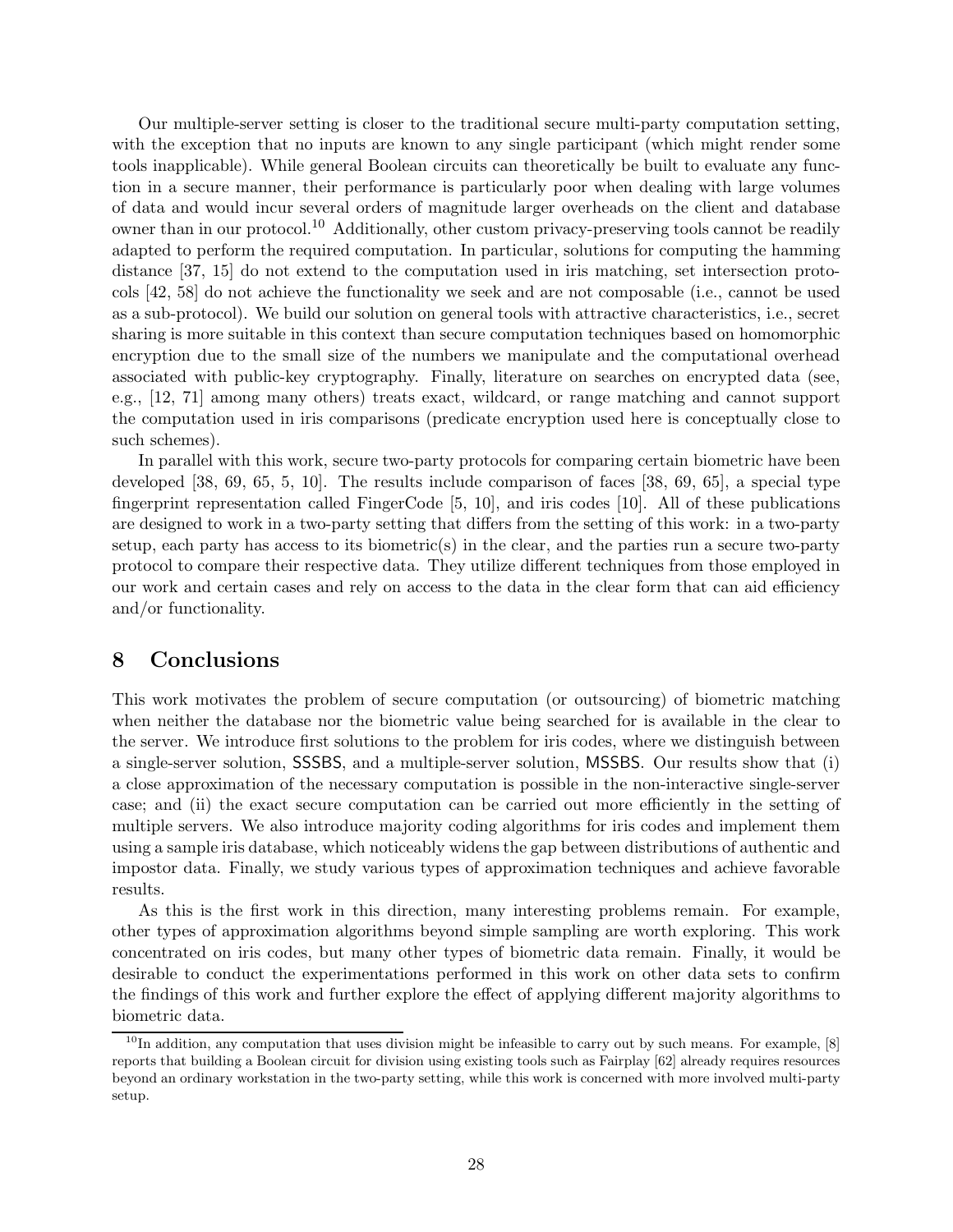Our multiple-server setting is closer to the traditional secure multi-party computation setting, with the exception that no inputs are known to any single participant (which might render some tools inapplicable). While general Boolean circuits can theoretically be built to evaluate any function in a secure manner, their performance is particularly poor when dealing with large volumes of data and would incur several orders of magnitude larger overheads on the client and database owner than in our protocol.[10] Additionally, other custom privacy-preserving tools cannot be readily adapted to perform the required computation. In particular, solutions for computing the hamming distance [37, 15] do not extend to the computation used in iris matching, set intersection protocols [42, 58] do not achieve the functionality we seek and are not composable (i.e., cannot be used as a sub-protocol). We build our solution on general tools with attractive characteristics, i.e., secret sharing is more suitable in this context than secure computation techniques based on homomorphic encryption due to the small size of the numbers we manipulate and the computational overhead associated with public-key cryptography. Finally, literature on searches on encrypted data (see, e.g., [12, 71] among many others) treats exact, wildcard, or range matching and cannot support the computation used in iris comparisons (predicate encryption used here is conceptually close to such schemes).

In parallel with this work, secure two-party protocols for comparing certain biometric have been developed [38, 69, 65, 5, 10]. The results include comparison of faces [38, 69, 65], a special type fingerprint representation called FingerCode [5, 10], and iris codes [10]. All of these publications are designed to work in a two-party setting that differs from the setting of this work: in a two-party setup, each party has access to its biometric(s) in the clear, and the parties run a secure two-party protocol to compare their respective data. They utilize different techniques from those employed in our work and certain cases and rely on access to the data in the clear form that can aid efficiency and/or functionality.

## 8 Conclusions

This work motivates the problem of secure computation (or outsourcing) of biometric matching when neither the database nor the biometric value being searched for is available in the clear to the server. We introduce first solutions to the problem for iris codes, where we distinguish between a single-server solution, SSSBS, and a multiple-server solution, MSSBS. Our results show that (i) a close approximation of the necessary computation is possible in the non-interactive single-server case; and (ii) the exact secure computation can be carried out more efficiently in the setting of multiple servers. We also introduce majority coding algorithms for iris codes and implement them using a sample iris database, which noticeably widens the gap between distributions of authentic and impostor data. Finally, we study various types of approximation techniques and achieve favorable results.

As this is the first work in this direction, many interesting problems remain. For example, other types of approximation algorithms beyond simple sampling are worth exploring. This work concentrated on iris codes, but many other types of biometric data remain. Finally, it would be desirable to conduct the experimentations performed in this work on other data sets to confirm the findings of this work and further explore the effect of applying different majority algorithms to biometric data.

[10] In addition, any computation that uses division might be infeasible to carry out by such means. For example, [8] reports that building a Boolean circuit for division using existing tools such as Fairplay [62] already requires resources beyond an ordinary workstation in the two-party setting, while this work is concerned with more involved multi-party setup.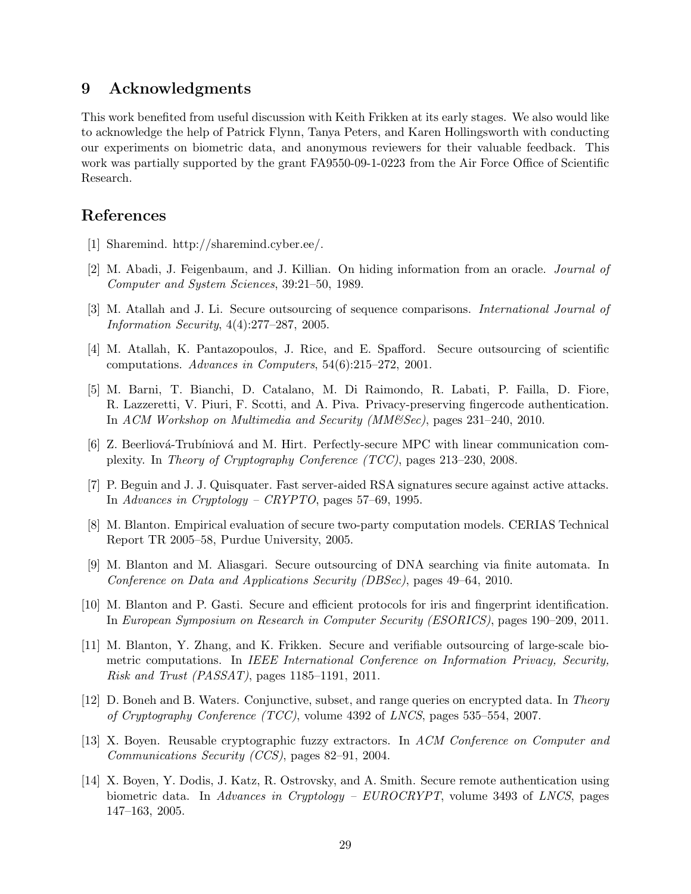## 9 Acknowledgments

This work benefited from useful discussion with Keith Frikken at its early stages. We also would like to acknowledge the help of Patrick Flynn, Tanya Peters, and Karen Hollingsworth with conducting our experiments on biometric data, and anonymous reviewers for their valuable feedback. This work was partially supported by the grant FA9550-09-1-0223 from the Air Force Office of Scientific Research.

## References

[1] Sharemind. http://sharemind.cyber.ee/.

[2] M. Abadi, J. Feigenbaum, and J. Killian. On hiding information from an oracle. *Journal of Computer and System Sciences*, 39:21–50, 1989.

[3] M. Atallah and J. Li. Secure outsourcing of sequence comparisons. *International Journal of Information Security*, 4(4):277–287, 2005.

[4] M. Atallah, K. Pantazopoulos, J. Rice, and E. Spafford. Secure outsourcing of scientific computations. *Advances in Computers*, 54(6):215–272, 2001.

[5] M. Barni, T. Bianchi, D. Catalano, M. Di Raimondo, R. Labati, P. Failla, D. Fiore, R. Lazzeretti, V. Piuri, F. Scotti, and A. Piva. Privacy-preserving fingercode authentication. In *ACM Workshop on Multimedia and Security (MM&Sec)*, pages 231–240, 2010.

[6] Z. Beerliová-Trubíniová and M. Hirt. Perfectly-secure MPC with linear communication complexity. In *Theory of Cryptography Conference (TCC)*, pages 213–230, 2008.

[7] P. Beguin and J. J. Quisquater. Fast server-aided RSA signatures secure against active attacks. In *Advances in Cryptology – CRYPTO*, pages 57–69, 1995.

[8] M. Blanton. Empirical evaluation of secure two-party computation models. CERIAS Technical Report TR 2005–58, Purdue University, 2005.

[9] M. Blanton and M. Aliasgari. Secure outsourcing of DNA searching via finite automata. In *Conference on Data and Applications Security (DBSec)*, pages 49–64, 2010.

[10] M. Blanton and P. Gasti. Secure and efficient protocols for iris and fingerprint identification. In *European Symposium on Research in Computer Security (ESORICS)*, pages 190–209, 2011.

[11] M. Blanton, Y. Zhang, and K. Frikken. Secure and verifiable outsourcing of large-scale biometric computations. In *IEEE International Conference on Information Privacy, Security, Risk and Trust (PASSAT)*, pages 1185–1191, 2011.

[12] D. Boneh and B. Waters. Conjunctive, subset, and range queries on encrypted data. In *Theory of Cryptography Conference (TCC)*, volume 4392 of *LNCS*, pages 535–554, 2007.

[13] X. Boyen. Reusable cryptographic fuzzy extractors. In *ACM Conference on Computer and Communications Security (CCS)*, pages 82–91, 2004.

[14] X. Boyen, Y. Dodis, J. Katz, R. Ostrovsky, and A. Smith. Secure remote authentication using biometric data. In *Advances in Cryptology – EUROCRYPT*, volume 3493 of *LNCS*, pages 147–163, 2005.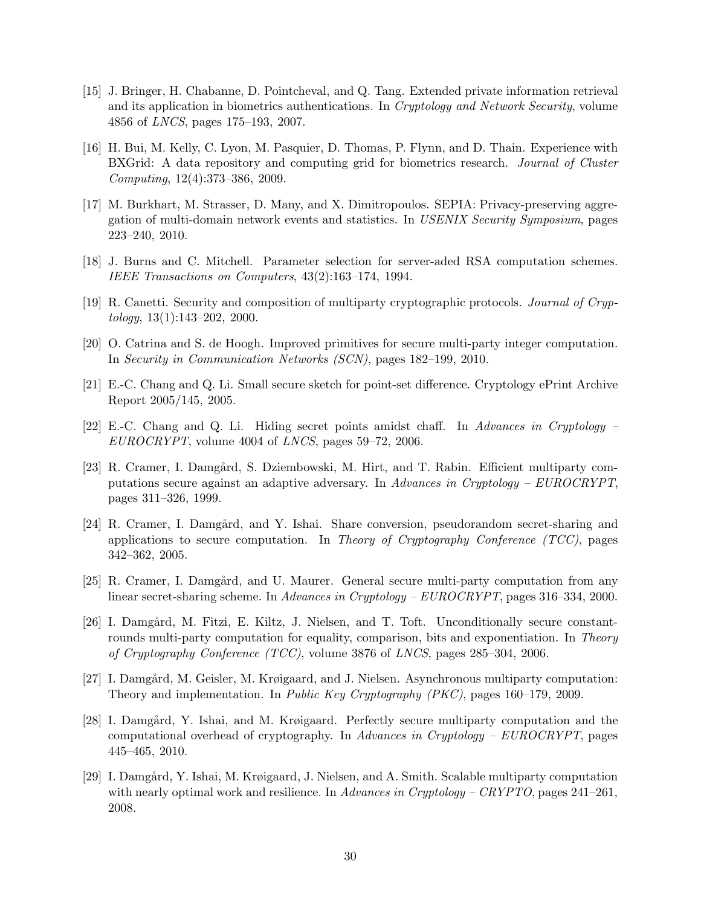[15] J. Bringer, H. Chabanne, D. Pointcheval, and Q. Tang. Extended private information retrieval and its application in biometrics authentications. In *Cryptology and Network Security*, volume 4856 of *LNCS*, pages 175–193, 2007.

[16] H. Bui, M. Kelly, C. Lyon, M. Pasquier, D. Thomas, P. Flynn, and D. Thain. Experience with BXGrid: A data repository and computing grid for biometrics research. *Journal of Cluster Computing*, 12(4):373–386, 2009.

[17] M. Burkhart, M. Strasser, D. Many, and X. Dimitropoulos. SEPIA: Privacy-preserving aggregation of multi-domain network events and statistics. In *USENIX Security Symposium*, pages 223–240, 2010.

[18] J. Burns and C. Mitchell. Parameter selection for server-aded RSA computation schemes. *IEEE Transactions on Computers*, 43(2):163–174, 1994.

[19] R. Canetti. Security and composition of multiparty cryptographic protocols. *Journal of Cryptology*, 13(1):143–202, 2000.

[20] O. Catrina and S. de Hoogh. Improved primitives for secure multi-party integer computation. In *Security in Communication Networks (SCN)*, pages 182–199, 2010.

[21] E.-C. Chang and Q. Li. Small secure sketch for point-set difference. Cryptology ePrint Archive Report 2005/145, 2005.

[22] E.-C. Chang and Q. Li. Hiding secret points amidst chaff. In *Advances in Cryptology – EUROCRYPT*, volume 4004 of *LNCS*, pages 59–72, 2006.

[23] R. Cramer, I. Damgård, S. Dziembowski, M. Hirt, and T. Rabin. Efficient multiparty computations secure against an adaptive adversary. In *Advances in Cryptology – EUROCRYPT*, pages 311–326, 1999.

[24] R. Cramer, I. Damgård, and Y. Ishai. Share conversion, pseudorandom secret-sharing and applications to secure computation. In *Theory of Cryptography Conference (TCC)*, pages 342–362, 2005.

[25] R. Cramer, I. Damgård, and U. Maurer. General secure multi-party computation from any linear secret-sharing scheme. In *Advances in Cryptology – EUROCRYPT*, pages 316–334, 2000.

[26] I. Damgård, M. Fitzi, E. Kiltz, J. Nielsen, and T. Toft. Unconditionally secure constant-rounds multi-party computation for equality, comparison, bits and exponentiation. In *Theory of Cryptography Conference (TCC)*, volume 3876 of *LNCS*, pages 285–304, 2006.

[27] I. Damgård, M. Geisler, M. Krøigaard, and J. Nielsen. Asynchronous multiparty computation: Theory and implementation. In *Public Key Cryptography (PKC)*, pages 160–179, 2009.

[28] I. Damgård, Y. Ishai, and M. Krøigaard. Perfectly secure multiparty computation and the computational overhead of cryptography. In *Advances in Cryptology – EUROCRYPT*, pages 445–465, 2010.

[29] I. Damgård, Y. Ishai, M. Krøigaard, J. Nielsen, and A. Smith. Scalable multiparty computation with nearly optimal work and resilience. In *Advances in Cryptology – CRYPTO*, pages 241–261, 2008.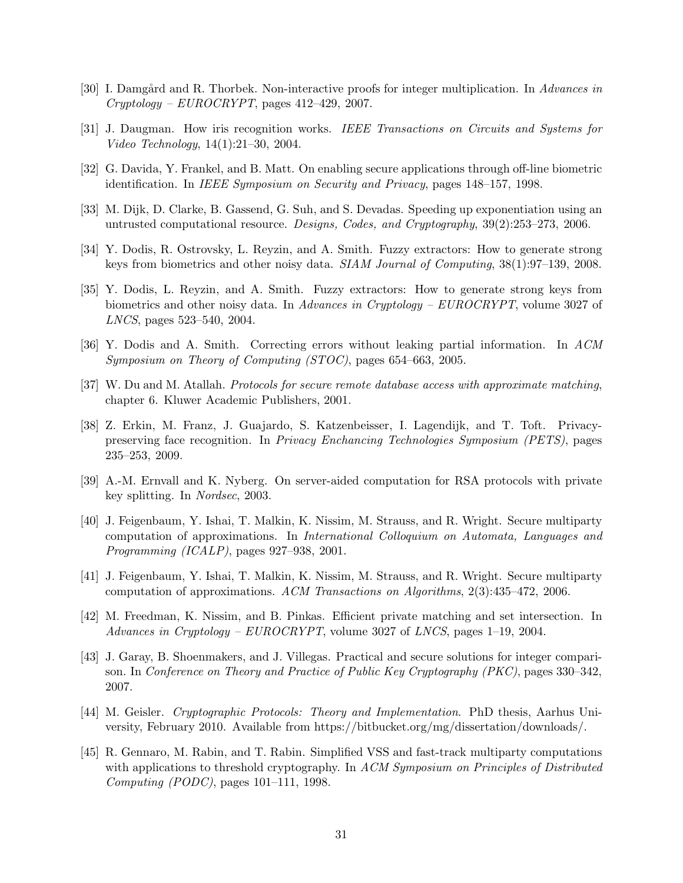[30] I. Damgård and R. Thorbek. Non-interactive proofs for integer multiplication. In *Advances in Cryptology – EUROCRYPT*, pages 412–429, 2007.

[31] J. Daugman. How iris recognition works. *IEEE Transactions on Circuits and Systems for Video Technology*, 14(1):21–30, 2004.

[32] G. Davida, Y. Frankel, and B. Matt. On enabling secure applications through off-line biometric identification. In *IEEE Symposium on Security and Privacy*, pages 148–157, 1998.

[33] M. Dijk, D. Clarke, B. Gassend, G. Suh, and S. Devadas. Speeding up exponentiation using an untrusted computational resource. *Designs, Codes, and Cryptography*, 39(2):253–273, 2006.

[34] Y. Dodis, R. Ostrovsky, L. Reyzin, and A. Smith. Fuzzy extractors: How to generate strong keys from biometrics and other noisy data. *SIAM Journal of Computing*, 38(1):97–139, 2008.

[35] Y. Dodis, L. Reyzin, and A. Smith. Fuzzy extractors: How to generate strong keys from biometrics and other noisy data. In *Advances in Cryptology – EUROCRYPT*, volume 3027 of *LNCS*, pages 523–540, 2004.

[36] Y. Dodis and A. Smith. Correcting errors without leaking partial information. In *ACM Symposium on Theory of Computing (STOC)*, pages 654–663, 2005.

[37] W. Du and M. Atallah. *Protocols for secure remote database access with approximate matching*, chapter 6. Kluwer Academic Publishers, 2001.

[38] Z. Erkin, M. Franz, J. Guajardo, S. Katzenbeisser, I. Lagendijk, and T. Toft. Privacy-preserving face recognition. In *Privacy Enchancing Technologies Symposium (PETS)*, pages 235–253, 2009.

[39] A.-M. Ernvall and K. Nyberg. On server-aided computation for RSA protocols with private key splitting. In *Nordsec*, 2003.

[40] J. Feigenbaum, Y. Ishai, T. Malkin, K. Nissim, M. Strauss, and R. Wright. Secure multiparty computation of approximations. In *International Colloquium on Automata, Languages and Programming (ICALP)*, pages 927–938, 2001.

[41] J. Feigenbaum, Y. Ishai, T. Malkin, K. Nissim, M. Strauss, and R. Wright. Secure multiparty computation of approximations. *ACM Transactions on Algorithms*, 2(3):435–472, 2006.

[42] M. Freedman, K. Nissim, and B. Pinkas. Efficient private matching and set intersection. In *Advances in Cryptology – EUROCRYPT*, volume 3027 of *LNCS*, pages 1–19, 2004.

[43] J. Garay, B. Shoenmakers, and J. Villegas. Practical and secure solutions for integer comparison. In *Conference on Theory and Practice of Public Key Cryptography (PKC)*, pages 330–342, 2007.

[44] M. Geisler. *Cryptographic Protocols: Theory and Implementation*. PhD thesis, Aarhus University, February 2010. Available from https://bitbucket.org/mg/dissertation/downloads/.

[45] R. Gennaro, M. Rabin, and T. Rabin. Simplified VSS and fast-track multiparty computations with applications to threshold cryptography. In *ACM Symposium on Principles of Distributed Computing (PODC)*, pages 101–111, 1998.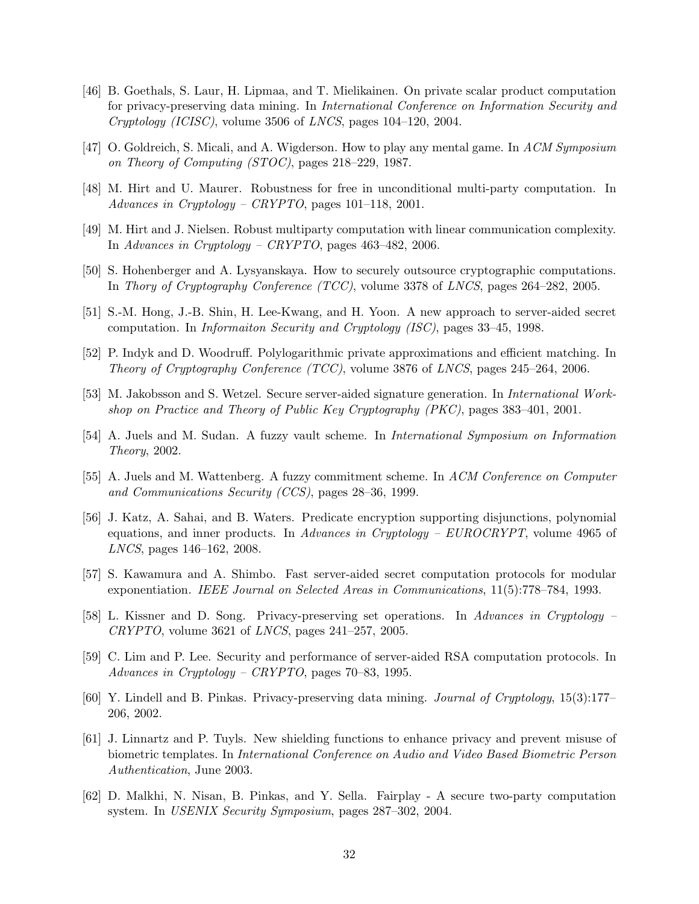[46] B. Goethals, S. Laur, H. Lipmaa, and T. Mielikainen. On private scalar product computation for privacy-preserving data mining. In *International Conference on Information Security and Cryptology (ICISC)*, volume 3506 of *LNCS*, pages 104–120, 2004.

[47] O. Goldreich, S. Micali, and A. Wigderson. How to play any mental game. In *ACM Symposium on Theory of Computing (STOC)*, pages 218–229, 1987.

[48] M. Hirt and U. Maurer. Robustness for free in unconditional multi-party computation. In *Advances in Cryptology – CRYPTO*, pages 101–118, 2001.

[49] M. Hirt and J. Nielsen. Robust multiparty computation with linear communication complexity. In *Advances in Cryptology – CRYPTO*, pages 463–482, 2006.

[50] S. Hohenberger and A. Lysyanskaya. How to securely outsource cryptographic computations. In *Thory of Cryptography Conference (TCC)*, volume 3378 of *LNCS*, pages 264–282, 2005.

[51] S.-M. Hong, J.-B. Shin, H. Lee-Kwang, and H. Yoon. A new approach to server-aided secret computation. In *Informaiton Security and Cryptology (ISC)*, pages 33–45, 1998.

[52] P. Indyk and D. Woodruff. Polylogarithmic private approximations and efficient matching. In *Theory of Cryptography Conference (TCC)*, volume 3876 of *LNCS*, pages 245–264, 2006.

[53] M. Jakobsson and S. Wetzel. Secure server-aided signature generation. In *International Workshop on Practice and Theory of Public Key Cryptography (PKC)*, pages 383–401, 2001.

[54] A. Juels and M. Sudan. A fuzzy vault scheme. In *International Symposium on Information Theory*, 2002.

[55] A. Juels and M. Wattenberg. A fuzzy commitment scheme. In *ACM Conference on Computer and Communications Security (CCS)*, pages 28–36, 1999.

[56] J. Katz, A. Sahai, and B. Waters. Predicate encryption supporting disjunctions, polynomial equations, and inner products. In *Advances in Cryptology – EUROCRYPT*, volume 4965 of *LNCS*, pages 146–162, 2008.

[57] S. Kawamura and A. Shimbo. Fast server-aided secret computation protocols for modular exponentiation. *IEEE Journal on Selected Areas in Communications*, 11(5):778–784, 1993.

[58] L. Kissner and D. Song. Privacy-preserving set operations. In *Advances in Cryptology – CRYPTO*, volume 3621 of *LNCS*, pages 241–257, 2005.

[59] C. Lim and P. Lee. Security and performance of server-aided RSA computation protocols. In *Advances in Cryptology – CRYPTO*, pages 70–83, 1995.

[60] Y. Lindell and B. Pinkas. Privacy-preserving data mining. *Journal of Cryptology*, 15(3):177–206, 2002.

[61] J. Linnartz and P. Tuyls. New shielding functions to enhance privacy and prevent misuse of biometric templates. In *International Conference on Audio and Video Based Biometric Person Authentication*, June 2003.

[62] D. Malkhi, N. Nisan, B. Pinkas, and Y. Sella. Fairplay - A secure two-party computation system. In *USENIX Security Symposium*, pages 287–302, 2004.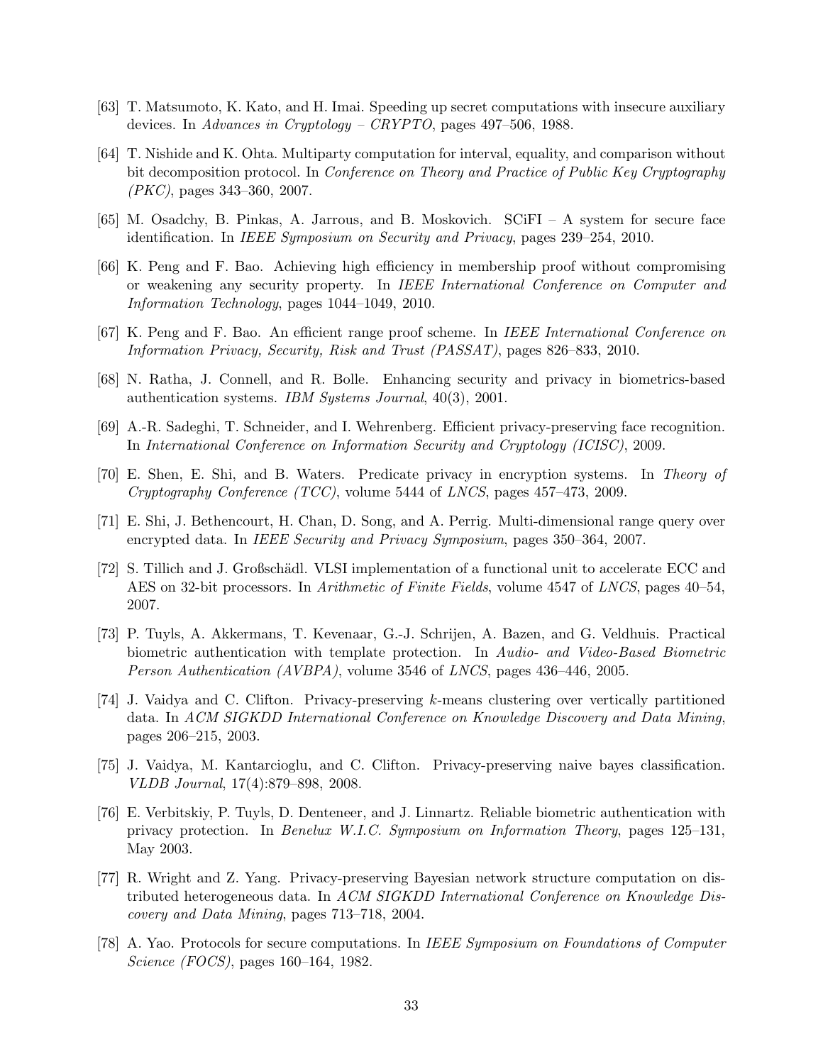[63] T. Matsumoto, K. Kato, and H. Imai. Speeding up secret computations with insecure auxiliary devices. In *Advances in Cryptology – CRYPTO*, pages 497–506, 1988.

[64] T. Nishide and K. Ohta. Multiparty computation for interval, equality, and comparison without bit decomposition protocol. In *Conference on Theory and Practice of Public Key Cryptography (PKC)*, pages 343–360, 2007.

[65] M. Osadchy, B. Pinkas, A. Jarrous, and B. Moskovich. SCiFI – A system for secure face identification. In *IEEE Symposium on Security and Privacy*, pages 239–254, 2010.

[66] K. Peng and F. Bao. Achieving high efficiency in membership proof without compromising or weakening any security property. In *IEEE International Conference on Computer and Information Technology*, pages 1044–1049, 2010.

[67] K. Peng and F. Bao. An efficient range proof scheme. In *IEEE International Conference on Information Privacy, Security, Risk and Trust (PASSAT)*, pages 826–833, 2010.

[68] N. Ratha, J. Connell, and R. Bolle. Enhancing security and privacy in biometrics-based authentication systems. *IBM Systems Journal*, 40(3), 2001.

[69] A.-R. Sadeghi, T. Schneider, and I. Wehrenberg. Efficient privacy-preserving face recognition. In *International Conference on Information Security and Cryptology (ICISC)*, 2009.

[70] E. Shen, E. Shi, and B. Waters. Predicate privacy in encryption systems. In *Theory of Cryptography Conference (TCC)*, volume 5444 of *LNCS*, pages 457–473, 2009.

[71] E. Shi, J. Bethencourt, H. Chan, D. Song, and A. Perrig. Multi-dimensional range query over encrypted data. In *IEEE Security and Privacy Symposium*, pages 350–364, 2007.

[72] S. Tillich and J. Großschädl. VLSI implementation of a functional unit to accelerate ECC and AES on 32-bit processors. In *Arithmetic of Finite Fields*, volume 4547 of *LNCS*, pages 40–54, 2007.

[73] P. Tuyls, A. Akkermans, T. Kevenaar, G.-J. Schrijen, A. Bazen, and G. Veldhuis. Practical biometric authentication with template protection. In *Audio- and Video-Based Biometric Person Authentication (AVBPA)*, volume 3546 of *LNCS*, pages 436–446, 2005.

[74] J. Vaidya and C. Clifton. Privacy-preserving $k$-means clustering over vertically partitioned data. In *ACM SIGKDD International Conference on Knowledge Discovery and Data Mining*, pages 206–215, 2003.

[75] J. Vaidya, M. Kantarcioglu, and C. Clifton. Privacy-preserving naive bayes classification. *VLDB Journal*, 17(4):879–898, 2008.

[76] E. Verbitskiy, P. Tuyls, D. Denteneer, and J. Linnartz. Reliable biometric authentication with privacy protection. In *Benelux W.I.C. Symposium on Information Theory*, pages 125–131, May 2003.

[77] R. Wright and Z. Yang. Privacy-preserving Bayesian network structure computation on distributed heterogeneous data. In *ACM SIGKDD International Conference on Knowledge Discovery and Data Mining*, pages 713–718, 2004.

[78] A. Yao. Protocols for secure computations. In *IEEE Symposium on Foundations of Computer Science (FOCS)*, pages 160–164, 1982.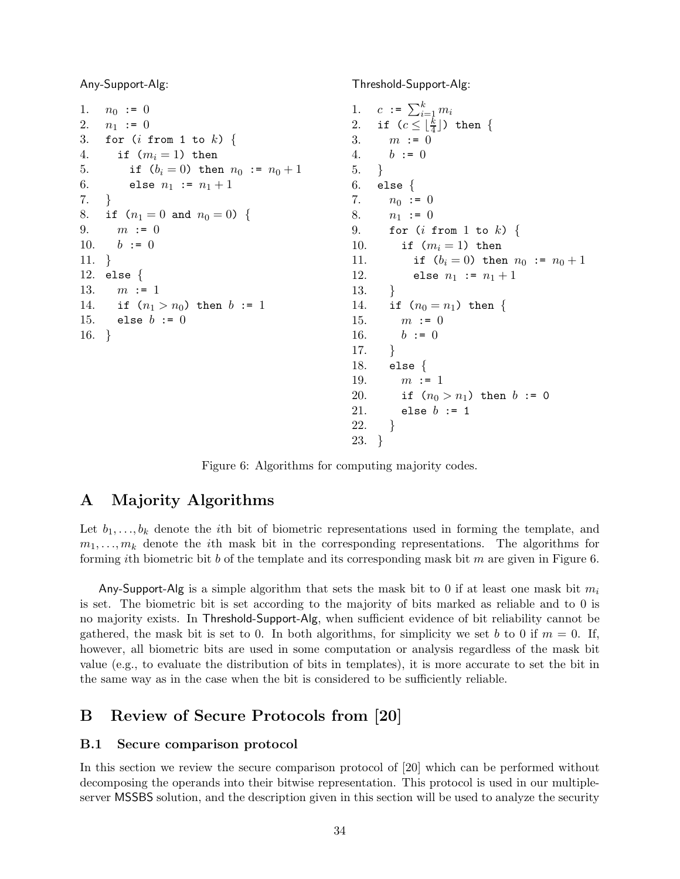Any-Support-Alg:

```
1.   n_0 := 0
2.   n_1 := 0
3.   for (i from 1 to k) {
4.     if (m_i = 1) then
5.       if (b_i = 0) then n_0 := n_0 + 1
6.       else n_1 := n_1 + 1
7.   }
8.   if (n_1 = 0 and n_0 = 0) {
9.     m := 0
10.    b := 0
11.  }
12.  else {
13.    m := 1
14.    if (n_1 > n_0) then b := 1
15.    else b := 0
16.  }
```

Threshold-Support-Alg:

```
1.   c := sum_{i=1}^{k} m_i
2.   if (c <= floor(k/4)) then {
3.     m := 0
4.     b := 0
5.   }
6.   else {
7.     n_0 := 0
8.     n_1 := 0
9.     for (i from 1 to k) {
10.      if (m_i = 1) then
11.        if (b_i = 0) then n_0 := n_0 + 1
12.        else n_1 := n_1 + 1
13.    }
14.    if (n_0 = n_1) then {
15.      m := 0
16.      b := 0
17.    }
18.    else {
19.      m := 1
20.      if (n_0 > n_1) then b := 0
21.      else b := 1
22.    }
23.  }
```

Figure 6: Algorithms for computing majority codes.

# A Majority Algorithms

Let $b_1, \ldots, b_k$ denote the $i$th bit of biometric representations used in forming the template, and $m_1, \ldots, m_k$ denote the $i$th mask bit in the corresponding representations. The algorithms for forming $i$th biometric bit $b$ of the template and its corresponding mask bit $m$ are given in Figure 6.

Any-Support-Alg is a simple algorithm that sets the mask bit to 0 if at least one mask bit $m_i$ is set. The biometric bit is set according to the majority of bits marked as reliable and to 0 is no majority exists. In Threshold-Support-Alg, when sufficient evidence of bit reliability cannot be gathered, the mask bit is set to 0. In both algorithms, for simplicity we set $b$ to 0 if $m = 0$. If, however, all biometric bits are used in some computation or analysis regardless of the mask bit value (e.g., to evaluate the distribution of bits in templates), it is more accurate to set the bit in the same way as in the case when the bit is considered to be sufficiently reliable.

# B Review of Secure Protocols from [20]

## B.1 Secure comparison protocol

In this section we review the secure comparison protocol of [20] which can be performed without decomposing the operands into their bitwise representation. This protocol is used in our multiple-server MSSBS solution, and the description given in this section will be used to analyze the security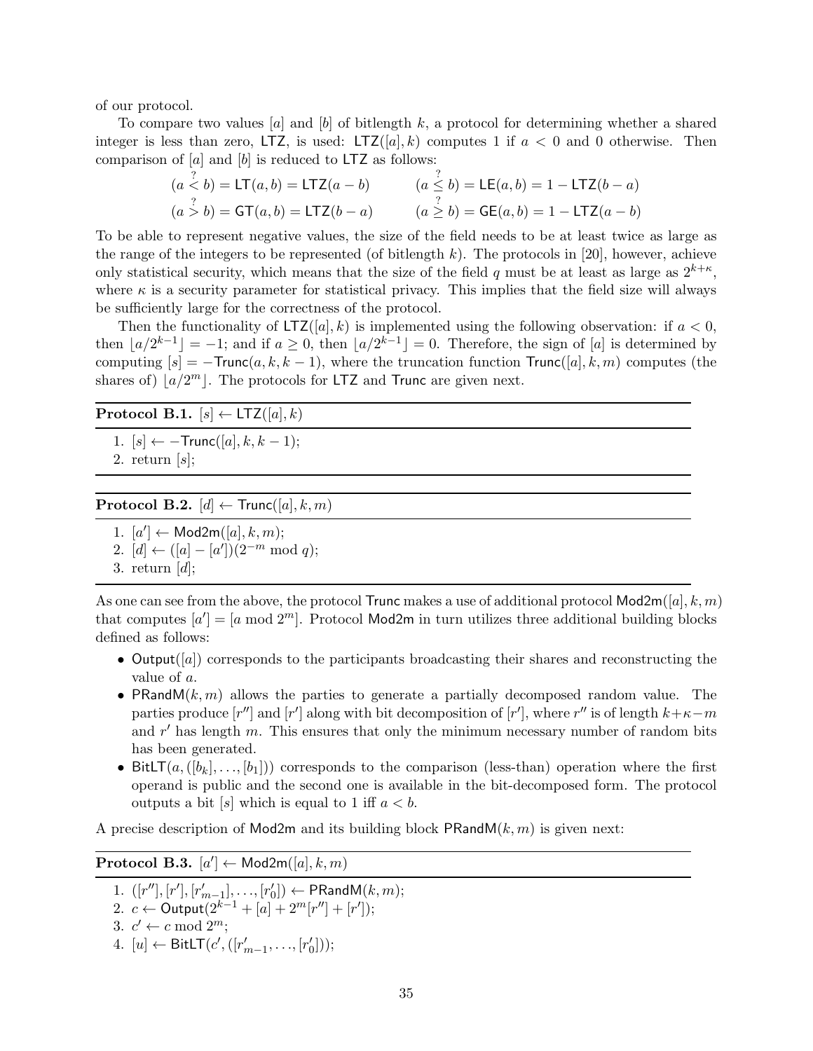of our protocol.

To compare two values $[a]$ and $[b]$ of bitlength $k$, a protocol for determining whether a shared integer is less than zero, $\mathsf{LTZ}$, is used: $\mathsf{LTZ}([a], k)$ computes 1 if $a < 0$ and 0 otherwise. Then comparison of $[a]$ and $[b]$ is reduced to $\mathsf{LTZ}$ as follows:

$$(a \stackrel{?}{<} b) = \mathsf{LT}(a, b) = \mathsf{LTZ}(a - b) \qquad (a \stackrel{?}{\leq} b) = \mathsf{LE}(a, b) = 1 - \mathsf{LTZ}(b - a)$$
$$(a \stackrel{?}{>} b) = \mathsf{GT}(a, b) = \mathsf{LTZ}(b - a) \qquad (a \stackrel{?}{\geq} b) = \mathsf{GE}(a, b) = 1 - \mathsf{LTZ}(a - b)$$

To be able to represent negative values, the size of the field needs to be at least twice as large as the range of the integers to be represented (of bitlength $k$). The protocols in [20], however, achieve only statistical security, which means that the size of the field $q$ must be at least as large as $2^{k+\kappa}$, where $\kappa$ is a security parameter for statistical privacy. This implies that the field size will always be sufficiently large for the correctness of the protocol.

Then the functionality of $\mathsf{LTZ}([a], k)$ is implemented using the following observation: if $a < 0$, then $\lfloor a/2^{k-1} \rfloor = -1$; and if $a \geq 0$, then $\lfloor a/2^{k-1} \rfloor = 0$. Therefore, the sign of $[a]$ is determined by computing $[s] = -\mathsf{Trunc}(a, k, k-1)$, where the truncation function $\mathsf{Trunc}([a], k, m)$ computes (the shares of) $\lfloor a/2^m \rfloor$. The protocols for $\mathsf{LTZ}$ and $\mathsf{Trunc}$ are given next.

**Protocol B.1.** $[s] \leftarrow \mathsf{LTZ}([a], k)$

1. $[s] \leftarrow -\mathsf{Trunc}([a], k, k-1)$;
2. return $[s]$;

**Protocol B.2.** $[d] \leftarrow \mathsf{Trunc}([a], k, m)$

1. $[a'] \leftarrow \mathsf{Mod2m}([a], k, m)$;
2. $[d] \leftarrow ([a] - [a'])(2^{-m} \bmod q)$;
3. return $[d]$;

As one can see from the above, the protocol $\mathsf{Trunc}$ makes a use of additional protocol $\mathsf{Mod2m}([a], k, m)$ that computes $[a'] = [a \bmod 2^m]$. Protocol $\mathsf{Mod2m}$ in turn utilizes three additional building blocks defined as follows:

- $\mathsf{Output}([a])$ corresponds to the participants broadcasting their shares and reconstructing the value of $a$.
- $\mathsf{PRandM}(k, m)$ allows the parties to generate a partially decomposed random value. The parties produce $[r'']$ and $[r']$ along with bit decomposition of $[r']$, where $r''$ is of length $k+\kappa-m$ and $r'$ has length $m$. This ensures that only the minimum necessary number of random bits has been generated.
- $\mathsf{BitLT}(a, ([b_k], \ldots, [b_1]))$ corresponds to the comparison (less-than) operation where the first operand is public and the second one is available in the bit-decomposed form. The protocol outputs a bit $[s]$ which is equal to 1 iff $a < b$.

A precise description of $\mathsf{Mod2m}$ and its building block $\mathsf{PRandM}(k, m)$ is given next:

**Protocol B.3.** $[a'] \leftarrow \mathsf{Mod2m}([a], k, m)$

1. $([r''], [r'], [r'_{m-1}], \ldots, [r'_0]) \leftarrow \mathsf{PRandM}(k, m)$;
2. $c \leftarrow \mathsf{Output}(2^{k-1} + [a] + 2^m[r''] + [r'])$;
3. $c' \leftarrow c \bmod 2^m$;
4. $[u] \leftarrow \mathsf{BitLT}(c', ([r'_{m-1}], \ldots, [r'_0]))$;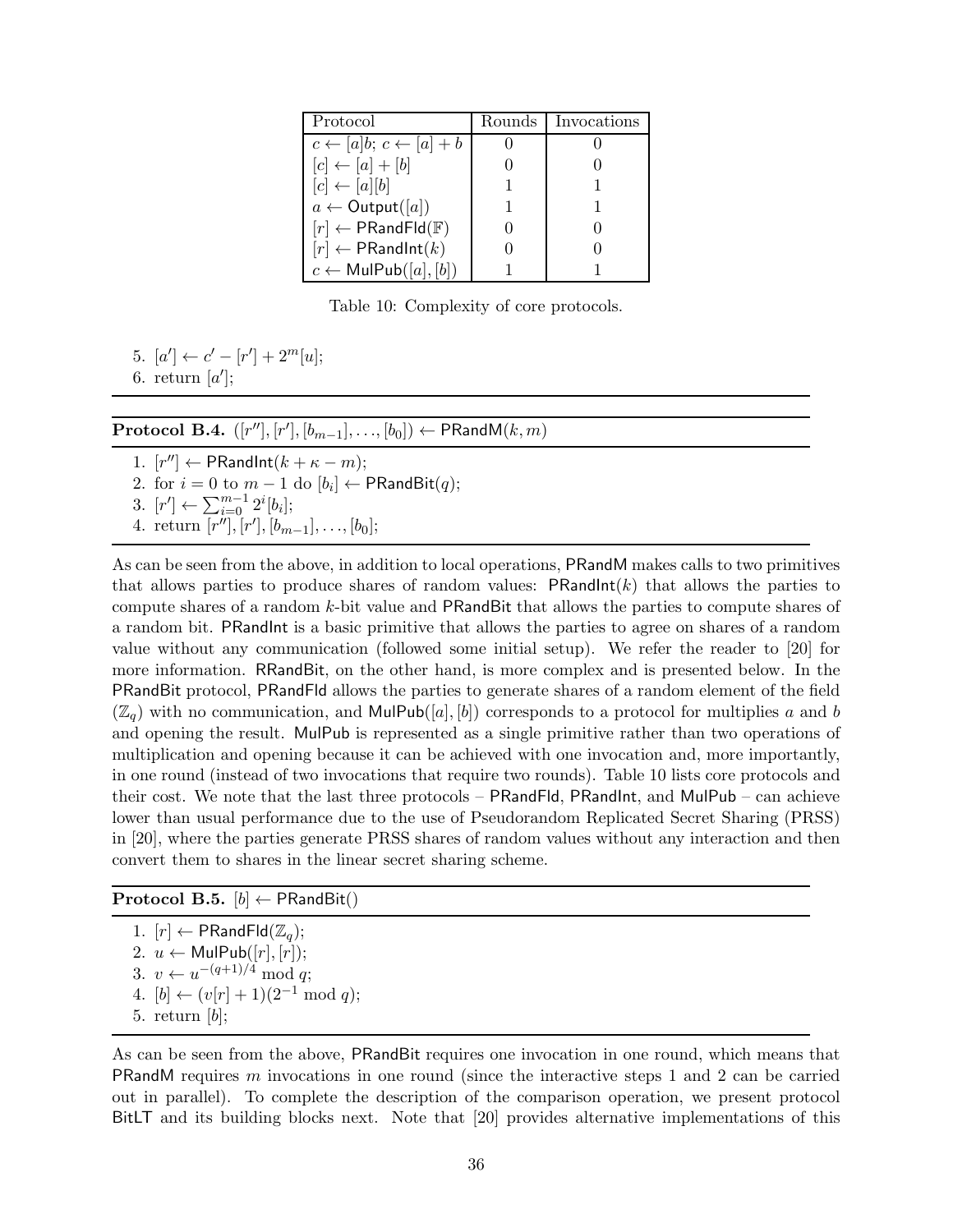| Protocol | Rounds | Invocations |
|---|---|---|
| $c \leftarrow [a]b$; $c \leftarrow [a] + b$ | 0 | 0 |
| $[c] \leftarrow [a] + [b]$ | 0 | 0 |
| $[c] \leftarrow [a][b]$ | 1 | 1 |
| $a \leftarrow \mathsf{Output}([a])$ | 1 | 1 |
| $[r] \leftarrow \mathsf{PRandFld}(\mathbb{F})$ | 0 | 0 |
| $[r] \leftarrow \mathsf{PRandInt}(k)$ | 0 | 0 |
| $c \leftarrow \mathsf{MulPub}([a], [b])$ | 1 | 1 |

Table 10: Complexity of core protocols.

5. $[a'] \leftarrow c' - [r'] + 2^m[u]$;
6. return $[a']$;

---

**Protocol B.4.** $([r''], [r'], [b_{m-1}], \ldots, [b_0]) \leftarrow \mathsf{PRandM}(k, m)$

1. $[r''] \leftarrow \mathsf{PRandInt}(k + \kappa - m)$;
2. for $i = 0$ to $m - 1$ do $[b_i] \leftarrow \mathsf{PRandBit}(q)$;
3. $[r'] \leftarrow \sum_{i=0}^{m-1} 2^i [b_i]$;
4. return $[r''], [r'], [b_{m-1}], \ldots, [b_0]$;

---

As can be seen from the above, in addition to local operations, PRandM makes calls to two primitives that allows parties to produce shares of random values: PRandInt($k$) that allows the parties to compute shares of a random $k$-bit value and PRandBit that allows the parties to compute shares of a random bit. PRandInt is a basic primitive that allows the parties to agree on shares of a random value without any communication (followed some initial setup). We refer the reader to [20] for more information. RRandBit, on the other hand, is more complex and is presented below. In the PRandBit protocol, PRandFld allows the parties to generate shares of a random element of the field ($\mathbb{Z}_q$) with no communication, and MulPub($[a], [b]$) corresponds to a protocol for multiplies $a$ and $b$ and opening the result. MulPub is represented as a single primitive rather than two operations of multiplication and opening because it can be achieved with one invocation and, more importantly, in one round (instead of two invocations that require two rounds). Table 10 lists core protocols and their cost. We note that the last three protocols – PRandFld, PRandInt, and MulPub – can achieve lower than usual performance due to the use of Pseudorandom Replicated Secret Sharing (PRSS) in [20], where the parties generate PRSS shares of random values without any interaction and then convert them to shares in the linear secret sharing scheme.

---

**Protocol B.5.** $[b] \leftarrow \mathsf{PRandBit}()$

1. $[r] \leftarrow \mathsf{PRandFld}(\mathbb{Z}_q)$;
2. $u \leftarrow \mathsf{MulPub}([r], [r])$;
3. $v \leftarrow u^{-(q+1)/4} \bmod q$;
4. $[b] \leftarrow (v[r] + 1)(2^{-1} \bmod q)$;
5. return $[b]$;

---

As can be seen from the above, PRandBit requires one invocation in one round, which means that PRandM requires $m$ invocations in one round (since the interactive steps 1 and 2 can be carried out in parallel). To complete the description of the comparison operation, we present protocol BitLT and its building blocks next. Note that [20] provides alternative implementations of this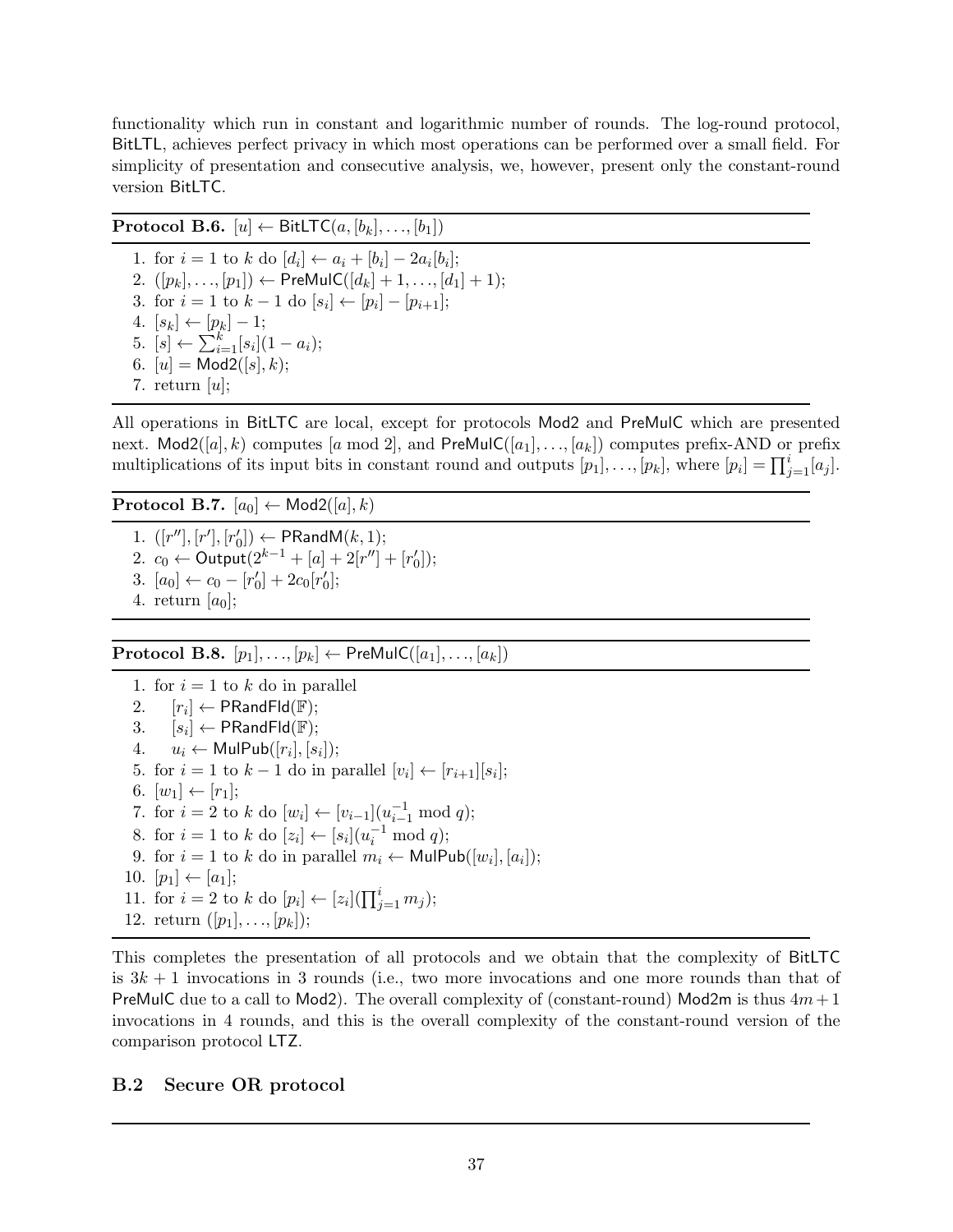functionality which run in constant and logarithmic number of rounds. The log-round protocol, BitLTL, achieves perfect privacy in which most operations can be performed over a small field. For simplicity of presentation and consecutive analysis, we, however, present only the constant-round version BitLTC.

---

**Protocol B.6.** $[u] \leftarrow \mathsf{BitLTC}(a, [b_k], \ldots, [b_1])$

---

1. for $i = 1$ to $k$ do $[d_i] \leftarrow a_i + [b_i] - 2a_i[b_i]$;
2. $([p_k], \ldots, [p_1]) \leftarrow \mathsf{PreMulC}([d_k] + 1, \ldots, [d_1] + 1)$;
3. for $i = 1$ to $k - 1$ do $[s_i] \leftarrow [p_i] - [p_{i+1}]$;
4. $[s_k] \leftarrow [p_k] - 1$;
5. $[s] \leftarrow \sum_{i=1}^{k} [s_i](1 - a_i)$;
6. $[u] = \mathsf{Mod2}([s], k)$;
7. return $[u]$;

---

All operations in BitLTC are local, except for protocols Mod2 and PreMulC which are presented next. $\mathsf{Mod2}([a], k)$ computes $[a \bmod 2]$, and $\mathsf{PreMulC}([a_1], \ldots, [a_k])$ computes prefix-AND or prefix multiplications of its input bits in constant round and outputs $[p_1], \ldots, [p_k]$, where $[p_i] = \prod_{j=1}^{i} [a_j]$.

---

**Protocol B.7.** $[a_0] \leftarrow \mathsf{Mod2}([a], k)$

---

1. $([r''], [r'], [r'_0]) \leftarrow \mathsf{PRandM}(k, 1)$;
2. $c_0 \leftarrow \mathsf{Output}(2^{k-1} + [a] + 2[r''] + [r'_0])$;
3. $[a_0] \leftarrow c_0 - [r'_0] + 2c_0[r'_0]$;
4. return $[a_0]$;

---

**Protocol B.8.** $[p_1], \ldots, [p_k] \leftarrow \mathsf{PreMulC}([a_1], \ldots, [a_k])$

---

1. for $i = 1$ to $k$ do in parallel
2. $\quad [r_i] \leftarrow \mathsf{PRandFld}(\mathbb{F})$;
3. $\quad [s_i] \leftarrow \mathsf{PRandFld}(\mathbb{F})$;
4. $\quad u_i \leftarrow \mathsf{MulPub}([r_i], [s_i])$;
5. for $i = 1$ to $k - 1$ do in parallel $[v_i] \leftarrow [r_{i+1}][s_i]$;
6. $[w_1] \leftarrow [r_1]$;
7. for $i = 2$ to $k$ do $[w_i] \leftarrow [v_{i-1}](u_{i-1}^{-1} \bmod q)$;
8. for $i = 1$ to $k$ do $[z_i] \leftarrow [s_i](u_i^{-1} \bmod q)$;
9. for $i = 1$ to $k$ do in parallel $m_i \leftarrow \mathsf{MulPub}([w_i], [a_i])$;
10. $[p_1] \leftarrow [a_1]$;
11. for $i = 2$ to $k$ do $[p_i] \leftarrow [z_i](\prod_{j=1}^{i} m_j)$;
12. return $([p_1], \ldots, [p_k])$;

---

This completes the presentation of all protocols and we obtain that the complexity of BitLTC is $3k + 1$ invocations in 3 rounds (i.e., two more invocations and one more rounds than that of PreMulC due to a call to Mod2). The overall complexity of (constant-round) Mod2m is thus $4m + 1$ invocations in 4 rounds, and this is the overall complexity of the constant-round version of the comparison protocol LTZ.

## B.2 Secure OR protocol

---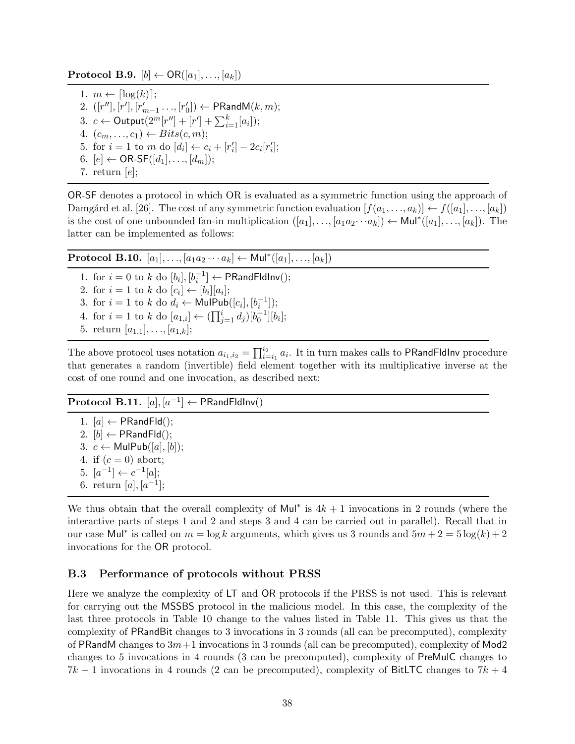**Protocol B.9.** $[b] \leftarrow \mathsf{OR}([a_1], \ldots, [a_k])$

1. $m \leftarrow \lceil \log(k) \rceil$;
2. $([r''], [r'], [r'_{m-1} \ldots, [r'_0]) \leftarrow \mathsf{PRandM}(k, m)$;
3. $c \leftarrow \mathsf{Output}(2^m[r''] + [r'] + \sum_{i=1}^{k}[a_i])$;
4. $(c_m, \ldots, c_1) \leftarrow Bits(c, m)$;
5. for $i = 1$ to $m$ do $[d_i] \leftarrow c_i + [r'_i] - 2c_i[r'_i]$;
6. $[e] \leftarrow \mathsf{OR\text{-}SF}([d_1], \ldots, [d_m])$;
7. return $[e]$;

OR-SF denotes a protocol in which OR is evaluated as a symmetric function using the approach of Damgård et al. [26]. The cost of any symmetric function evaluation $[f(a_1, \ldots, a_k)] \leftarrow f([a_1], \ldots, [a_k])$ is the cost of one unbounded fan-in multiplication $([a_1], \ldots, [a_1 a_2 \cdots a_k]) \leftarrow \mathsf{Mul}^*([a_1], \ldots, [a_k])$. The latter can be implemented as follows:

**Protocol B.10.** $[a_1], \ldots, [a_1 a_2 \cdots a_k] \leftarrow \mathsf{Mul}^*([a_1], \ldots, [a_k])$

1. for $i = 0$ to $k$ do $[b_i], [b_i^{-1}] \leftarrow \mathsf{PRandFldInv}()$;
2. for $i = 1$ to $k$ do $[c_i] \leftarrow [b_i][a_i]$;
3. for $i = 1$ to $k$ do $d_i \leftarrow \mathsf{MulPub}([c_i], [b_i^{-1}])$;
4. for $i = 1$ to $k$ do $[a_{1,i}] \leftarrow (\prod_{j=1}^{i} d_j)[b_0^{-1}][b_i]$;
5. return $[a_{1,1}], \ldots, [a_{1,k}]$;

The above protocol uses notation $a_{i_1,i_2} = \prod_{i=i_1}^{i_2} a_i$. It in turn makes calls to PRandFldInv procedure that generates a random (invertible) field element together with its multiplicative inverse at the cost of one round and one invocation, as described next:

**Protocol B.11.** $[a], [a^{-1}] \leftarrow \mathsf{PRandFldInv}()$

1. $[a] \leftarrow \mathsf{PRandFld}()$;
2. $[b] \leftarrow \mathsf{PRandFld}()$;
3. $c \leftarrow \mathsf{MulPub}([a], [b])$;
4. if $(c = 0)$ abort;
5. $[a^{-1}] \leftarrow c^{-1}[a]$;
6. return $[a], [a^{-1}]$;

We thus obtain that the overall complexity of $\mathsf{Mul}^*$ is $4k + 1$ invocations in 2 rounds (where the interactive parts of steps 1 and 2 and steps 3 and 4 can be carried out in parallel). Recall that in our case $\mathsf{Mul}^*$ is called on $m = \log k$ arguments, which gives us 3 rounds and $5m + 2 = 5\log(k) + 2$ invocations for the OR protocol.

### B.3 Performance of protocols without PRSS

Here we analyze the complexity of LT and OR protocols if the PRSS is not used. This is relevant for carrying out the MSSBS protocol in the malicious model. In this case, the complexity of the last three protocols in Table 10 change to the values listed in Table 11. This gives us that the complexity of PRandBit changes to 3 invocations in 3 rounds (all can be precomputed), complexity of PRandM changes to $3m+1$ invocations in 3 rounds (all can be precomputed), complexity of Mod2 changes to 5 invocations in 4 rounds (3 can be precomputed), complexity of PreMulC changes to $7k - 1$ invocations in 4 rounds (2 can be precomputed), complexity of BitLTC changes to $7k + 4$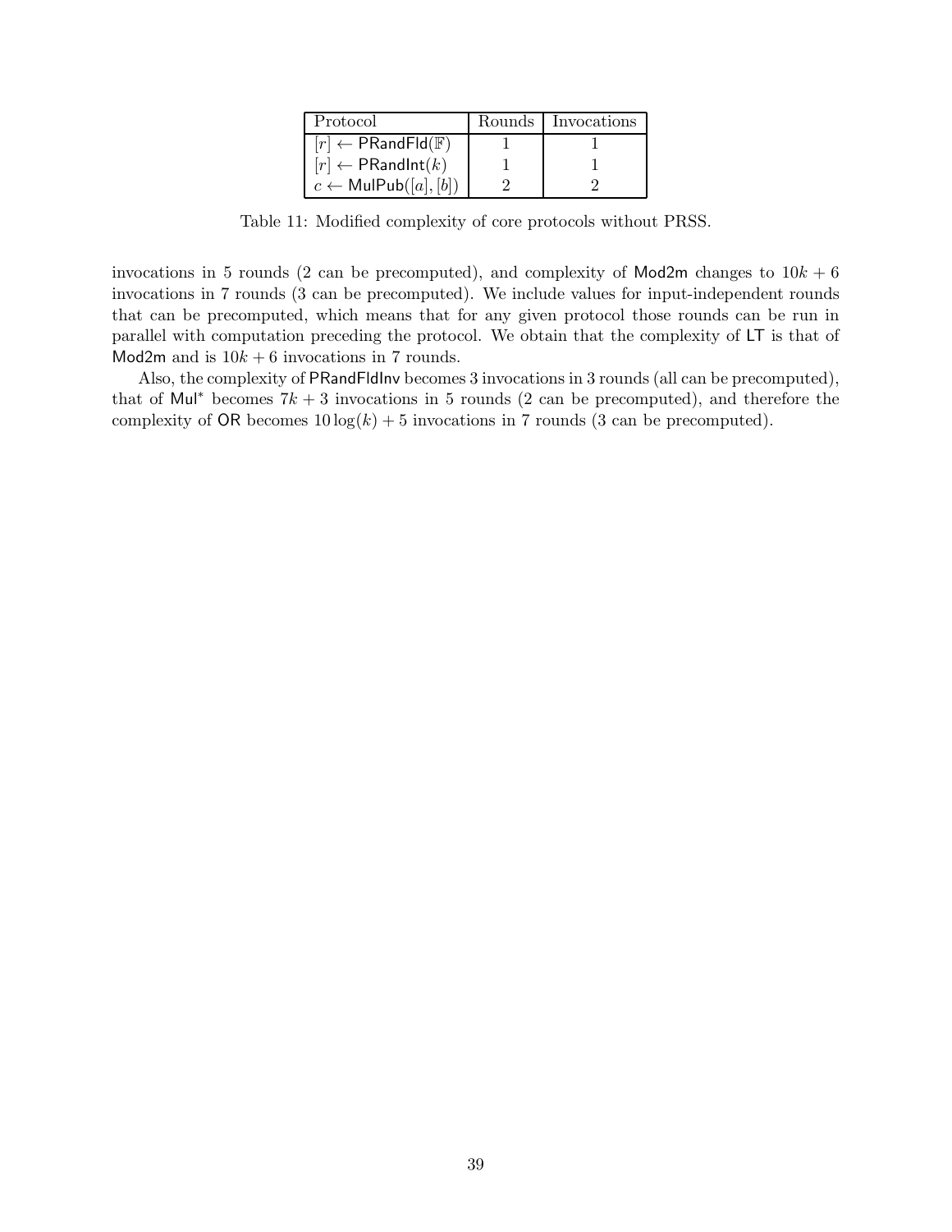| Protocol | Rounds | Invocations |
|---|---|---|
| $[r] \leftarrow \mathsf{PRandFld}(\mathbb{F})$ | 1 | 1 |
| $[r] \leftarrow \mathsf{PRandInt}(k)$ | 1 | 1 |
| $c \leftarrow \mathsf{MulPub}([a], [b])$ | 2 | 2 |

Table 11: Modified complexity of core protocols without PRSS.

invocations in 5 rounds (2 can be precomputed), and complexity of Mod2m changes to $10k + 6$ invocations in 7 rounds (3 can be precomputed). We include values for input-independent rounds that can be precomputed, which means that for any given protocol those rounds can be run in parallel with computation preceding the protocol. We obtain that the complexity of LT is that of Mod2m and is $10k + 6$ invocations in 7 rounds.

Also, the complexity of PRandFldInv becomes 3 invocations in 3 rounds (all can be precomputed), that of $\mathsf{Mul}^*$ becomes $7k + 3$ invocations in 5 rounds (2 can be precomputed), and therefore the complexity of OR becomes $10 \log(k) + 5$ invocations in 7 rounds (3 can be precomputed).